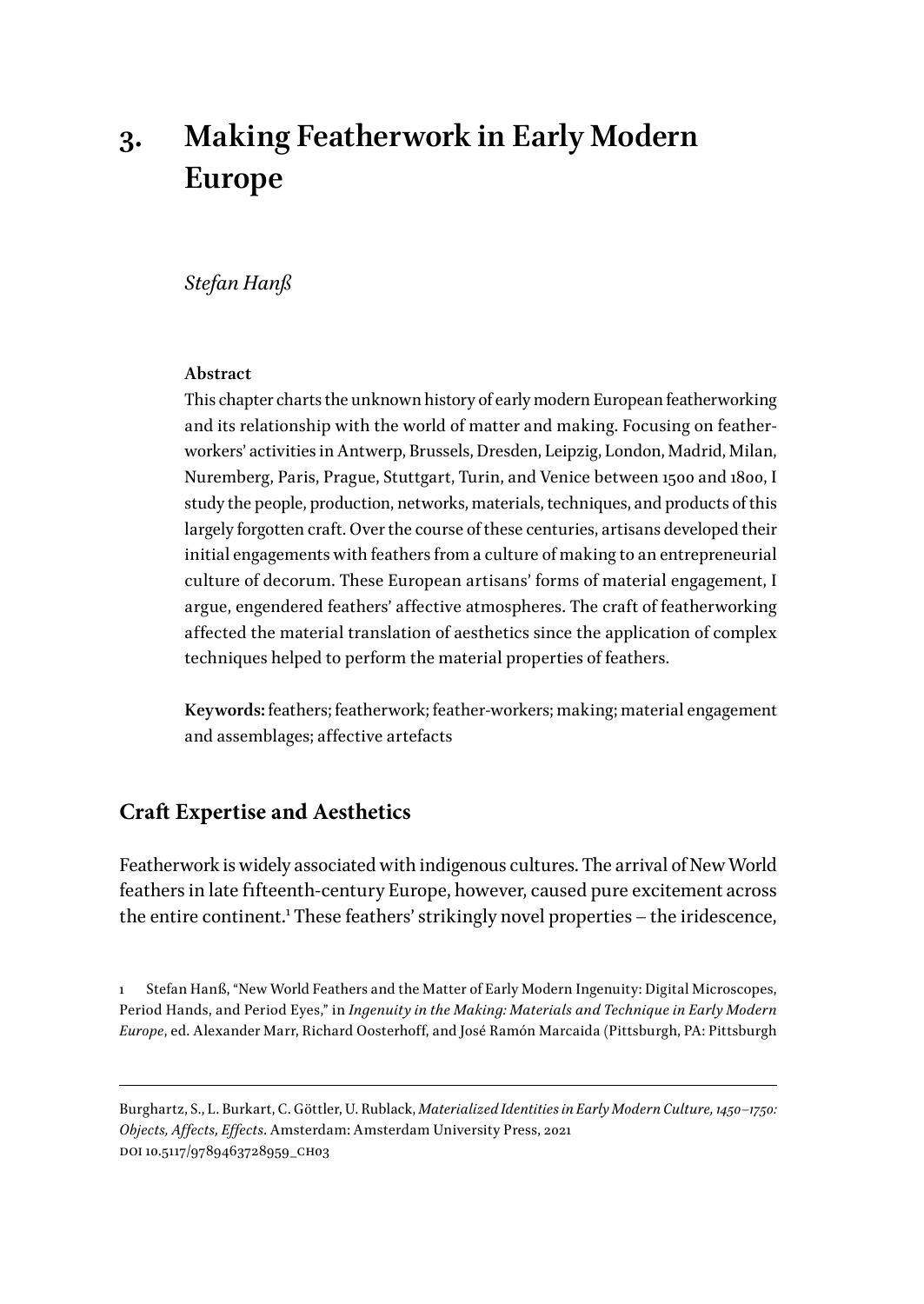# 3. Making Featherwork in Early Modern Europe

*Stefan Hanß*

**Abstract**

This chapter charts the unknown history of early modern European featherworking and its relationship with the world of matter and making. Focusing on feather-workers' activities in Antwerp, Brussels, Dresden, Leipzig, London, Madrid, Milan, Nuremberg, Paris, Prague, Stuttgart, Turin, and Venice between 1500 and 1800, I study the people, production, networks, materials, techniques, and products of this largely forgotten craft. Over the course of these centuries, artisans developed their initial engagements with feathers from a culture of making to an entrepreneurial culture of decorum. These European artisans' forms of material engagement, I argue, engendered feathers' affective atmospheres. The craft of featherworking affected the material translation of aesthetics since the application of complex techniques helped to perform the material properties of feathers.

**Keywords:** feathers; featherwork; feather-workers; making; material engagement and assemblages; affective artefacts

## Craft Expertise and Aesthetics

Featherwork is widely associated with indigenous cultures. The arrival of New World feathers in late fifteenth-century Europe, however, caused pure excitement across the entire continent.[1] These feathers' strikingly novel properties – the iridescence,

1 Stefan Hanß, "New World Feathers and the Matter of Early Modern Ingenuity: Digital Microscopes, Period Hands, and Period Eyes," in *Ingenuity in the Making: Materials and Technique in Early Modern Europe*, ed. Alexander Marr, Richard Oosterhoff, and José Ramón Marcaida (Pittsburgh, PA: Pittsburgh

Burghartz, S., L. Burkart, C. Göttler, U. Rublack, *Materialized Identities in Early Modern Culture, 1450–1750: Objects, Affects, Effects*. Amsterdam: Amsterdam University Press, 2021
DOI 10.5117/9789463728959_CH03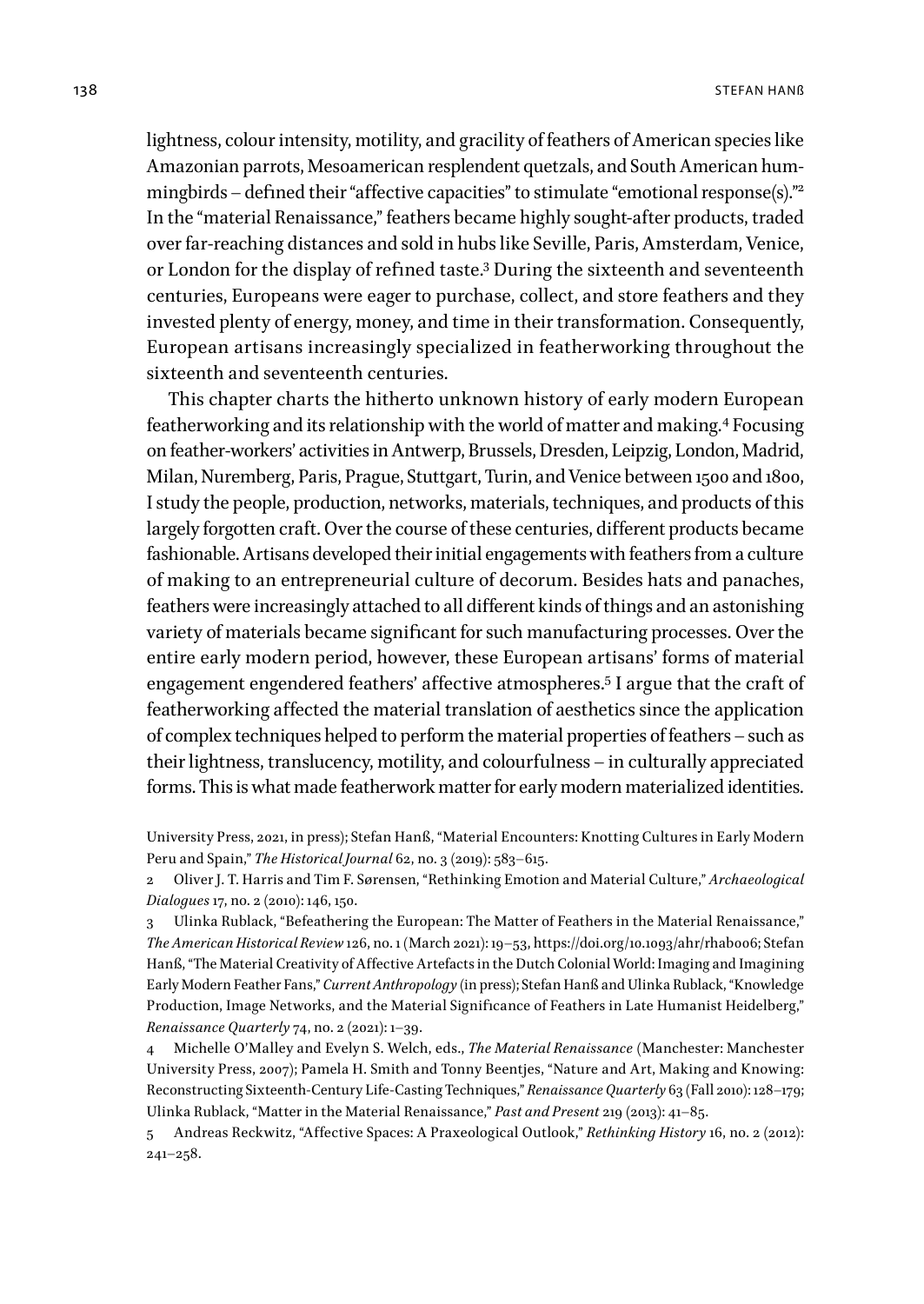lightness, colour intensity, motility, and gracility of feathers of American species like Amazonian parrots, Mesoamerican resplendent quetzals, and South American hummingbirds – defined their "affective capacities" to stimulate "emotional response(s)."[2] In the "material Renaissance," feathers became highly sought-after products, traded over far-reaching distances and sold in hubs like Seville, Paris, Amsterdam, Venice, or London for the display of refined taste.[3] During the sixteenth and seventeenth centuries, Europeans were eager to purchase, collect, and store feathers and they invested plenty of energy, money, and time in their transformation. Consequently, European artisans increasingly specialized in featherworking throughout the sixteenth and seventeenth centuries.

This chapter charts the hitherto unknown history of early modern European featherworking and its relationship with the world of matter and making.[4] Focusing on feather-workers' activities in Antwerp, Brussels, Dresden, Leipzig, London, Madrid, Milan, Nuremberg, Paris, Prague, Stuttgart, Turin, and Venice between 1500 and 1800, I study the people, production, networks, materials, techniques, and products of this largely forgotten craft. Over the course of these centuries, different products became fashionable. Artisans developed their initial engagements with feathers from a culture of making to an entrepreneurial culture of decorum. Besides hats and panaches, feathers were increasingly attached to all different kinds of things and an astonishing variety of materials became significant for such manufacturing processes. Over the entire early modern period, however, these European artisans' forms of material engagement engendered feathers' affective atmospheres.[5] I argue that the craft of featherworking affected the material translation of aesthetics since the application of complex techniques helped to perform the material properties of feathers – such as their lightness, translucency, motility, and colourfulness – in culturally appreciated forms. This is what made featherwork matter for early modern materialized identities.

University Press, 2021, in press); Stefan Hanß, "Material Encounters: Knotting Cultures in Early Modern Peru and Spain," *The Historical Journal* 62, no. 3 (2019): 583–615.

2 Oliver J. T. Harris and Tim F. Sørensen, "Rethinking Emotion and Material Culture," *Archaeological Dialogues* 17, no. 2 (2010): 146, 150.

3 Ulinka Rublack, "Befeathering the European: The Matter of Feathers in the Material Renaissance," *The American Historical Review* 126, no. 1 (March 2021): 19–53, https://doi.org/10.1093/ahr/rhab006; Stefan Hanß, "The Material Creativity of Affective Artefacts in the Dutch Colonial World: Imaging and Imagining Early Modern Feather Fans," *Current Anthropology* (in press); Stefan Hanß and Ulinka Rublack, "Knowledge Production, Image Networks, and the Material Significance of Feathers in Late Humanist Heidelberg," *Renaissance Quarterly* 74, no. 2 (2021): 1–39.

4 Michelle O'Malley and Evelyn S. Welch, eds., *The Material Renaissance* (Manchester: Manchester University Press, 2007); Pamela H. Smith and Tonny Beentjes, "Nature and Art, Making and Knowing: Reconstructing Sixteenth-Century Life-Casting Techniques," *Renaissance Quarterly* 63 (Fall 2010): 128–179; Ulinka Rublack, "Matter in the Material Renaissance," *Past and Present* 219 (2013): 41–85.

5 Andreas Reckwitz, "Affective Spaces: A Praxeological Outlook," *Rethinking History* 16, no. 2 (2012): 241–258.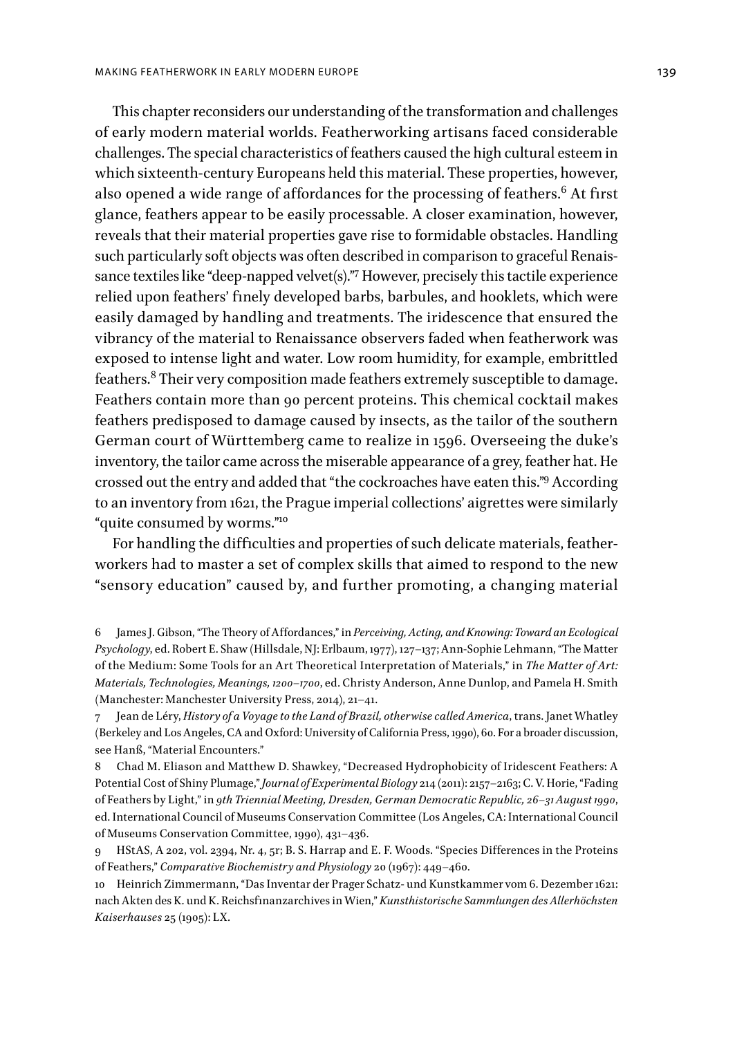This chapter reconsiders our understanding of the transformation and challenges of early modern material worlds. Featherworking artisans faced considerable challenges. The special characteristics of feathers caused the high cultural esteem in which sixteenth-century Europeans held this material. These properties, however, also opened a wide range of affordances for the processing of feathers.[6] At first glance, feathers appear to be easily processable. A closer examination, however, reveals that their material properties gave rise to formidable obstacles. Handling such particularly soft objects was often described in comparison to graceful Renaissance textiles like "deep-napped velvet(s)."[7] However, precisely this tactile experience relied upon feathers' finely developed barbs, barbules, and hooklets, which were easily damaged by handling and treatments. The iridescence that ensured the vibrancy of the material to Renaissance observers faded when featherwork was exposed to intense light and water. Low room humidity, for example, embrittled feathers.[8] Their very composition made feathers extremely susceptible to damage. Feathers contain more than 90 percent proteins. This chemical cocktail makes feathers predisposed to damage caused by insects, as the tailor of the southern German court of Württemberg came to realize in 1596. Overseeing the duke's inventory, the tailor came across the miserable appearance of a grey, feather hat. He crossed out the entry and added that "the cockroaches have eaten this."[9] According to an inventory from 1621, the Prague imperial collections' aigrettes were similarly "quite consumed by worms."[10]

For handling the difficulties and properties of such delicate materials, featherworkers had to master a set of complex skills that aimed to respond to the new "sensory education" caused by, and further promoting, a changing material

6 James J. Gibson, "The Theory of Affordances," in *Perceiving, Acting, and Knowing: Toward an Ecological Psychology*, ed. Robert E. Shaw (Hillsdale, NJ: Erlbaum, 1977), 127–137; Ann-Sophie Lehmann, "The Matter of the Medium: Some Tools for an Art Theoretical Interpretation of Materials," in *The Matter of Art: Materials, Technologies, Meanings, 1200–1700*, ed. Christy Anderson, Anne Dunlop, and Pamela H. Smith (Manchester: Manchester University Press, 2014), 21–41.

7 Jean de Léry, *History of a Voyage to the Land of Brazil, otherwise called America*, trans. Janet Whatley (Berkeley and Los Angeles, CA and Oxford: University of California Press, 1990), 60. For a broader discussion, see Hanß, "Material Encounters."

8 Chad M. Eliason and Matthew D. Shawkey, "Decreased Hydrophobicity of Iridescent Feathers: A Potential Cost of Shiny Plumage," *Journal of Experimental Biology* 214 (2011): 2157–2163; C. V. Horie, "Fading of Feathers by Light," in *9th Triennial Meeting, Dresden, German Democratic Republic, 26–31 August 1990*, ed. International Council of Museums Conservation Committee (Los Angeles, CA: International Council of Museums Conservation Committee, 1990), 431–436.

9 HStAS, A 202, vol. 2394, Nr. 4, 5r; B. S. Harrap and E. F. Woods. "Species Differences in the Proteins of Feathers," *Comparative Biochemistry and Physiology* 20 (1967): 449–460.

10 Heinrich Zimmermann, "Das Inventar der Prager Schatz- und Kunstkammer vom 6. Dezember 1621: nach Akten des K. und K. Reichsfinanzarchives in Wien," *Kunsthistorische Sammlungen des Allerhöchsten Kaiserhauses* 25 (1905): LX.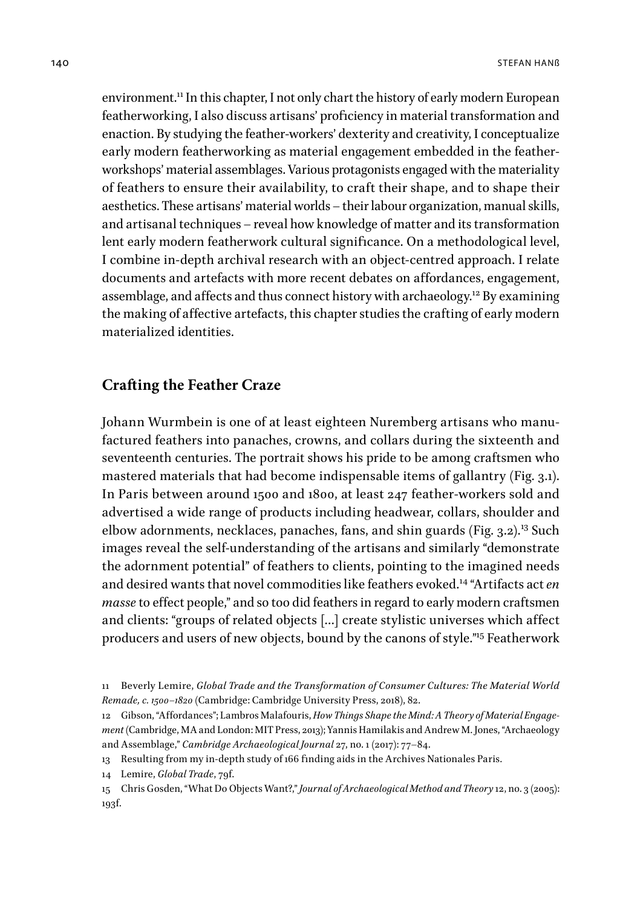environment.[11] In this chapter, I not only chart the history of early modern European featherworking, I also discuss artisans' proficiency in material transformation and enaction. By studying the feather-workers' dexterity and creativity, I conceptualize early modern featherworking as material engagement embedded in the feather-workshops' material assemblages. Various protagonists engaged with the materiality of feathers to ensure their availability, to craft their shape, and to shape their aesthetics. These artisans' material worlds – their labour organization, manual skills, and artisanal techniques – reveal how knowledge of matter and its transformation lent early modern featherwork cultural significance. On a methodological level, I combine in-depth archival research with an object-centred approach. I relate documents and artefacts with more recent debates on affordances, engagement, assemblage, and affects and thus connect history with archaeology.[12] By examining the making of affective artefacts, this chapter studies the crafting of early modern materialized identities.

## Crafting the Feather Craze

Johann Wurmbein is one of at least eighteen Nuremberg artisans who manufactured feathers into panaches, crowns, and collars during the sixteenth and seventeenth centuries. The portrait shows his pride to be among craftsmen who mastered materials that had become indispensable items of gallantry (Fig. 3.1). In Paris between around 1500 and 1800, at least 247 feather-workers sold and advertised a wide range of products including headwear, collars, shoulder and elbow adornments, necklaces, panaches, fans, and shin guards (Fig. 3.2).[13] Such images reveal the self-understanding of the artisans and similarly "demonstrate the adornment potential" of feathers to clients, pointing to the imagined needs and desired wants that novel commodities like feathers evoked.[14] "Artifacts act *en masse* to effect people," and so too did feathers in regard to early modern craftsmen and clients: "groups of related objects […] create stylistic universes which affect producers and users of new objects, bound by the canons of style."[15] Featherwork

11 Beverly Lemire, *Global Trade and the Transformation of Consumer Cultures: The Material World Remade, c. 1500–1820* (Cambridge: Cambridge University Press, 2018), 82.

12 Gibson, "Affordances"; Lambros Malafouris, *How Things Shape the Mind: A Theory of Material Engagement* (Cambridge, MA and London: MIT Press, 2013); Yannis Hamilakis and Andrew M. Jones, "Archaeology and Assemblage," *Cambridge Archaeological Journal* 27, no. 1 (2017): 77–84.

13 Resulting from my in-depth study of 166 finding aids in the Archives Nationales Paris.

14 Lemire, *Global Trade*, 79f.

15 Chris Gosden, "What Do Objects Want?," *Journal of Archaeological Method and Theory* 12, no. 3 (2005): 193f.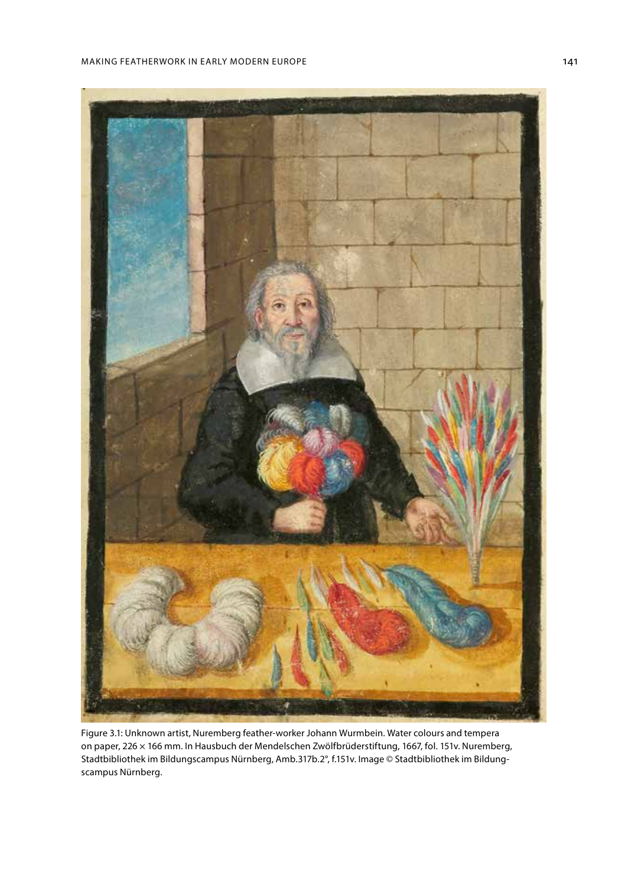Figure 3.1: Unknown artist, Nuremberg feather-worker Johann Wurmbein. Water colours and tempera on paper, 226 × 166 mm. In Hausbuch der Mendelschen Zwölfbrüderstiftung, 1667, fol. 151v. Nuremberg, Stadtbibliothek im Bildungscampus Nürnberg, Amb.317b.2°, f.151v. Image © Stadtbibliothek im Bildungscampus Nürnberg.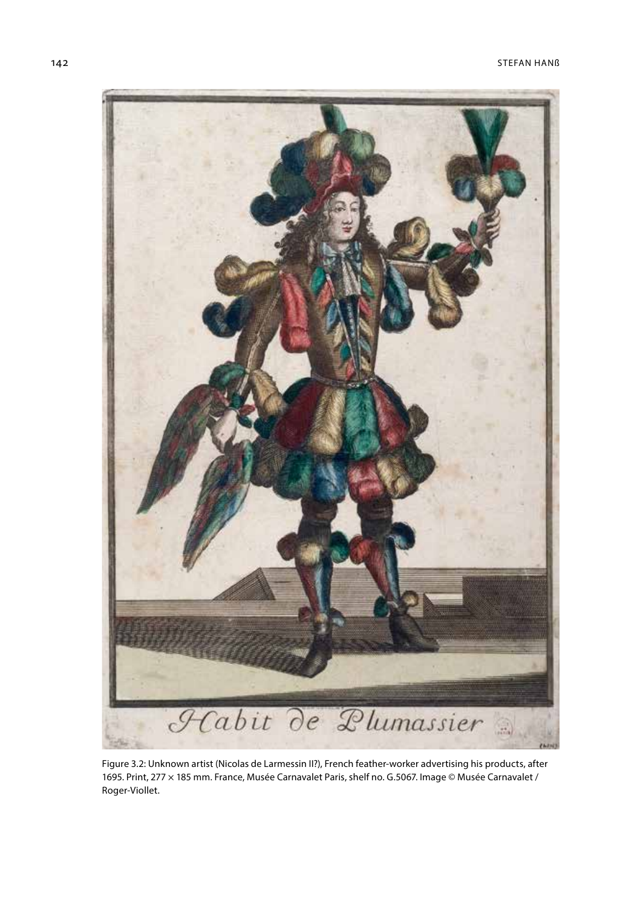Figure 3.2: Unknown artist (Nicolas de Larmessin II?), French feather-worker advertising his products, after 1695. Print, 277 × 185 mm. France, Musée Carnavalet Paris, shelf no. G.5067. Image © Musée Carnavalet / Roger-Viollet.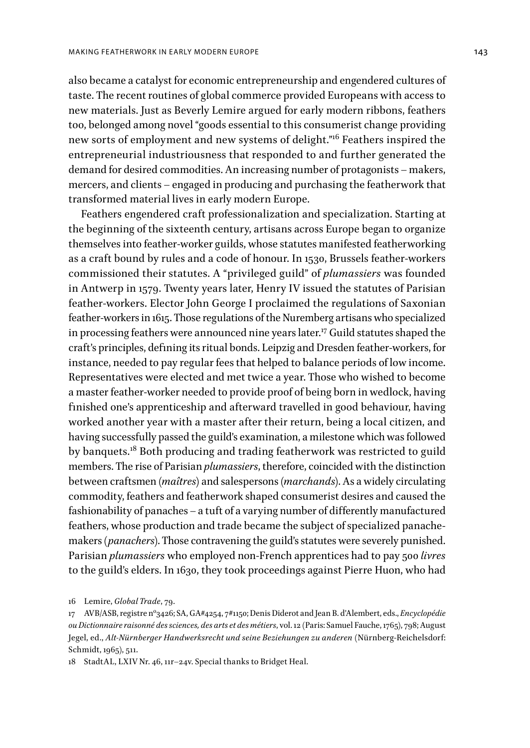also became a catalyst for economic entrepreneurship and engendered cultures of taste. The recent routines of global commerce provided Europeans with access to new materials. Just as Beverly Lemire argued for early modern ribbons, feathers too, belonged among novel "goods essential to this consumerist change providing new sorts of employment and new systems of delight."[16] Feathers inspired the entrepreneurial industriousness that responded to and further generated the demand for desired commodities. An increasing number of protagonists – makers, mercers, and clients – engaged in producing and purchasing the featherwork that transformed material lives in early modern Europe.

Feathers engendered craft professionalization and specialization. Starting at the beginning of the sixteenth century, artisans across Europe began to organize themselves into feather-worker guilds, whose statutes manifested featherworking as a craft bound by rules and a code of honour. In 1530, Brussels feather-workers commissioned their statutes. A "privileged guild" of *plumassiers* was founded in Antwerp in 1579. Twenty years later, Henry IV issued the statutes of Parisian feather-workers. Elector John George I proclaimed the regulations of Saxonian feather-workers in 1615. Those regulations of the Nuremberg artisans who specialized in processing feathers were announced nine years later.[17] Guild statutes shaped the craft's principles, defining its ritual bonds. Leipzig and Dresden feather-workers, for instance, needed to pay regular fees that helped to balance periods of low income. Representatives were elected and met twice a year. Those who wished to become a master feather-worker needed to provide proof of being born in wedlock, having finished one's apprenticeship and afterward travelled in good behaviour, having worked another year with a master after their return, being a local citizen, and having successfully passed the guild's examination, a milestone which was followed by banquets.[18] Both producing and trading featherwork was restricted to guild members. The rise of Parisian *plumassiers*, therefore, coincided with the distinction between craftsmen (*maîtres*) and salespersons (*marchands*). As a widely circulating commodity, feathers and featherwork shaped consumerist desires and caused the fashionability of panaches – a tuft of a varying number of differently manufactured feathers, whose production and trade became the subject of specialized panache-makers (*panachers*). Those contravening the guild's statutes were severely punished. Parisian *plumassiers* who employed non-French apprentices had to pay 500 *livres* to the guild's elders. In 1630, they took proceedings against Pierre Huon, who had

16 Lemire, *Global Trade*, 79.

17 AVB/ASB, registre n°3426; SA, GA#4254, 7#1150; Denis Diderot and Jean B. d'Alembert, eds., *Encyclopédie ou Dictionnaire raisonné des sciences, des arts et des métiers*, vol. 12 (Paris: Samuel Fauche, 1765), 798; August Jegel, ed., *Alt-Nürnberger Handwerksrecht und seine Beziehungen zu anderen* (Nürnberg-Reichelsdorf: Schmidt, 1965), 511.

18 StadtAL, LXIV Nr. 46, 11r–24v. Special thanks to Bridget Heal.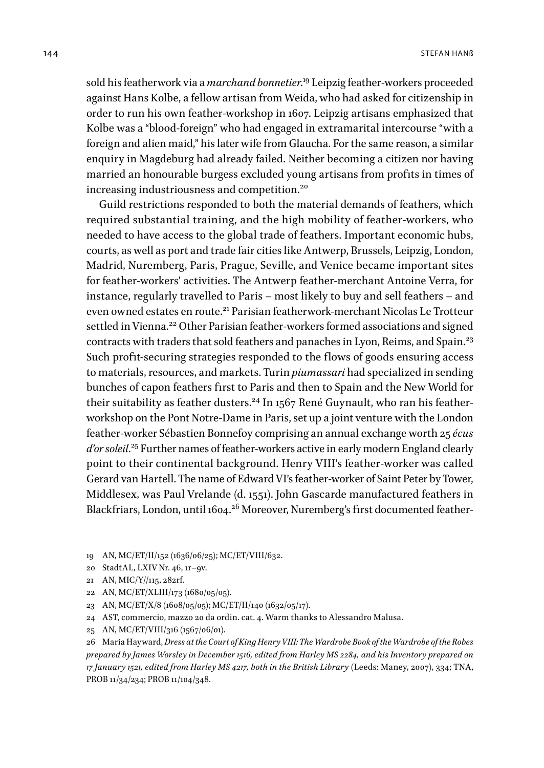sold his featherwork via a *marchand bonnetier*.[19] Leipzig feather-workers proceeded against Hans Kolbe, a fellow artisan from Weida, who had asked for citizenship in order to run his own feather-workshop in 1607. Leipzig artisans emphasized that Kolbe was a "blood-foreign" who had engaged in extramarital intercourse "with a foreign and alien maid," his later wife from Glaucha. For the same reason, a similar enquiry in Magdeburg had already failed. Neither becoming a citizen nor having married an honourable burgess excluded young artisans from profits in times of increasing industriousness and competition.[20]

Guild restrictions responded to both the material demands of feathers, which required substantial training, and the high mobility of feather-workers, who needed to have access to the global trade of feathers. Important economic hubs, courts, as well as port and trade fair cities like Antwerp, Brussels, Leipzig, London, Madrid, Nuremberg, Paris, Prague, Seville, and Venice became important sites for feather-workers' activities. The Antwerp feather-merchant Antoine Verra, for instance, regularly travelled to Paris – most likely to buy and sell feathers – and even owned estates en route.[21] Parisian featherwork-merchant Nicolas Le Trotteur settled in Vienna.[22] Other Parisian feather-workers formed associations and signed contracts with traders that sold feathers and panaches in Lyon, Reims, and Spain.[23] Such profit-securing strategies responded to the flows of goods ensuring access to materials, resources, and markets. Turin *piumassari* had specialized in sending bunches of capon feathers first to Paris and then to Spain and the New World for their suitability as feather dusters.[24] In 1567 René Guynault, who ran his feather-workshop on the Pont Notre-Dame in Paris, set up a joint venture with the London feather-worker Sébastien Bonnefoy comprising an annual exchange worth 25 *écus d'or soleil*.[25] Further names of feather-workers active in early modern England clearly point to their continental background. Henry VIII's feather-worker was called Gerard van Hartell. The name of Edward VI's feather-worker of Saint Peter by Tower, Middlesex, was Paul Vrelande (d. 1551). John Gascarde manufactured feathers in Blackfriars, London, until 1604.[26] Moreover, Nuremberg's first documented feather-

19 AN, MC/ET/II/152 (1636/06/25); MC/ET/VIII/632.

20 StadtAL, LXIV Nr. 46, 1r–9v.

21 AN, MIC/Y//115, 282rf.

22 AN, MC/ET/XLIII/173 (1680/05/05).

23 AN, MC/ET/X/8 (1608/05/05); MC/ET/II/140 (1632/05/17).

24 AST, commercio, mazzo 20 da ordin. cat. 4. Warm thanks to Alessandro Malusa.

25 AN, MC/ET/VIII/316 (1567/06/01).

26 Maria Hayward, *Dress at the Court of King Henry VIII: The Wardrobe Book of the Wardrobe of the Robes prepared by James Worsley in December 1516, edited from Harley MS 2284, and his Inventory prepared on 17 January 1521, edited from Harley MS 4217, both in the British Library* (Leeds: Maney, 2007), 334; TNA, PROB 11/34/234; PROB 11/104/348.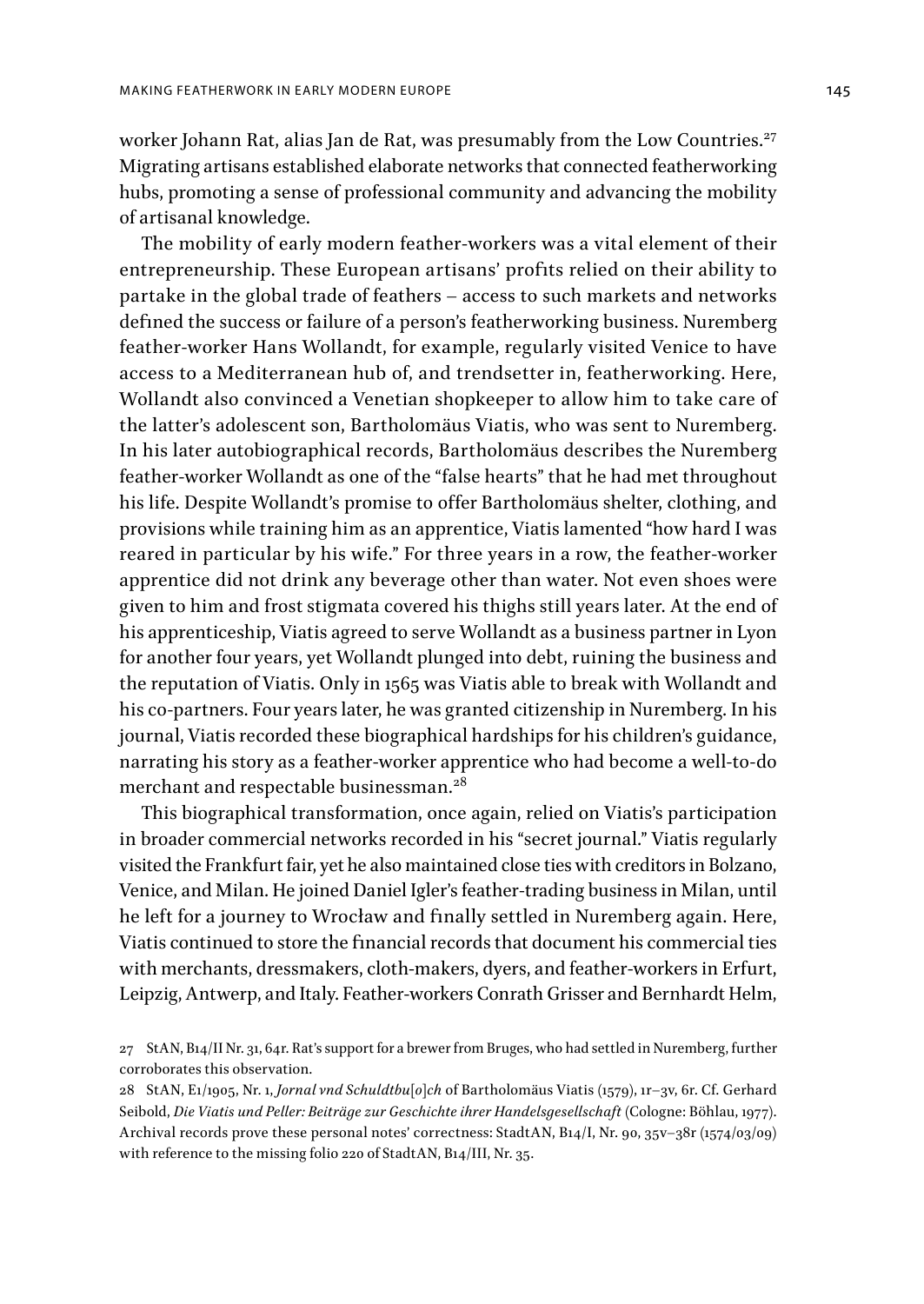worker Johann Rat, alias Jan de Rat, was presumably from the Low Countries.[27] Migrating artisans established elaborate networks that connected featherworking hubs, promoting a sense of professional community and advancing the mobility of artisanal knowledge.

The mobility of early modern feather-workers was a vital element of their entrepreneurship. These European artisans' profits relied on their ability to partake in the global trade of feathers – access to such markets and networks defined the success or failure of a person's featherworking business. Nuremberg feather-worker Hans Wollandt, for example, regularly visited Venice to have access to a Mediterranean hub of, and trendsetter in, featherworking. Here, Wollandt also convinced a Venetian shopkeeper to allow him to take care of the latter's adolescent son, Bartholomäus Viatis, who was sent to Nuremberg. In his later autobiographical records, Bartholomäus describes the Nuremberg feather-worker Wollandt as one of the "false hearts" that he had met throughout his life. Despite Wollandt's promise to offer Bartholomäus shelter, clothing, and provisions while training him as an apprentice, Viatis lamented "how hard I was reared in particular by his wife." For three years in a row, the feather-worker apprentice did not drink any beverage other than water. Not even shoes were given to him and frost stigmata covered his thighs still years later. At the end of his apprenticeship, Viatis agreed to serve Wollandt as a business partner in Lyon for another four years, yet Wollandt plunged into debt, ruining the business and the reputation of Viatis. Only in 1565 was Viatis able to break with Wollandt and his co-partners. Four years later, he was granted citizenship in Nuremberg. In his journal, Viatis recorded these biographical hardships for his children's guidance, narrating his story as a feather-worker apprentice who had become a well-to-do merchant and respectable businessman.[28]

This biographical transformation, once again, relied on Viatis's participation in broader commercial networks recorded in his "secret journal." Viatis regularly visited the Frankfurt fair, yet he also maintained close ties with creditors in Bolzano, Venice, and Milan. He joined Daniel Igler's feather-trading business in Milan, until he left for a journey to Wrocław and finally settled in Nuremberg again. Here, Viatis continued to store the financial records that document his commercial ties with merchants, dressmakers, cloth-makers, dyers, and feather-workers in Erfurt, Leipzig, Antwerp, and Italy. Feather-workers Conrath Grisser and Bernhardt Helm,

27 StAN, B14/II Nr. 31, 64r. Rat's support for a brewer from Bruges, who had settled in Nuremberg, further corroborates this observation.

28 StAN, E1/1905, Nr. 1, *Jornal vnd Schuldtbu[o]ch* of Bartholomäus Viatis (1579), 1r–3v, 6r. Cf. Gerhard Seibold, *Die Viatis und Peller: Beiträge zur Geschichte ihrer Handelsgesellschaft* (Cologne: Böhlau, 1977). Archival records prove these personal notes' correctness: StadtAN, B14/I, Nr. 90, 35v–38r (1574/03/09) with reference to the missing folio 220 of StadtAN, B14/III, Nr. 35.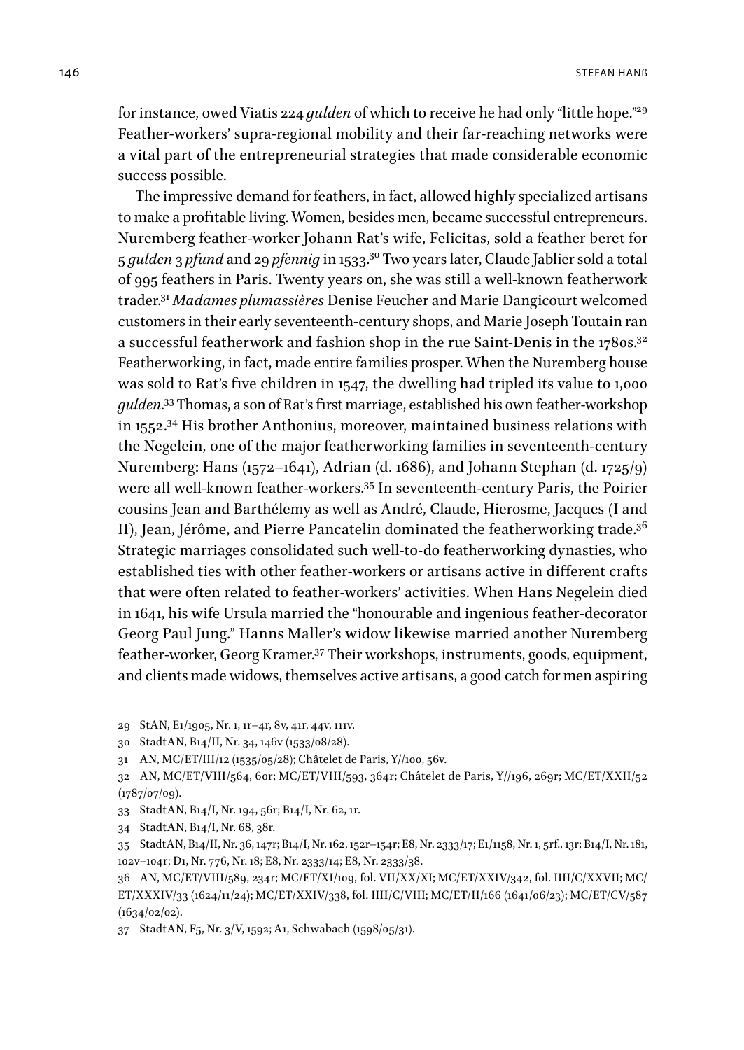for instance, owed Viatis 224 *gulden* of which to receive he had only "little hope."[29] Feather-workers' supra-regional mobility and their far-reaching networks were a vital part of the entrepreneurial strategies that made considerable economic success possible.

The impressive demand for feathers, in fact, allowed highly specialized artisans to make a profitable living. Women, besides men, became successful entrepreneurs. Nuremberg feather-worker Johann Rat's wife, Felicitas, sold a feather beret for 5 *gulden* 3 *pfund* and 29 *pfennig* in 1533.[30] Two years later, Claude Jablier sold a total of 995 feathers in Paris. Twenty years on, she was still a well-known featherwork trader.[31] *Madames plumassières* Denise Feucher and Marie Dangicourt welcomed customers in their early seventeenth-century shops, and Marie Joseph Toutain ran a successful featherwork and fashion shop in the rue Saint-Denis in the 1780s.[32] Featherworking, in fact, made entire families prosper. When the Nuremberg house was sold to Rat's five children in 1547, the dwelling had tripled its value to 1,000 *gulden*.[33] Thomas, a son of Rat's first marriage, established his own feather-workshop in 1552.[34] His brother Anthonius, moreover, maintained business relations with the Negelein, one of the major featherworking families in seventeenth-century Nuremberg: Hans (1572–1641), Adrian (d. 1686), and Johann Stephan (d. 1725/9) were all well-known feather-workers.[35] In seventeenth-century Paris, the Poirier cousins Jean and Barthélemy as well as André, Claude, Hierosme, Jacques (I and II), Jean, Jérôme, and Pierre Pancatelin dominated the featherworking trade.[36] Strategic marriages consolidated such well-to-do featherworking dynasties, who established ties with other feather-workers or artisans active in different crafts that were often related to feather-workers' activities. When Hans Negelein died in 1641, his wife Ursula married the "honourable and ingenious feather-decorator Georg Paul Jung." Hanns Maller's widow likewise married another Nuremberg feather-worker, Georg Kramer.[37] Their workshops, instruments, goods, equipment, and clients made widows, themselves active artisans, a good catch for men aspiring

29 StAN, E1/1905, Nr. 1, 1r–4r, 8v, 41r, 44v, 111v.

30 StadtAN, B14/II, Nr. 34, 146v (1533/08/28).

31 AN, MC/ET/III/12 (1535/05/28); Châtelet de Paris, Y//100, 56v.

32 AN, MC/ET/VIII/564, 60r; MC/ET/VIII/593, 364r; Châtelet de Paris, Y//196, 269r; MC/ET/XXII/52 (1787/07/09).

33 StadtAN, B14/I, Nr. 194, 56r; B14/I, Nr. 62, 1r.

34 StadtAN, B14/I, Nr. 68, 38r.

35 StadtAN, B14/II, Nr. 36, 147r; B14/I, Nr. 162, 152r–154r; E8, Nr. 2333/17; E1/1158, Nr. 1, 5rf., 13r; B14/I, Nr. 181, 102v–104r; D1, Nr. 776, Nr. 18; E8, Nr. 2333/14; E8, Nr. 2333/38.

36 AN, MC/ET/VIII/589, 234r; MC/ET/XI/109, fol. VII/XX/XI; MC/ET/XXIV/342, fol. IIII/C/XXVII; MC/ET/XXXIV/33 (1624/11/24); MC/ET/XXIV/338, fol. IIII/C/VIII; MC/ET/II/166 (1641/06/23); MC/ET/CV/587 (1634/02/02).

37 StadtAN, F5, Nr. 3/V, 1592; A1, Schwabach (1598/05/31).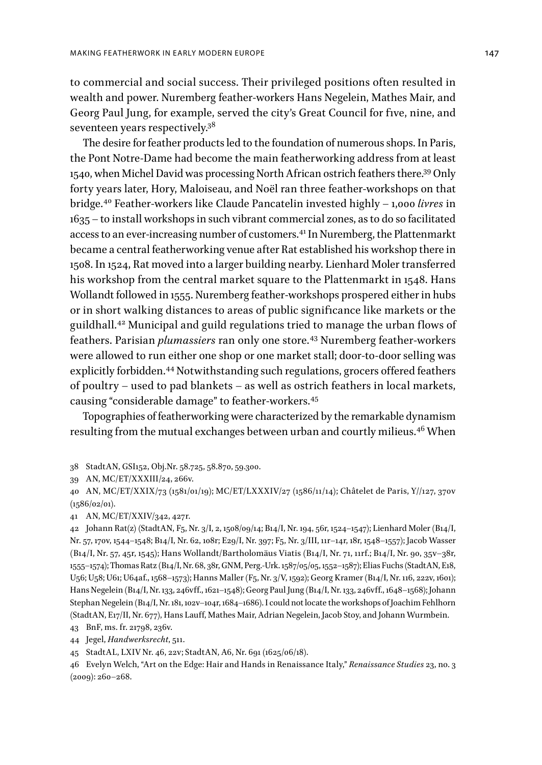to commercial and social success. Their privileged positions often resulted in wealth and power. Nuremberg feather-workers Hans Negelein, Mathes Mair, and Georg Paul Jung, for example, served the city's Great Council for five, nine, and seventeen years respectively.[38]

The desire for feather products led to the foundation of numerous shops. In Paris, the Pont Notre-Dame had become the main featherworking address from at least 1540, when Michel David was processing North African ostrich feathers there.[39] Only forty years later, Hory, Maloiseau, and Noël ran three feather-workshops on that bridge.[40] Feather-workers like Claude Pancatelin invested highly – 1,000 *livres* in 1635 – to install workshops in such vibrant commercial zones, as to do so facilitated access to an ever-increasing number of customers.[41] In Nuremberg, the Plattenmarkt became a central featherworking venue after Rat established his workshop there in 1508. In 1524, Rat moved into a larger building nearby. Lienhard Moler transferred his workshop from the central market square to the Plattenmarkt in 1548. Hans Wollandt followed in 1555. Nuremberg feather-workshops prospered either in hubs or in short walking distances to areas of public significance like markets or the guildhall.[42] Municipal and guild regulations tried to manage the urban flows of feathers. Parisian *plumassiers* ran only one store.[43] Nuremberg feather-workers were allowed to run either one shop or one market stall; door-to-door selling was explicitly forbidden.[44] Notwithstanding such regulations, grocers offered feathers of poultry – used to pad blankets – as well as ostrich feathers in local markets, causing "considerable damage" to feather-workers.[45]

Topographies of featherworking were characterized by the remarkable dynamism resulting from the mutual exchanges between urban and courtly milieus.[46] When

38 StadtAN, GSI152, Obj.Nr. 58.725, 58.870, 59.300.

39 AN, MC/ET/XXXIII/24, 266v.

40 AN, MC/ET/XXIX/73 (1581/01/19); MC/ET/LXXXIV/27 (1586/11/14); Châtelet de Paris, Y//127, 370v (1586/02/01).

41 AN, MC/ET/XXIV/342, 427r.

42 Johann Rat(z) (StadtAN, F5, Nr. 3/I, 2, 1508/09/14; B14/I, Nr. 194, 56r, 1524–1547); Lienhard Moler (B14/I, Nr. 57, 170v, 1544–1548; B14/I, Nr. 62, 108r; E29/I, Nr. 397; F5, Nr. 3/III, 11r–14r, 18r, 1548–1557); Jacob Wasser (B14/I, Nr. 57, 45r, 1545); Hans Wollandt/Bartholomäus Viatis (B14/I, Nr. 71, 11rf.; B14/I, Nr. 90, 35v–38r, 1555–1574); Thomas Ratz (B14/I, Nr. 68, 38r, GNM, Perg.-Urk. 1587/05/05, 1552–1587); Elias Fuchs (StadtAN, E18, U56; U58; U61; U64af., 1568–1573); Hanns Maller (F5, Nr. 3/V, 1592); Georg Kramer (B14/I, Nr. 116, 222v, 1601); Hans Negelein (B14/I, Nr. 133, 246vff., 1621–1548); Georg Paul Jung (B14/I, Nr. 133, 246vff., 1648–1568); Johann Stephan Negelein (B14/I, Nr. 181, 102v–104r, 1684–1686). I could not locate the workshops of Joachim Fehlhorn (StadtAN, E17/II, Nr. 677), Hans Lauff, Mathes Mair, Adrian Negelein, Jacob Stoy, and Johann Wurmbein.

43 BnF, ms. fr. 21798, 236v.

44 Jegel, *Handwerksrecht*, 511.

45 StadtAL, LXIV Nr. 46, 22v; StadtAN, A6, Nr. 691 (1625/06/18).

46 Evelyn Welch, "Art on the Edge: Hair and Hands in Renaissance Italy," *Renaissance Studies* 23, no. 3 (2009): 260–268.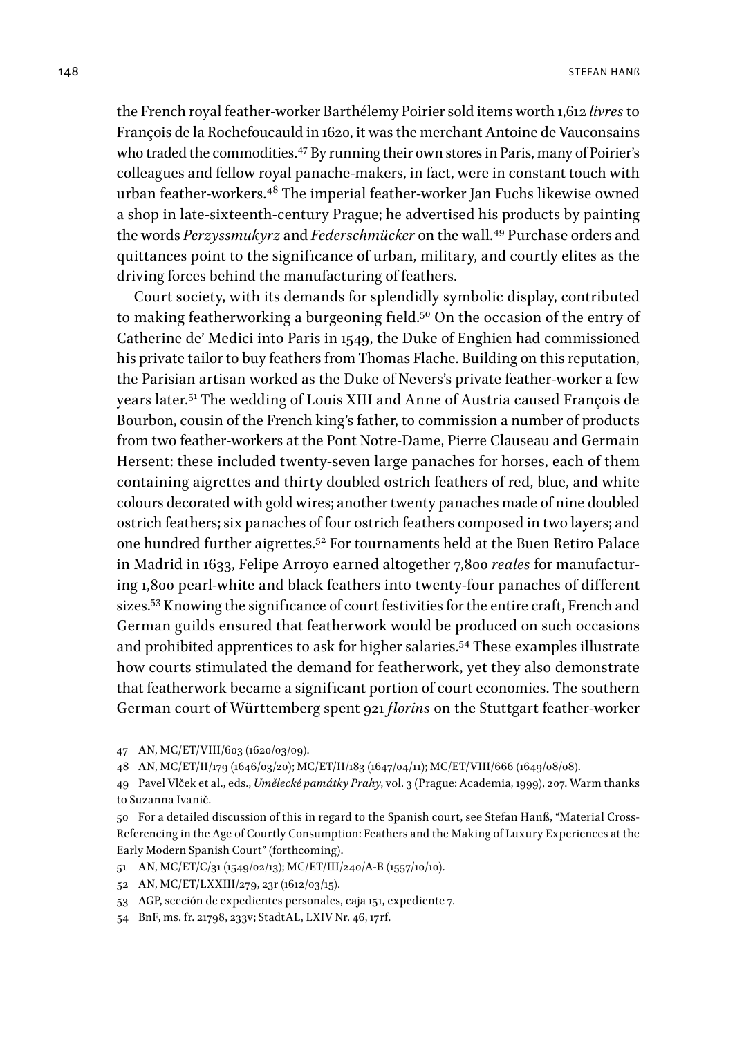the French royal feather-worker Barthélemy Poirier sold items worth 1,612 *livres* to François de la Rochefoucauld in 1620, it was the merchant Antoine de Vauconsains who traded the commodities.[47] By running their own stores in Paris, many of Poirier's colleagues and fellow royal panache-makers, in fact, were in constant touch with urban feather-workers.[48] The imperial feather-worker Jan Fuchs likewise owned a shop in late-sixteenth-century Prague; he advertised his products by painting the words *Perzyssmukyrz* and *Federschmücker* on the wall.[49] Purchase orders and quittances point to the significance of urban, military, and courtly elites as the driving forces behind the manufacturing of feathers.

Court society, with its demands for splendidly symbolic display, contributed to making featherworking a burgeoning field.[50] On the occasion of the entry of Catherine de' Medici into Paris in 1549, the Duke of Enghien had commissioned his private tailor to buy feathers from Thomas Flache. Building on this reputation, the Parisian artisan worked as the Duke of Nevers's private feather-worker a few years later.[51] The wedding of Louis XIII and Anne of Austria caused François de Bourbon, cousin of the French king's father, to commission a number of products from two feather-workers at the Pont Notre-Dame, Pierre Clauseau and Germain Hersent: these included twenty-seven large panaches for horses, each of them containing aigrettes and thirty doubled ostrich feathers of red, blue, and white colours decorated with gold wires; another twenty panaches made of nine doubled ostrich feathers; six panaches of four ostrich feathers composed in two layers; and one hundred further aigrettes.[52] For tournaments held at the Buen Retiro Palace in Madrid in 1633, Felipe Arroyo earned altogether 7,800 *reales* for manufacturing 1,800 pearl-white and black feathers into twenty-four panaches of different sizes.[53] Knowing the significance of court festivities for the entire craft, French and German guilds ensured that featherwork would be produced on such occasions and prohibited apprentices to ask for higher salaries.[54] These examples illustrate how courts stimulated the demand for featherwork, yet they also demonstrate that featherwork became a significant portion of court economies. The southern German court of Württemberg spent 921 *florins* on the Stuttgart feather-worker

47 AN, MC/ET/VIII/603 (1620/03/09).

48 AN, MC/ET/II/179 (1646/03/20); MC/ET/II/183 (1647/04/11); MC/ET/VIII/666 (1649/08/08).

49 Pavel Vlček et al., eds., *Umělecké památky Prahy*, vol. 3 (Prague: Academia, 1999), 207. Warm thanks to Suzanna Ivanič.

50 For a detailed discussion of this in regard to the Spanish court, see Stefan Hanß, "Material Cross-Referencing in the Age of Courtly Consumption: Feathers and the Making of Luxury Experiences at the Early Modern Spanish Court" (forthcoming).

51 AN, MC/ET/C/31 (1549/02/13); MC/ET/III/240/A-B (1557/10/10).

52 AN, MC/ET/LXXIII/279, 23r (1612/03/15).

53 AGP, sección de expedientes personales, caja 151, expediente 7.

54 BnF, ms. fr. 21798, 233v; StadtAL, LXIV Nr. 46, 17rf.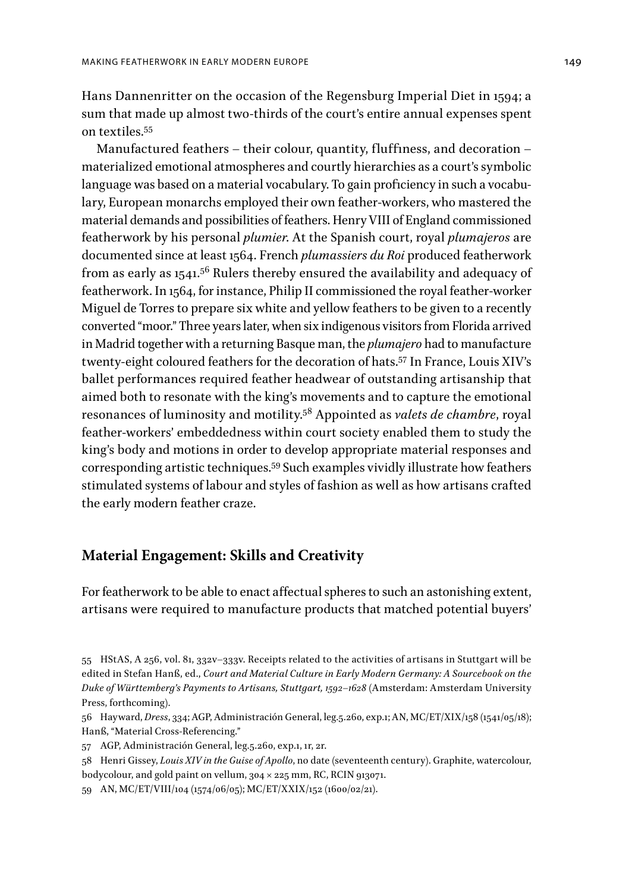Hans Dannenritter on the occasion of the Regensburg Imperial Diet in 1594; a sum that made up almost two-thirds of the court's entire annual expenses spent on textiles.[55]

Manufactured feathers – their colour, quantity, fluffiness, and decoration – materialized emotional atmospheres and courtly hierarchies as a court's symbolic language was based on a material vocabulary. To gain proficiency in such a vocabulary, European monarchs employed their own feather-workers, who mastered the material demands and possibilities of feathers. Henry VIII of England commissioned featherwork by his personal *plumier*. At the Spanish court, royal *plumajeros* are documented since at least 1564. French *plumassiers du Roi* produced featherwork from as early as 1541.[56] Rulers thereby ensured the availability and adequacy of featherwork. In 1564, for instance, Philip II commissioned the royal feather-worker Miguel de Torres to prepare six white and yellow feathers to be given to a recently converted "moor." Three years later, when six indigenous visitors from Florida arrived in Madrid together with a returning Basque man, the *plumajero* had to manufacture twenty-eight coloured feathers for the decoration of hats.[57] In France, Louis XIV's ballet performances required feather headwear of outstanding artisanship that aimed both to resonate with the king's movements and to capture the emotional resonances of luminosity and motility.[58] Appointed as *valets de chambre*, royal feather-workers' embeddedness within court society enabled them to study the king's body and motions in order to develop appropriate material responses and corresponding artistic techniques.[59] Such examples vividly illustrate how feathers stimulated systems of labour and styles of fashion as well as how artisans crafted the early modern feather craze.

## Material Engagement: Skills and Creativity

For featherwork to be able to enact affectual spheres to such an astonishing extent, artisans were required to manufacture products that matched potential buyers'

---

55 HStAS, A 256, vol. 81, 332v–333v. Receipts related to the activities of artisans in Stuttgart will be edited in Stefan Hanß, ed., *Court and Material Culture in Early Modern Germany: A Sourcebook on the Duke of Württemberg's Payments to Artisans, Stuttgart, 1592–1628* (Amsterdam: Amsterdam University Press, forthcoming).

56 Hayward, *Dress*, 334; AGP, Administración General, leg.5.260, exp.1; AN, MC/ET/XIX/158 (1541/05/18); Hanß, "Material Cross-Referencing."

57 AGP, Administración General, leg.5.260, exp.1, 1r, 2r.

58 Henri Gissey, *Louis XIV in the Guise of Apollo*, no date (seventeenth century). Graphite, watercolour, bodycolour, and gold paint on vellum, 304 × 225 mm, RC, RCIN 913071.

59 AN, MC/ET/VIII/104 (1574/06/05); MC/ET/XXIX/152 (1600/02/21).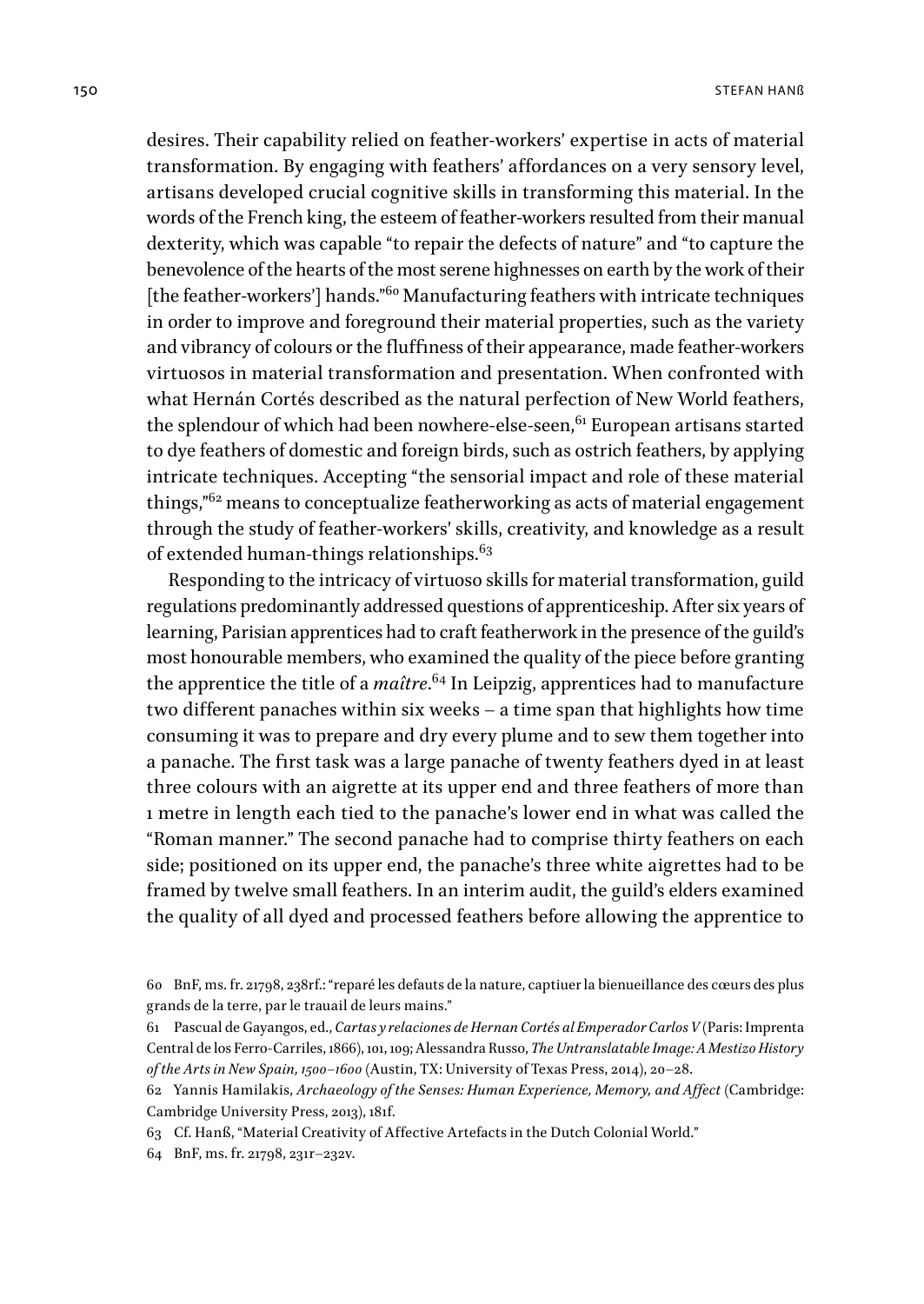desires. Their capability relied on feather-workers' expertise in acts of material transformation. By engaging with feathers' affordances on a very sensory level, artisans developed crucial cognitive skills in transforming this material. In the words of the French king, the esteem of feather-workers resulted from their manual dexterity, which was capable "to repair the defects of nature" and "to capture the benevolence of the hearts of the most serene highnesses on earth by the work of their [the feather-workers'] hands."[60] Manufacturing feathers with intricate techniques in order to improve and foreground their material properties, such as the variety and vibrancy of colours or the fluffiness of their appearance, made feather-workers virtuosos in material transformation and presentation. When confronted with what Hernán Cortés described as the natural perfection of New World feathers, the splendour of which had been nowhere-else-seen,[61] European artisans started to dye feathers of domestic and foreign birds, such as ostrich feathers, by applying intricate techniques. Accepting "the sensorial impact and role of these material things,"[62] means to conceptualize featherworking as acts of material engagement through the study of feather-workers' skills, creativity, and knowledge as a result of extended human-things relationships.[63]

Responding to the intricacy of virtuoso skills for material transformation, guild regulations predominantly addressed questions of apprenticeship. After six years of learning, Parisian apprentices had to craft featherwork in the presence of the guild's most honourable members, who examined the quality of the piece before granting the apprentice the title of a *maître*.[64] In Leipzig, apprentices had to manufacture two different panaches within six weeks – a time span that highlights how time consuming it was to prepare and dry every plume and to sew them together into a panache. The first task was a large panache of twenty feathers dyed in at least three colours with an aigrette at its upper end and three feathers of more than 1 metre in length each tied to the panache's lower end in what was called the "Roman manner." The second panache had to comprise thirty feathers on each side; positioned on its upper end, the panache's three white aigrettes had to be framed by twelve small feathers. In an interim audit, the guild's elders examined the quality of all dyed and processed feathers before allowing the apprentice to

60 BnF, ms. fr. 21798, 238rf.: "reparé les defauts de la nature, captiuer la bienueillance des cœurs des plus grands de la terre, par le trauail de leurs mains."

61 Pascual de Gayangos, ed., *Cartas y relaciones de Hernan Cortés al Emperador Carlos V* (Paris: Imprenta Central de los Ferro-Carriles, 1866), 101, 109; Alessandra Russo, *The Untranslatable Image: A Mestizo History of the Arts in New Spain, 1500–1600* (Austin, TX: University of Texas Press, 2014), 20–28.

62 Yannis Hamilakis, *Archaeology of the Senses: Human Experience, Memory, and Affect* (Cambridge: Cambridge University Press, 2013), 181f.

63 Cf. Hanß, "Material Creativity of Affective Artefacts in the Dutch Colonial World."

64 BnF, ms. fr. 21798, 231r–232v.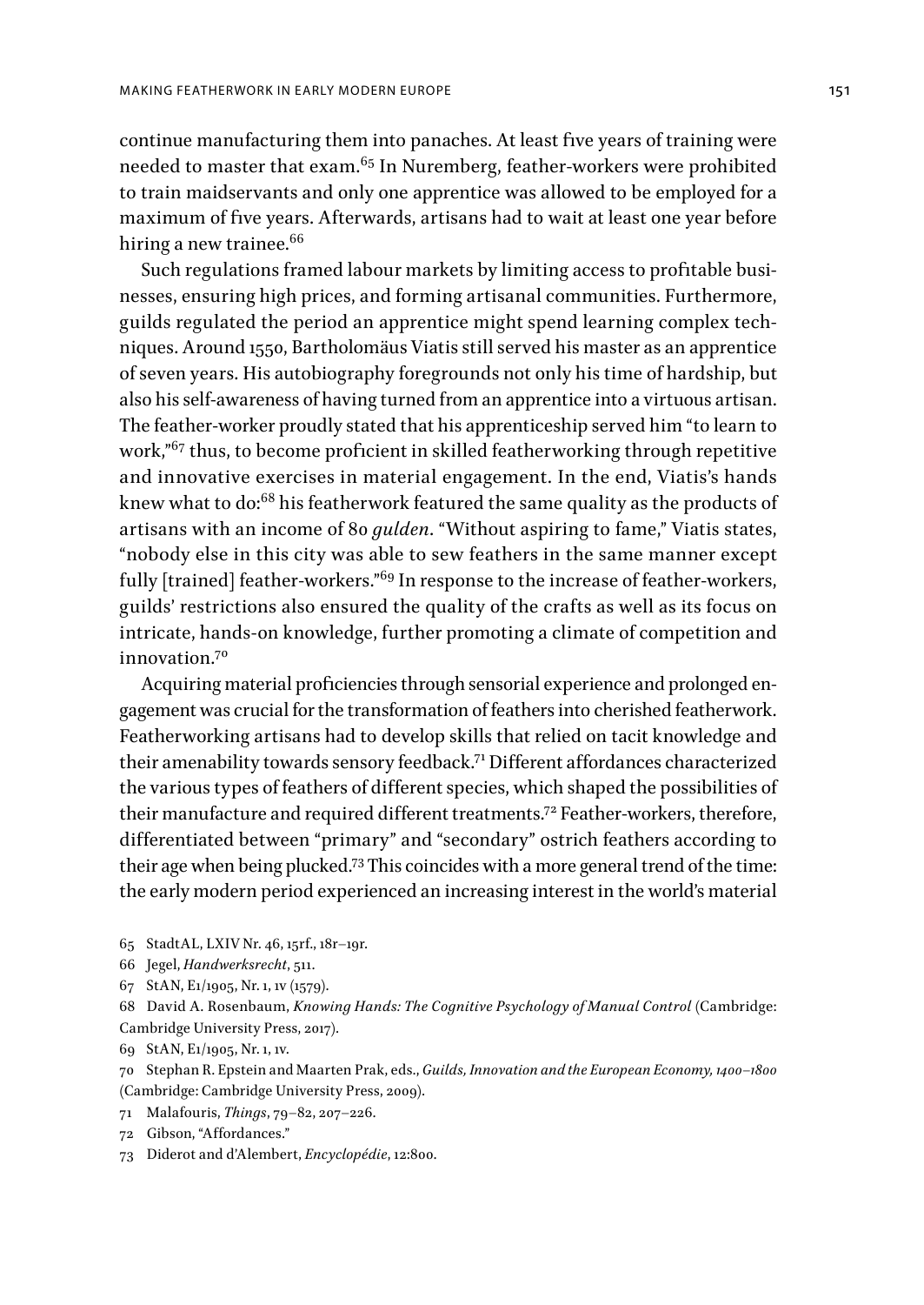continue manufacturing them into panaches. At least five years of training were needed to master that exam.[65] In Nuremberg, feather-workers were prohibited to train maidservants and only one apprentice was allowed to be employed for a maximum of five years. Afterwards, artisans had to wait at least one year before hiring a new trainee.[66]

Such regulations framed labour markets by limiting access to profitable businesses, ensuring high prices, and forming artisanal communities. Furthermore, guilds regulated the period an apprentice might spend learning complex techniques. Around 1550, Bartholomäus Viatis still served his master as an apprentice of seven years. His autobiography foregrounds not only his time of hardship, but also his self-awareness of having turned from an apprentice into a virtuous artisan. The feather-worker proudly stated that his apprenticeship served him "to learn to work,"[67] thus, to become proficient in skilled featherworking through repetitive and innovative exercises in material engagement. In the end, Viatis's hands knew what to do:[68] his featherwork featured the same quality as the products of artisans with an income of 80 *gulden*. "Without aspiring to fame," Viatis states, "nobody else in this city was able to sew feathers in the same manner except fully [trained] feather-workers."[69] In response to the increase of feather-workers, guilds' restrictions also ensured the quality of the crafts as well as its focus on intricate, hands-on knowledge, further promoting a climate of competition and innovation.[70]

Acquiring material proficiencies through sensorial experience and prolonged engagement was crucial for the transformation of feathers into cherished featherwork. Featherworking artisans had to develop skills that relied on tacit knowledge and their amenability towards sensory feedback.[71] Different affordances characterized the various types of feathers of different species, which shaped the possibilities of their manufacture and required different treatments.[72] Feather-workers, therefore, differentiated between "primary" and "secondary" ostrich feathers according to their age when being plucked.[73] This coincides with a more general trend of the time: the early modern period experienced an increasing interest in the world's material

65 StadtAL, LXIV Nr. 46, 15rf., 18r–19r.

66 Jegel, *Handwerksrecht*, 511.

67 StAN, E1/1905, Nr. 1, 1v (1579).

68 David A. Rosenbaum, *Knowing Hands: The Cognitive Psychology of Manual Control* (Cambridge: Cambridge University Press, 2017).

69 StAN, E1/1905, Nr. 1, 1v.

70 Stephan R. Epstein and Maarten Prak, eds., *Guilds, Innovation and the European Economy, 1400–1800* (Cambridge: Cambridge University Press, 2009).

71 Malafouris, *Things*, 79–82, 207–226.

72 Gibson, "Affordances."

73 Diderot and d'Alembert, *Encyclopédie*, 12:800.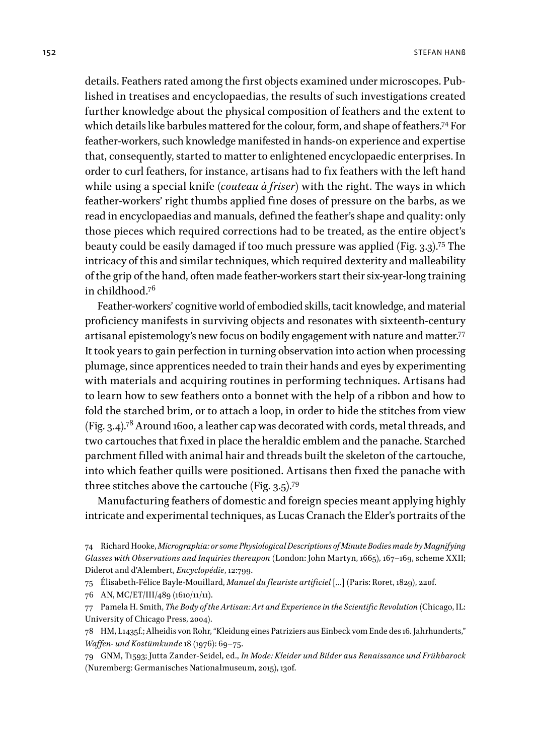details. Feathers rated among the first objects examined under microscopes. Published in treatises and encyclopaedias, the results of such investigations created further knowledge about the physical composition of feathers and the extent to which details like barbules mattered for the colour, form, and shape of feathers.[74] For feather-workers, such knowledge manifested in hands-on experience and expertise that, consequently, started to matter to enlightened encyclopaedic enterprises. In order to curl feathers, for instance, artisans had to fix feathers with the left hand while using a special knife (*couteau à friser*) with the right. The ways in which feather-workers' right thumbs applied fine doses of pressure on the barbs, as we read in encyclopaedias and manuals, defined the feather's shape and quality: only those pieces which required corrections had to be treated, as the entire object's beauty could be easily damaged if too much pressure was applied (Fig. 3.3).[75] The intricacy of this and similar techniques, which required dexterity and malleability of the grip of the hand, often made feather-workers start their six-year-long training in childhood.[76]

Feather-workers' cognitive world of embodied skills, tacit knowledge, and material proficiency manifests in surviving objects and resonates with sixteenth-century artisanal epistemology's new focus on bodily engagement with nature and matter.[77] It took years to gain perfection in turning observation into action when processing plumage, since apprentices needed to train their hands and eyes by experimenting with materials and acquiring routines in performing techniques. Artisans had to learn how to sew feathers onto a bonnet with the help of a ribbon and how to fold the starched brim, or to attach a loop, in order to hide the stitches from view (Fig. 3.4).[78] Around 1600, a leather cap was decorated with cords, metal threads, and two cartouches that fixed in place the heraldic emblem and the panache. Starched parchment filled with animal hair and threads built the skeleton of the cartouche, into which feather quills were positioned. Artisans then fixed the panache with three stitches above the cartouche (Fig. 3.5).[79]

Manufacturing feathers of domestic and foreign species meant applying highly intricate and experimental techniques, as Lucas Cranach the Elder's portraits of the

74 Richard Hooke, *Micrographia: or some Physiological Descriptions of Minute Bodies made by Magnifying Glasses with Observations and Inquiries thereupon* (London: John Martyn, 1665), 167–169, scheme XXII; Diderot and d'Alembert, *Encyclopédie*, 12:799.

75 Élisabeth-Félice Bayle-Mouillard, *Manuel du fleuriste artificiel* […] (Paris: Roret, 1829), 220f.

76 AN, MC/ET/III/489 (1610/11/11).

77 Pamela H. Smith, *The Body of the Artisan: Art and Experience in the Scientific Revolution* (Chicago, IL: University of Chicago Press, 2004).

78 HM, L1435f.; Alheidis von Rohr, "Kleidung eines Patriziers aus Einbeck vom Ende des 16. Jahrhunderts," *Waffen- und Kostümkunde* 18 (1976): 69–75.

79 GNM, T1593; Jutta Zander-Seidel, ed., *In Mode: Kleider und Bilder aus Renaissance und Frühbarock* (Nuremberg: Germanisches Nationalmuseum, 2015), 130f.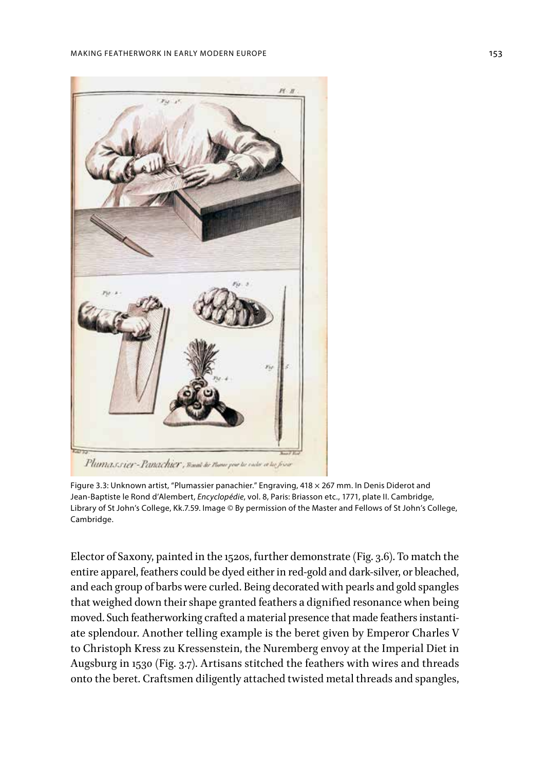Figure 3.3: Unknown artist, "Plumassier panachier." Engraving, 418 × 267 mm. In Denis Diderot and Jean-Baptiste le Rond d'Alembert, *Encyclopédie*, vol. 8, Paris: Briasson etc., 1771, plate II. Cambridge, Library of St John's College, Kk.7.59. Image © By permission of the Master and Fellows of St John's College, Cambridge.

Elector of Saxony, painted in the 1520s, further demonstrate (Fig. 3.6). To match the entire apparel, feathers could be dyed either in red-gold and dark-silver, or bleached, and each group of barbs were curled. Being decorated with pearls and gold spangles that weighed down their shape granted feathers a dignified resonance when being moved. Such featherworking crafted a material presence that made feathers instantiate splendour. Another telling example is the beret given by Emperor Charles V to Christoph Kress zu Kressenstein, the Nuremberg envoy at the Imperial Diet in Augsburg in 1530 (Fig. 3.7). Artisans stitched the feathers with wires and threads onto the beret. Craftsmen diligently attached twisted metal threads and spangles,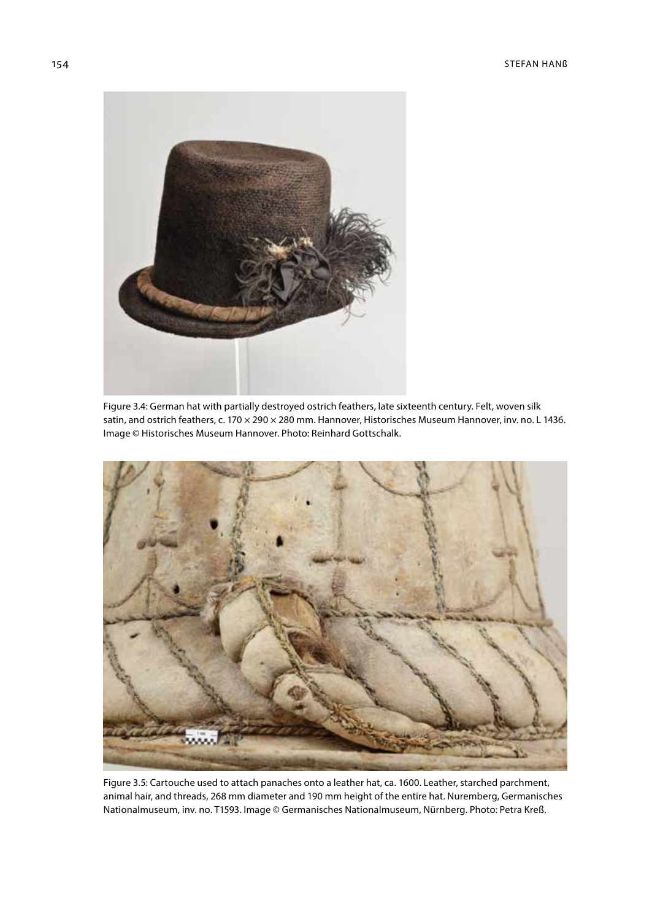Figure 3.4: German hat with partially destroyed ostrich feathers, late sixteenth century. Felt, woven silk satin, and ostrich feathers, c. 170 × 290 × 280 mm. Hannover, Historisches Museum Hannover, inv. no. L 1436. Image © Historisches Museum Hannover. Photo: Reinhard Gottschalk.

Figure 3.5: Cartouche used to attach panaches onto a leather hat, ca. 1600. Leather, starched parchment, animal hair, and threads, 268 mm diameter and 190 mm height of the entire hat. Nuremberg, Germanisches Nationalmuseum, inv. no. T1593. Image © Germanisches Nationalmuseum, Nürnberg. Photo: Petra Kreß.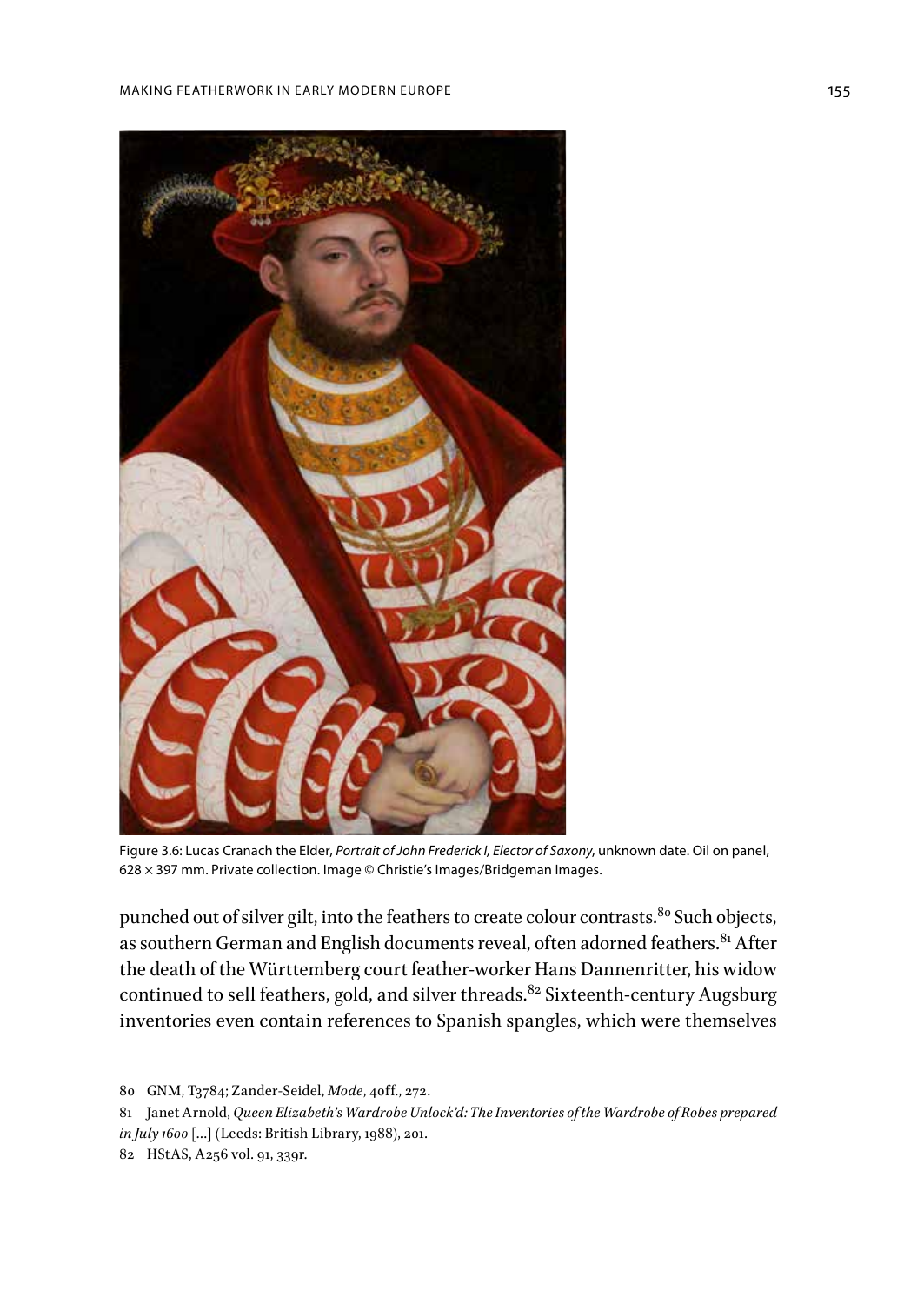Figure 3.6: Lucas Cranach the Elder, *Portrait of John Frederick I, Elector of Saxony*, unknown date. Oil on panel, 628 × 397 mm. Private collection. Image © Christie's Images/Bridgeman Images.

punched out of silver gilt, into the feathers to create colour contrasts.[80] Such objects, as southern German and English documents reveal, often adorned feathers.[81] After the death of the Württemberg court feather-worker Hans Dannenritter, his widow continued to sell feathers, gold, and silver threads.[82] Sixteenth-century Augsburg inventories even contain references to Spanish spangles, which were themselves

80 GNM, T3784; Zander-Seidel, *Mode*, 40ff., 272.

81 Janet Arnold, *Queen Elizabeth's Wardrobe Unlock'd: The Inventories of the Wardrobe of Robes prepared in July 1600* [...] (Leeds: British Library, 1988), 201.

82 HStAS, A256 vol. 91, 339r.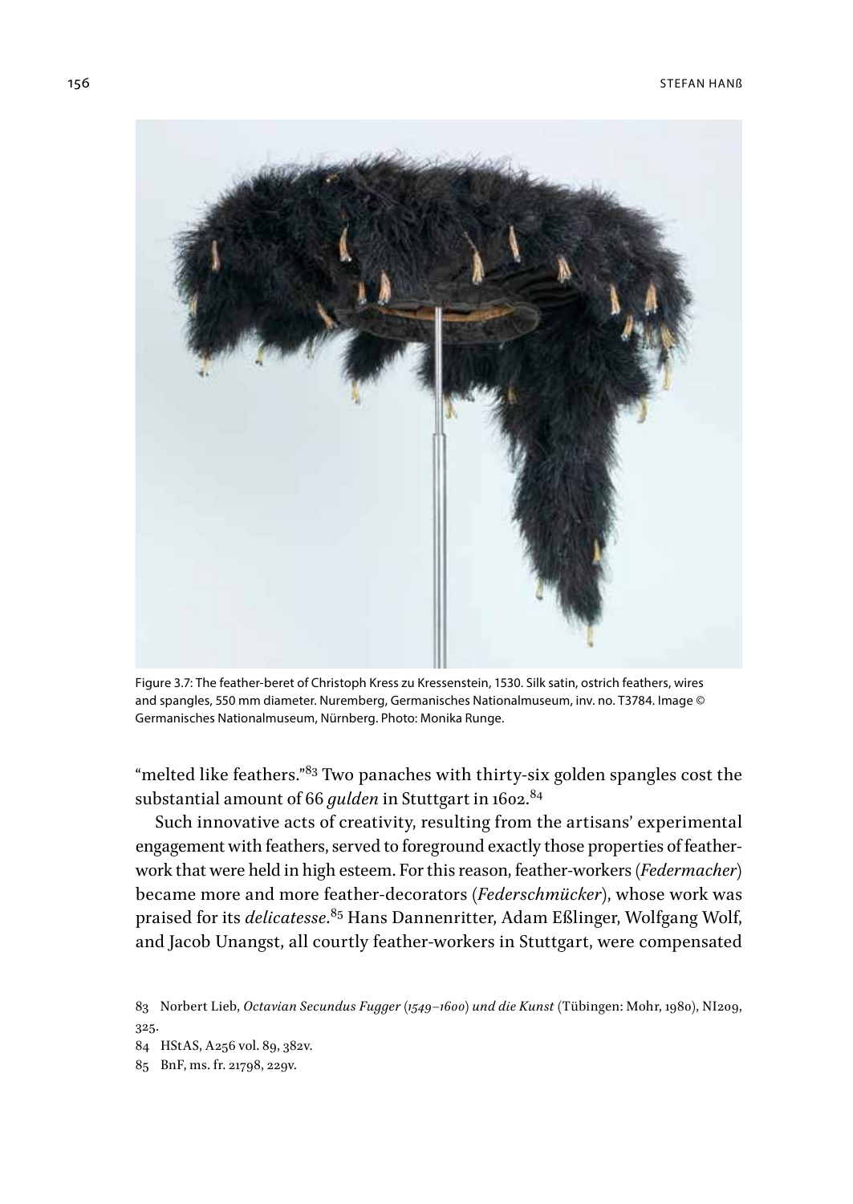Figure 3.7: The feather-beret of Christoph Kress zu Kressenstein, 1530. Silk satin, ostrich feathers, wires and spangles, 550 mm diameter. Nuremberg, Germanisches Nationalmuseum, inv. no. T3784. Image © Germanisches Nationalmuseum, Nürnberg. Photo: Monika Runge.

"melted like feathers."[83] Two panaches with thirty-six golden spangles cost the substantial amount of 66 *gulden* in Stuttgart in 1602.[84]

Such innovative acts of creativity, resulting from the artisans' experimental engagement with feathers, served to foreground exactly those properties of featherwork that were held in high esteem. For this reason, feather-workers (*Federmacher*) became more and more feather-decorators (*Federschmücker*), whose work was praised for its *delicatesse*.[85] Hans Dannenritter, Adam Eßlinger, Wolfgang Wolf, and Jacob Unangst, all courtly feather-workers in Stuttgart, were compensated

83 Norbert Lieb, *Octavian Secundus Fugger (1549–1600) und die Kunst* (Tübingen: Mohr, 1980), NI209, 325.

84 HStAS, A256 vol. 89, 382v.

85 BnF, ms. fr. 21798, 229v.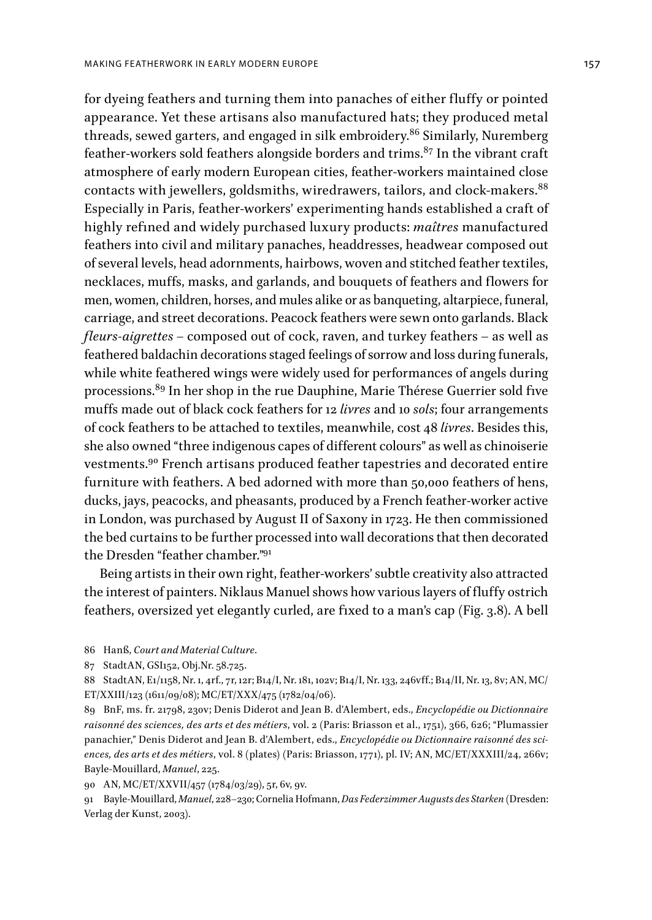for dyeing feathers and turning them into panaches of either fluffy or pointed appearance. Yet these artisans also manufactured hats; they produced metal threads, sewed garters, and engaged in silk embroidery.[86] Similarly, Nuremberg feather-workers sold feathers alongside borders and trims.[87] In the vibrant craft atmosphere of early modern European cities, feather-workers maintained close contacts with jewellers, goldsmiths, wiredrawers, tailors, and clock-makers.[88] Especially in Paris, feather-workers' experimenting hands established a craft of highly refined and widely purchased luxury products: *maîtres* manufactured feathers into civil and military panaches, headdresses, headwear composed out of several levels, head adornments, hairbows, woven and stitched feather textiles, necklaces, muffs, masks, and garlands, and bouquets of feathers and flowers for men, women, children, horses, and mules alike or as banqueting, altarpiece, funeral, carriage, and street decorations. Peacock feathers were sewn onto garlands. Black *fleurs-aigrettes* – composed out of cock, raven, and turkey feathers – as well as feathered baldachin decorations staged feelings of sorrow and loss during funerals, while white feathered wings were widely used for performances of angels during processions.[89] In her shop in the rue Dauphine, Marie Thérese Guerrier sold five muffs made out of black cock feathers for 12 *livres* and 10 *sols*; four arrangements of cock feathers to be attached to textiles, meanwhile, cost 48 *livres*. Besides this, she also owned "three indigenous capes of different colours" as well as chinoiserie vestments.[90] French artisans produced feather tapestries and decorated entire furniture with feathers. A bed adorned with more than 50,000 feathers of hens, ducks, jays, peacocks, and pheasants, produced by a French feather-worker active in London, was purchased by August II of Saxony in 1723. He then commissioned the bed curtains to be further processed into wall decorations that then decorated the Dresden "feather chamber."[91]

Being artists in their own right, feather-workers' subtle creativity also attracted the interest of painters. Niklaus Manuel shows how various layers of fluffy ostrich feathers, oversized yet elegantly curled, are fixed to a man's cap (Fig. 3.8). A bell

86 Hanß, *Court and Material Culture*.

87 StadtAN, GSI152, Obj.Nr. 58.725.

88 StadtAN, E1/1158, Nr. 1, 4rf., 7r, 12r; B14/I, Nr. 181, 102v; B14/I, Nr. 133, 246vff.; B14/II, Nr. 13, 8v; AN, MC/ET/XXIII/123 (1611/09/08); MC/ET/XXX/475 (1782/04/06).

89 BnF, ms. fr. 21798, 230v; Denis Diderot and Jean B. d'Alembert, eds., *Encyclopédie ou Dictionnaire raisonné des sciences, des arts et des métiers*, vol. 2 (Paris: Briasson et al., 1751), 366, 626; "Plumassier panachier," Denis Diderot and Jean B. d'Alembert, eds., *Encyclopédie ou Dictionnaire raisonné des sciences, des arts et des métiers*, vol. 8 (plates) (Paris: Briasson, 1771), pl. IV; AN, MC/ET/XXXIII/24, 266v; Bayle-Mouillard, *Manuel*, 225.

90 AN, MC/ET/XXVII/457 (1784/03/29), 5r, 6v, 9v.

91 Bayle-Mouillard, *Manuel*, 228–230; Cornelia Hofmann, *Das Federzimmer Augusts des Starken* (Dresden: Verlag der Kunst, 2003).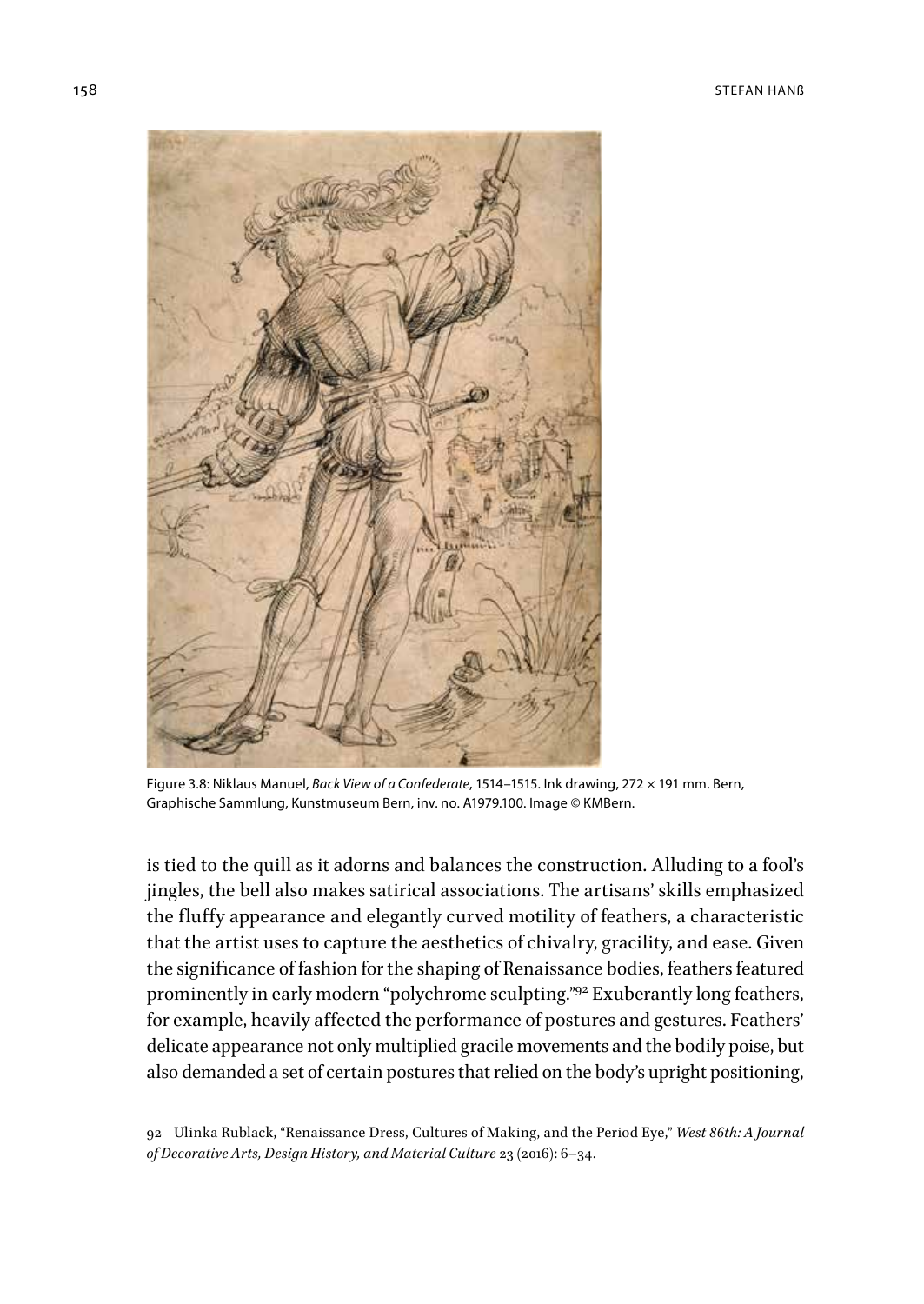Figure 3.8: Niklaus Manuel, *Back View of a Confederate*, 1514–1515. Ink drawing, 272 × 191 mm. Bern, Graphische Sammlung, Kunstmuseum Bern, inv. no. A1979.100. Image © KMBern.

is tied to the quill as it adorns and balances the construction. Alluding to a fool's jingles, the bell also makes satirical associations. The artisans' skills emphasized the fluffy appearance and elegantly curved motility of feathers, a characteristic that the artist uses to capture the aesthetics of chivalry, gracility, and ease. Given the significance of fashion for the shaping of Renaissance bodies, feathers featured prominently in early modern "polychrome sculpting."[92] Exuberantly long feathers, for example, heavily affected the performance of postures and gestures. Feathers' delicate appearance not only multiplied gracile movements and the bodily poise, but also demanded a set of certain postures that relied on the body's upright positioning,

92 Ulinka Rublack, "Renaissance Dress, Cultures of Making, and the Period Eye," *West 86th: A Journal of Decorative Arts, Design History, and Material Culture* 23 (2016): 6–34.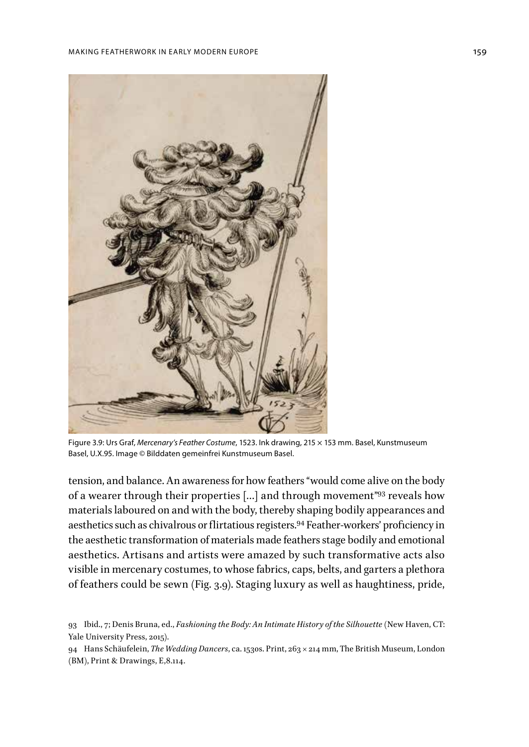Figure 3.9: Urs Graf, *Mercenary's Feather Costume*, 1523. Ink drawing, 215 × 153 mm. Basel, Kunstmuseum Basel, U.X.95. Image © Bilddaten gemeinfrei Kunstmuseum Basel.

tension, and balance. An awareness for how feathers "would come alive on the body of a wearer through their properties [...] and through movement"[93] reveals how materials laboured on and with the body, thereby shaping bodily appearances and aesthetics such as chivalrous or flirtatious registers.[94] Feather-workers' proficiency in the aesthetic transformation of materials made feathers stage bodily and emotional aesthetics. Artisans and artists were amazed by such transformative acts also visible in mercenary costumes, to whose fabrics, caps, belts, and garters a plethora of feathers could be sewn (Fig. 3.9). Staging luxury as well as haughtiness, pride,

93 Ibid., 7; Denis Bruna, ed., *Fashioning the Body: An Intimate History of the Silhouette* (New Haven, CT: Yale University Press, 2015).

94 Hans Schäufelein, *The Wedding Dancers*, ca. 1530s. Print, 263 × 214 mm, The British Museum, London (BM), Print & Drawings, E,8.114.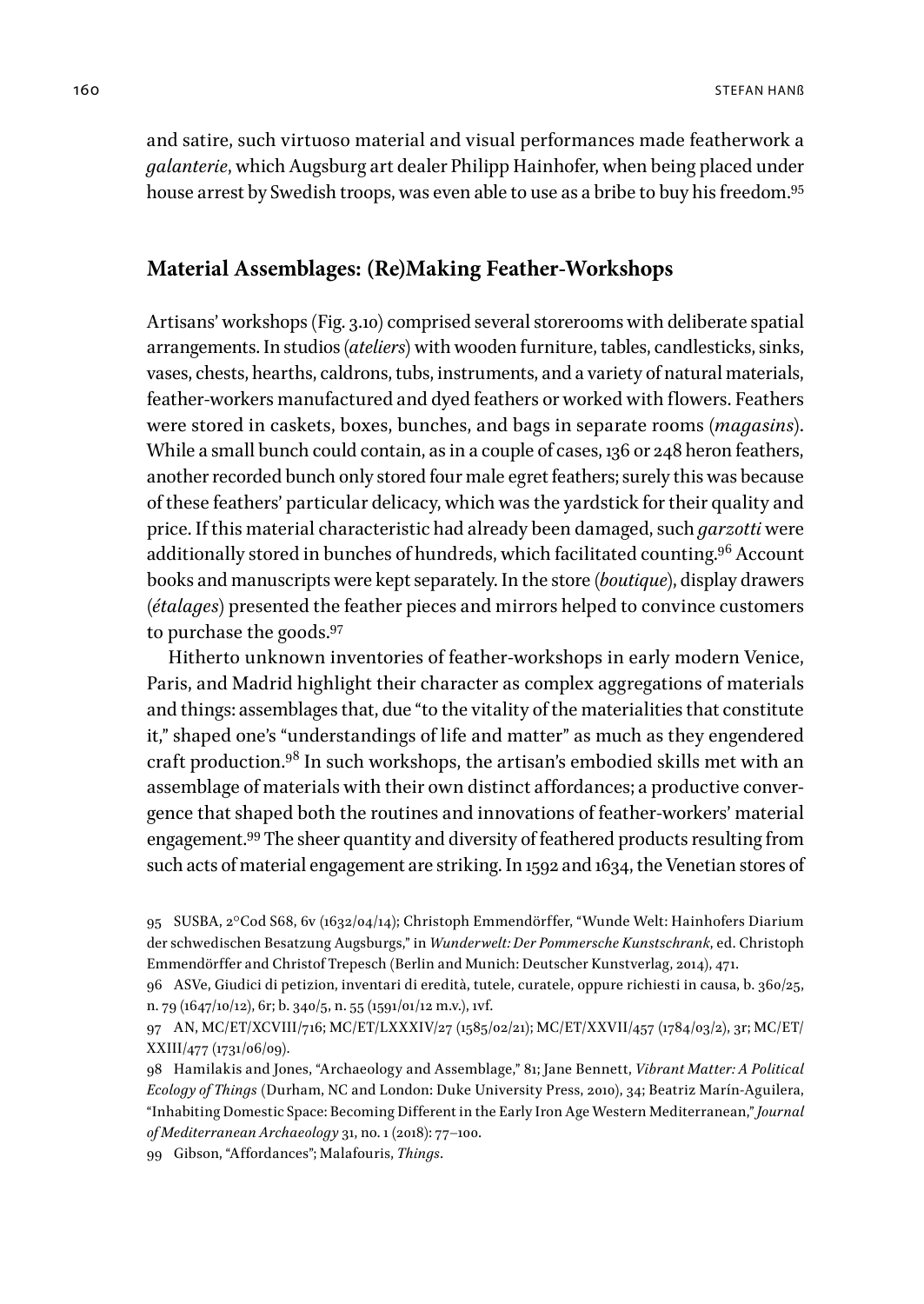and satire, such virtuoso material and visual performances made featherwork a *galanterie*, which Augsburg art dealer Philipp Hainhofer, when being placed under house arrest by Swedish troops, was even able to use as a bribe to buy his freedom.[95]

## Material Assemblages: (Re)Making Feather-Workshops

Artisans' workshops (Fig. 3.10) comprised several storerooms with deliberate spatial arrangements. In studios (*ateliers*) with wooden furniture, tables, candlesticks, sinks, vases, chests, hearths, caldrons, tubs, instruments, and a variety of natural materials, feather-workers manufactured and dyed feathers or worked with flowers. Feathers were stored in caskets, boxes, bunches, and bags in separate rooms (*magasins*). While a small bunch could contain, as in a couple of cases, 136 or 248 heron feathers, another recorded bunch only stored four male egret feathers; surely this was because of these feathers' particular delicacy, which was the yardstick for their quality and price. If this material characteristic had already been damaged, such *garzotti* were additionally stored in bunches of hundreds, which facilitated counting.[96] Account books and manuscripts were kept separately. In the store (*boutique*), display drawers (*étalages*) presented the feather pieces and mirrors helped to convince customers to purchase the goods.[97]

Hitherto unknown inventories of feather-workshops in early modern Venice, Paris, and Madrid highlight their character as complex aggregations of materials and things: assemblages that, due "to the vitality of the materialities that constitute it," shaped one's "understandings of life and matter" as much as they engendered craft production.[98] In such workshops, the artisan's embodied skills met with an assemblage of materials with their own distinct affordances; a productive convergence that shaped both the routines and innovations of feather-workers' material engagement.[99] The sheer quantity and diversity of feathered products resulting from such acts of material engagement are striking. In 1592 and 1634, the Venetian stores of

95 SUSBA, 2°Cod S68, 6v (1632/04/14); Christoph Emmendörffer, "Wunde Welt: Hainhofers Diarium der schwedischen Besatzung Augsburgs," in *Wunderwelt: Der Pommersche Kunstschrank*, ed. Christoph Emmendörffer and Christof Trepesch (Berlin and Munich: Deutscher Kunstverlag, 2014), 471.

96 ASVe, Giudici di petizion, inventari di eredità, tutele, curatele, oppure richiesti in causa, b. 360/25, n. 79 (1647/10/12), 6r; b. 340/5, n. 55 (1591/01/12 m.v.), 1vf.

97 AN, MC/ET/XCVIII/716; MC/ET/LXXXIV/27 (1585/02/21); MC/ET/XXVII/457 (1784/03/2), 3r; MC/ET/XXIII/477 (1731/06/09).

98 Hamilakis and Jones, "Archaeology and Assemblage," 81; Jane Bennett, *Vibrant Matter: A Political Ecology of Things* (Durham, NC and London: Duke University Press, 2010), 34; Beatriz Marín-Aguilera, "Inhabiting Domestic Space: Becoming Different in the Early Iron Age Western Mediterranean," *Journal of Mediterranean Archaeology* 31, no. 1 (2018): 77–100.

99 Gibson, "Affordances"; Malafouris, *Things*.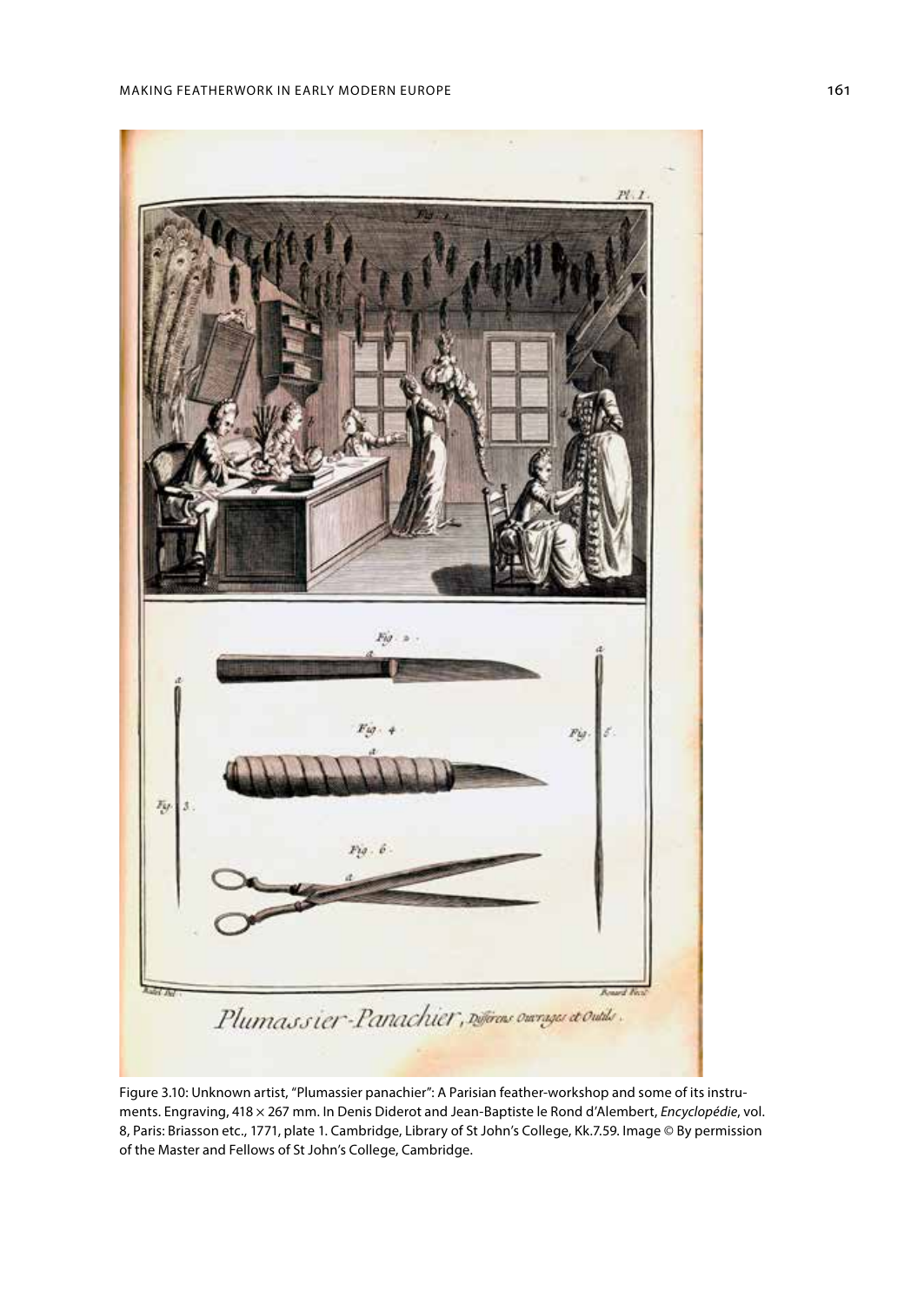Figure 3.10: Unknown artist, "Plumassier panachier": A Parisian feather-workshop and some of its instruments. Engraving, 418 × 267 mm. In Denis Diderot and Jean-Baptiste le Rond d'Alembert, *Encyclopédie*, vol. 8, Paris: Briasson etc., 1771, plate 1. Cambridge, Library of St John's College, Kk.7.59. Image © By permission of the Master and Fellows of St John's College, Cambridge.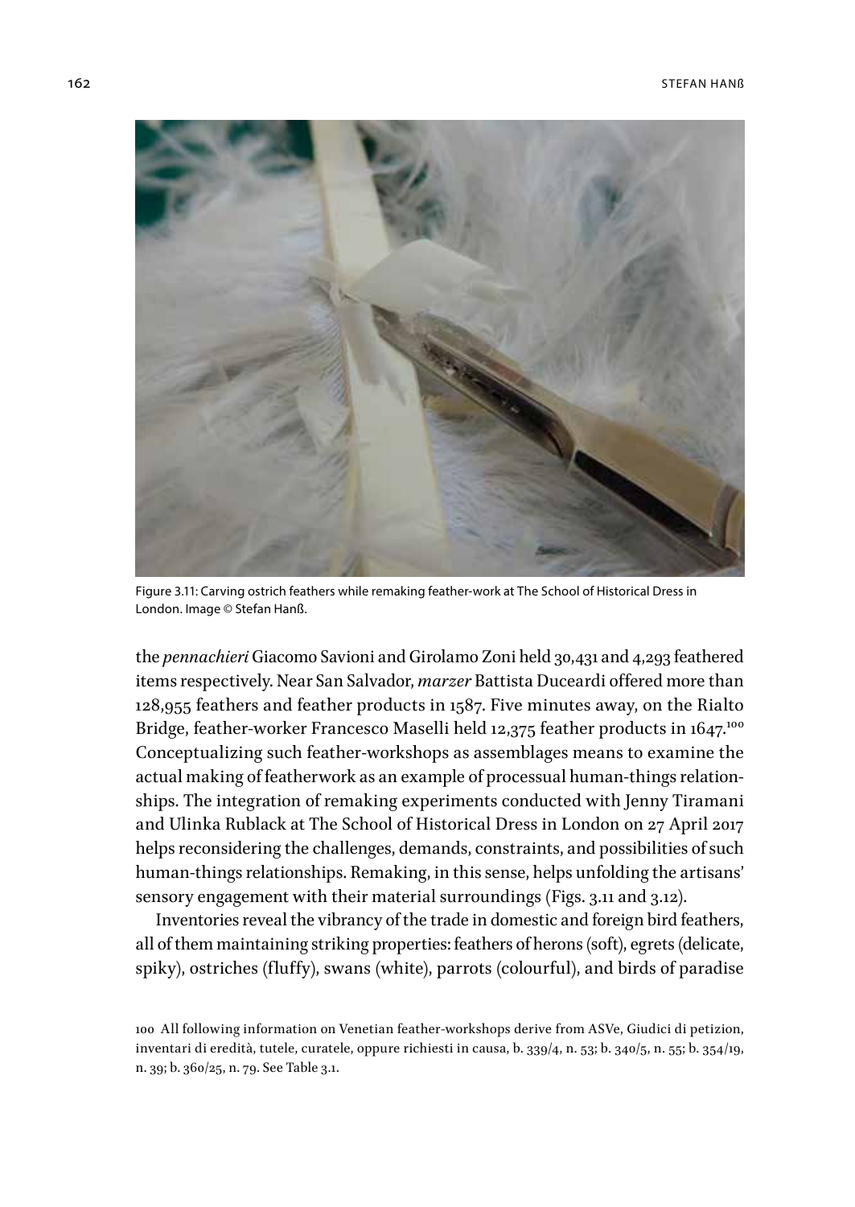Figure 3.11: Carving ostrich feathers while remaking feather-work at The School of Historical Dress in London. Image © Stefan Hanß.

the *pennachieri* Giacomo Savioni and Girolamo Zoni held 30,431 and 4,293 feathered items respectively. Near San Salvador, *marzer* Battista Duceardi offered more than 128,955 feathers and feather products in 1587. Five minutes away, on the Rialto Bridge, feather-worker Francesco Maselli held 12,375 feather products in 1647.[100] Conceptualizing such feather-workshops as assemblages means to examine the actual making of featherwork as an example of processual human-things relationships. The integration of remaking experiments conducted with Jenny Tiramani and Ulinka Rublack at The School of Historical Dress in London on 27 April 2017 helps reconsidering the challenges, demands, constraints, and possibilities of such human-things relationships. Remaking, in this sense, helps unfolding the artisans' sensory engagement with their material surroundings (Figs. 3.11 and 3.12).

Inventories reveal the vibrancy of the trade in domestic and foreign bird feathers, all of them maintaining striking properties: feathers of herons (soft), egrets (delicate, spiky), ostriches (fluffy), swans (white), parrots (colourful), and birds of paradise

100 All following information on Venetian feather-workshops derive from ASVe, Giudici di petizion, inventari di eredità, tutele, curatele, oppure richiesti in causa, b. 339/4, n. 53; b. 340/5, n. 55; b. 354/19, n. 39; b. 360/25, n. 79. See Table 3.1.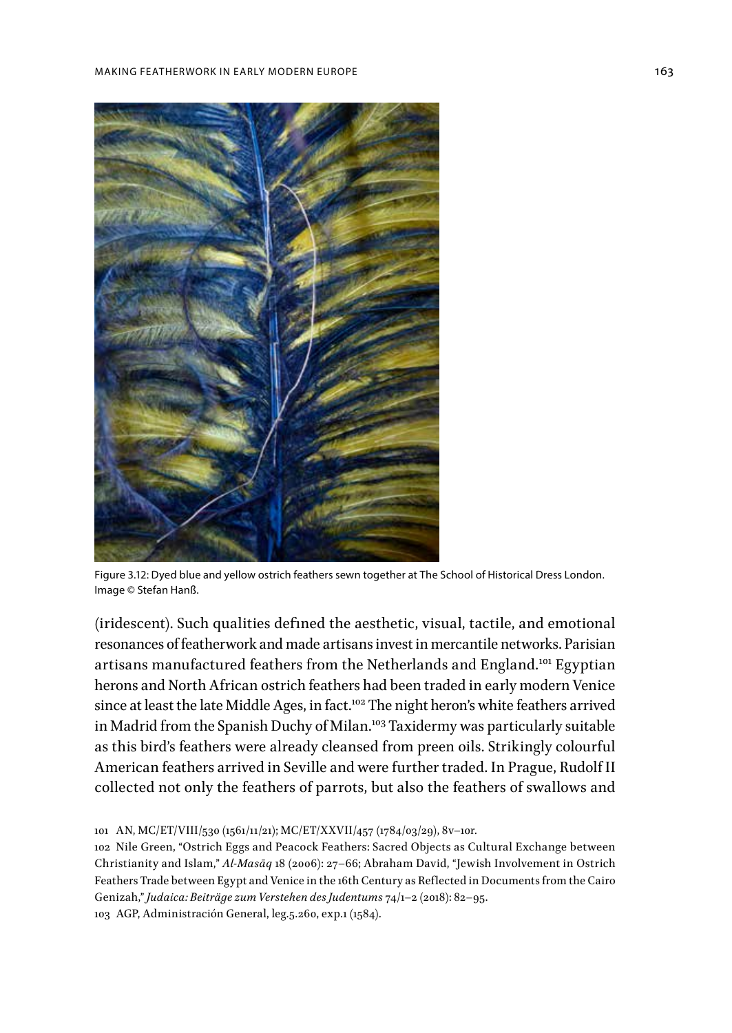Figure 3.12: Dyed blue and yellow ostrich feathers sewn together at The School of Historical Dress London. Image © Stefan Hanß.

(iridescent). Such qualities defined the aesthetic, visual, tactile, and emotional resonances of featherwork and made artisans invest in mercantile networks. Parisian artisans manufactured feathers from the Netherlands and England.[101] Egyptian herons and North African ostrich feathers had been traded in early modern Venice since at least the late Middle Ages, in fact.[102] The night heron's white feathers arrived in Madrid from the Spanish Duchy of Milan.[103] Taxidermy was particularly suitable as this bird's feathers were already cleansed from preen oils. Strikingly colourful American feathers arrived in Seville and were further traded. In Prague, Rudolf II collected not only the feathers of parrots, but also the feathers of swallows and

101 AN, MC/ET/VIII/530 (1561/11/21); MC/ET/XXVII/457 (1784/03/29), 8v–10r.

102 Nile Green, "Ostrich Eggs and Peacock Feathers: Sacred Objects as Cultural Exchange between Christianity and Islam," *Al-Masāq* 18 (2006): 27–66; Abraham David, "Jewish Involvement in Ostrich Feathers Trade between Egypt and Venice in the 16th Century as Reflected in Documents from the Cairo Genizah," *Judaica: Beiträge zum Verstehen des Judentums* 74/1–2 (2018): 82–95.

103 AGP, Administración General, leg.5.260, exp.1 (1584).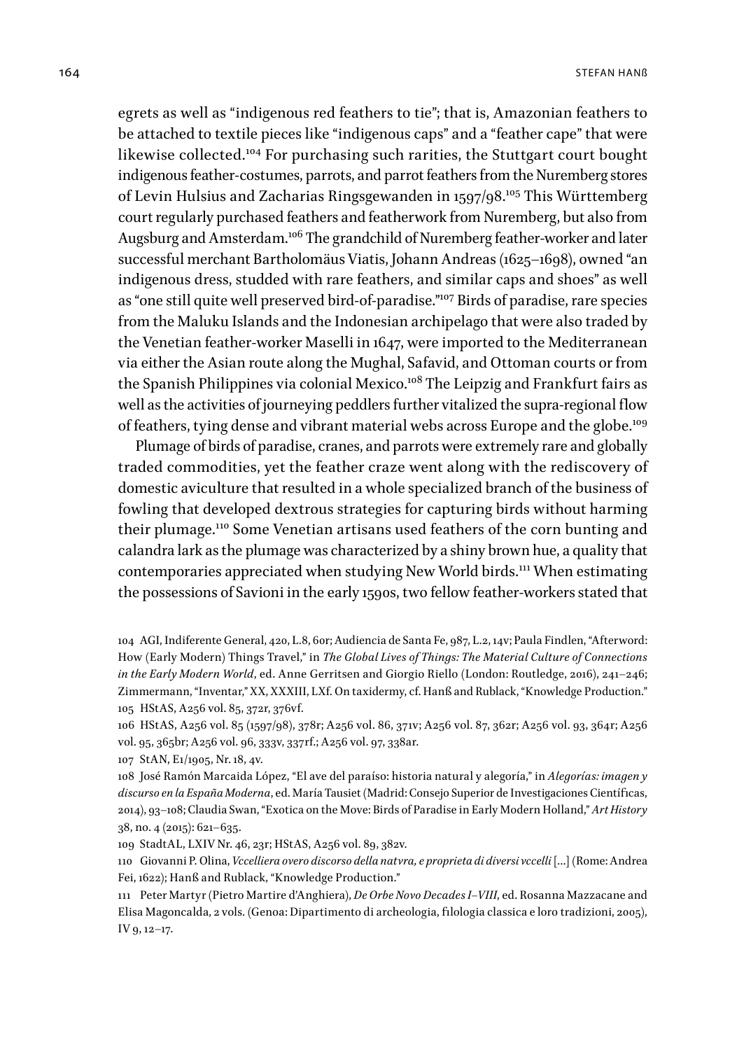egrets as well as "indigenous red feathers to tie"; that is, Amazonian feathers to be attached to textile pieces like "indigenous caps" and a "feather cape" that were likewise collected.[104] For purchasing such rarities, the Stuttgart court bought indigenous feather-costumes, parrots, and parrot feathers from the Nuremberg stores of Levin Hulsius and Zacharias Ringsgewanden in 1597/98.[105] This Württemberg court regularly purchased feathers and featherwork from Nuremberg, but also from Augsburg and Amsterdam.[106] The grandchild of Nuremberg feather-worker and later successful merchant Bartholomäus Viatis, Johann Andreas (1625–1698), owned "an indigenous dress, studded with rare feathers, and similar caps and shoes" as well as "one still quite well preserved bird-of-paradise."[107] Birds of paradise, rare species from the Maluku Islands and the Indonesian archipelago that were also traded by the Venetian feather-worker Maselli in 1647, were imported to the Mediterranean via either the Asian route along the Mughal, Safavid, and Ottoman courts or from the Spanish Philippines via colonial Mexico.[108] The Leipzig and Frankfurt fairs as well as the activities of journeying peddlers further vitalized the supra-regional flow of feathers, tying dense and vibrant material webs across Europe and the globe.[109]

Plumage of birds of paradise, cranes, and parrots were extremely rare and globally traded commodities, yet the feather craze went along with the rediscovery of domestic aviculture that resulted in a whole specialized branch of the business of fowling that developed dextrous strategies for capturing birds without harming their plumage.[110] Some Venetian artisans used feathers of the corn bunting and calandra lark as the plumage was characterized by a shiny brown hue, a quality that contemporaries appreciated when studying New World birds.[111] When estimating the possessions of Savioni in the early 1590s, two fellow feather-workers stated that

104 AGI, Indiferente General, 420, L.8, 60r; Audiencia de Santa Fe, 987, L.2, 14v; Paula Findlen, "Afterword: How (Early Modern) Things Travel," in *The Global Lives of Things: The Material Culture of Connections in the Early Modern World*, ed. Anne Gerritsen and Giorgio Riello (London: Routledge, 2016), 241–246; Zimmermann, "Inventar," XX, XXXIII, LXf. On taxidermy, cf. Hanß and Rublack, "Knowledge Production."

105 HStAS, A256 vol. 85, 372r, 376vf.

106 HStAS, A256 vol. 85 (1597/98), 378r; A256 vol. 86, 371v; A256 vol. 87, 362r; A256 vol. 93, 364r; A256 vol. 95, 365br; A256 vol. 96, 333v, 337rf.; A256 vol. 97, 338ar.

107 StAN, E1/1905, Nr. 18, 4v.

108 José Ramón Marcaida López, "El ave del paraíso: historia natural y alegoría," in *Alegorías: imagen y discurso en la España Moderna*, ed. María Tausiet (Madrid: Consejo Superior de Investigaciones Científicas, 2014), 93–108; Claudia Swan, "Exotica on the Move: Birds of Paradise in Early Modern Holland," *Art History* 38, no. 4 (2015): 621–635.

109 StadtAL, LXIV Nr. 46, 23r; HStAS, A256 vol. 89, 382v.

110 Giovanni P. Olina, *Vccelliera overo discorso della natvra, e proprieta di diversi vccelli* [...] (Rome: Andrea Fei, 1622); Hanß and Rublack, "Knowledge Production."

111 Peter Martyr (Pietro Martire d'Anghiera), *De Orbe Novo Decades I–VIII*, ed. Rosanna Mazzacane and Elisa Magoncalda, 2 vols. (Genoa: Dipartimento di archeologia, filologia classica e loro tradizioni, 2005), IV 9, 12–17.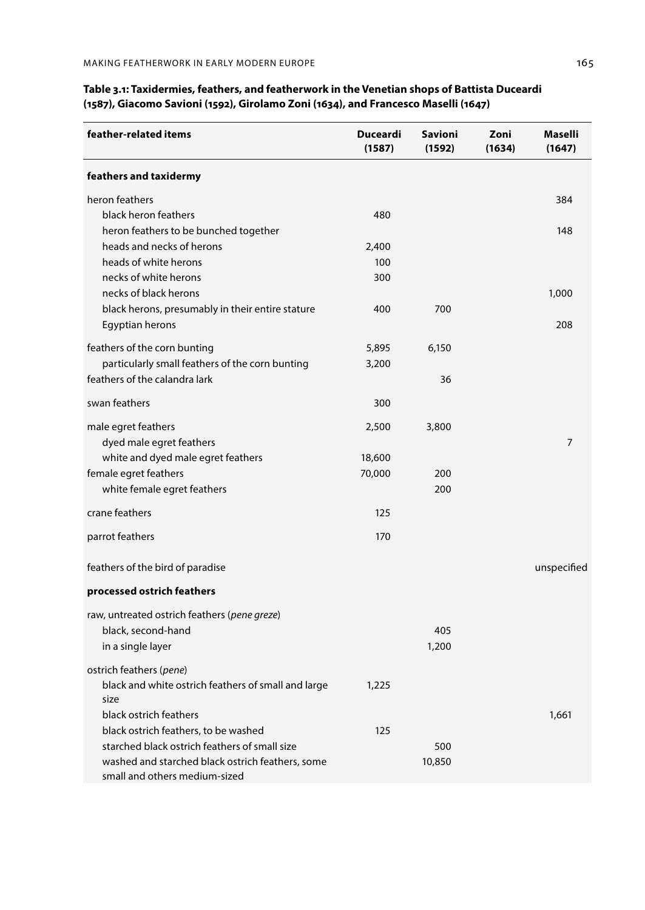**Table 3.1: Taxidermies, feathers, and featherwork in the Venetian shops of Battista Duceardi (1587), Giacomo Savioni (1592), Girolamo Zoni (1634), and Francesco Maselli (1647)**

| feather-related items | Duceardi (1587) | Savioni (1592) | Zoni (1634) | Maselli (1647) |
|---|---|---|---|---|
| **feathers and taxidermy** | | | | |
| heron feathers | | | | 384 |
| black heron feathers | 480 | | | |
| heron feathers to be bunched together | | | | 148 |
| heads and necks of herons | 2,400 | | | |
| heads of white herons | 100 | | | |
| necks of white herons | 300 | | | |
| necks of black herons | | | | 1,000 |
| black herons, presumably in their entire stature | 400 | 700 | | |
| Egyptian herons | | | | 208 |
| feathers of the corn bunting | 5,895 | 6,150 | | |
| particularly small feathers of the corn bunting | 3,200 | | | |
| feathers of the calandra lark | | 36 | | |
| swan feathers | 300 | | | |
| male egret feathers | 2,500 | 3,800 | | |
| dyed male egret feathers | | | | 7 |
| white and dyed male egret feathers | 18,600 | | | |
| female egret feathers | 70,000 | 200 | | |
| white female egret feathers | | 200 | | |
| crane feathers | 125 | | | |
| parrot feathers | 170 | | | |
| feathers of the bird of paradise | | | | unspecified |
| **processed ostrich feathers** | | | | |
| raw, untreated ostrich feathers (*pene greze*) | | | | |
| black, second-hand | | 405 | | |
| in a single layer | | 1,200 | | |
| ostrich feathers (*pene*) | | | | |
| black and white ostrich feathers of small and large size | 1,225 | | | |
| black ostrich feathers | | | | 1,661 |
| black ostrich feathers, to be washed | 125 | | | |
| starched black ostrich feathers of small size | | 500 | | |
| washed and starched black ostrich feathers, some small and others medium-sized | | 10,850 | | |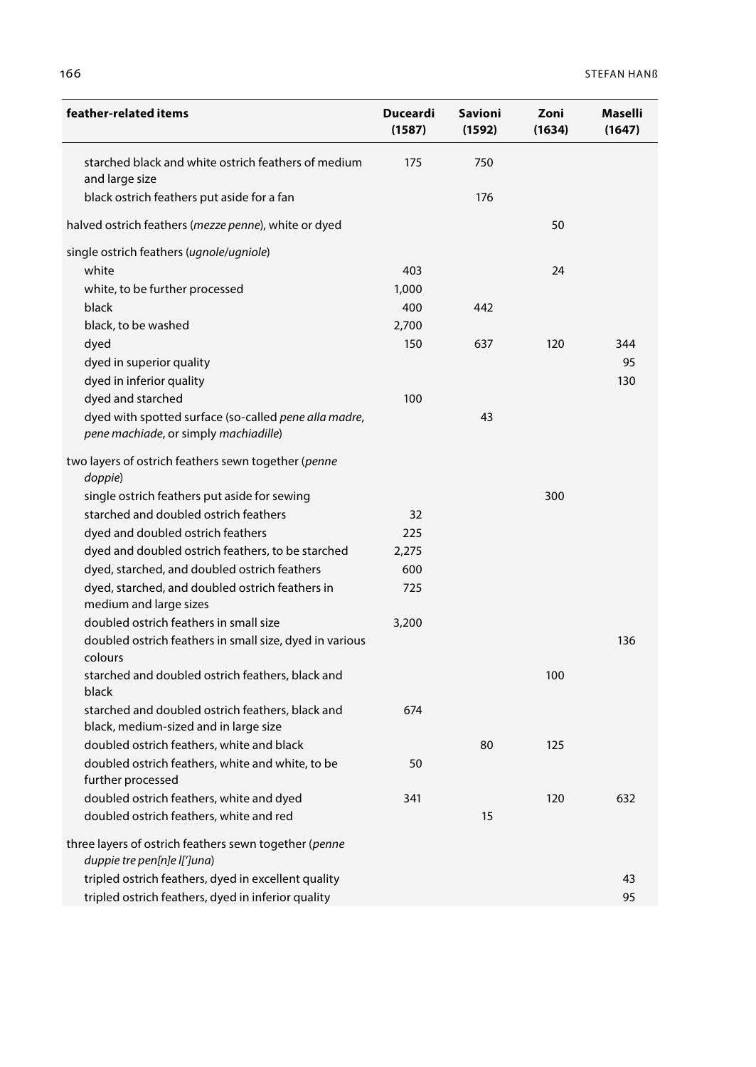| feather-related items | Duceardi (1587) | Savioni (1592) | Zoni (1634) | Maselli (1647) |
|---|---|---|---|---|
| starched black and white ostrich feathers of medium and large size | 175 | 750 | | |
| black ostrich feathers put aside for a fan | | 176 | | |
| halved ostrich feathers (*mezze penne*), white or dyed | | | 50 | |
| single ostrich feathers (*ugnole/ugniole*) | | | | |
| white | 403 | | 24 | |
| white, to be further processed | 1,000 | | | |
| black | 400 | 442 | | |
| black, to be washed | 2,700 | | | |
| dyed | 150 | 637 | 120 | 344 |
| dyed in superior quality | | | | 95 |
| dyed in inferior quality | | | | 130 |
| dyed and starched | 100 | | | |
| dyed with spotted surface (so-called *pene alla madre*, *pene machiade*, or simply *machiadille*) | | 43 | | |
| two layers of ostrich feathers sewn together (*penne doppie*) | | | | |
| single ostrich feathers put aside for sewing | | | 300 | |
| starched and doubled ostrich feathers | 32 | | | |
| dyed and doubled ostrich feathers | 225 | | | |
| dyed and doubled ostrich feathers, to be starched | 2,275 | | | |
| dyed, starched, and doubled ostrich feathers | 600 | | | |
| dyed, starched, and doubled ostrich feathers in medium and large sizes | 725 | | | |
| doubled ostrich feathers in small size | 3,200 | | | |
| doubled ostrich feathers in small size, dyed in various colours | | | | 136 |
| starched and doubled ostrich feathers, black and black | | | 100 | |
| starched and doubled ostrich feathers, black and black, medium-sized and in large size | 674 | | | |
| doubled ostrich feathers, white and black | | 80 | 125 | |
| doubled ostrich feathers, white and white, to be further processed | 50 | | | |
| doubled ostrich feathers, white and dyed | 341 | | 120 | 632 |
| doubled ostrich feathers, white and red | | 15 | | |
| three layers of ostrich feathers sewn together (*penne duppie tre pen[n]e l[']una*) | | | | |
| tripled ostrich feathers, dyed in excellent quality | | | | 43 |
| tripled ostrich feathers, dyed in inferior quality | | | | 95 |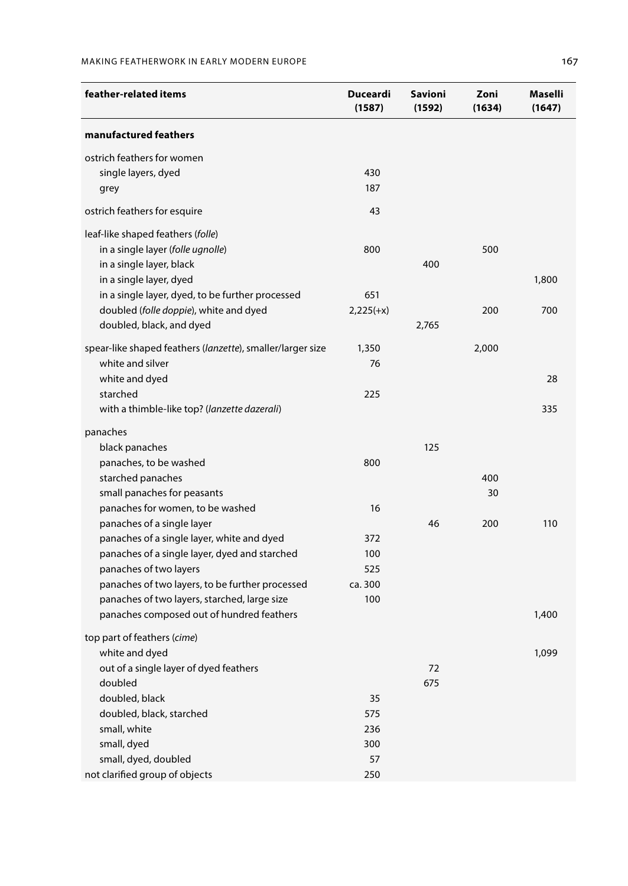| feather-related items | Duceardi (1587) | Savioni (1592) | Zoni (1634) | Maselli (1647) |
|---|---|---|---|---|
| **manufactured feathers** | | | | |
| ostrich feathers for women | | | | |
| single layers, dyed | 430 | | | |
| grey | 187 | | | |
| ostrich feathers for esquire | 43 | | | |
| leaf-like shaped feathers (*folle*) | | | | |
| in a single layer (*folle ugnolle*) | 800 | | 500 | |
| in a single layer, black | | 400 | | |
| in a single layer, dyed | | | | 1,800 |
| in a single layer, dyed, to be further processed | 651 | | | |
| doubled (*folle doppie*), white and dyed | 2,225(+x) | | 200 | 700 |
| doubled, black, and dyed | | 2,765 | | |
| spear-like shaped feathers (*lanzette*), smaller/larger size | 1,350 | | 2,000 | |
| white and silver | 76 | | | |
| white and dyed | | | | 28 |
| starched | 225 | | | |
| with a thimble-like top? (*lanzette dazerali*) | | | | 335 |
| panaches | | | | |
| black panaches | | 125 | | |
| panaches, to be washed | 800 | | | |
| starched panaches | | | 400 | |
| small panaches for peasants | | | 30 | |
| panaches for women, to be washed | 16 | | | |
| panaches of a single layer | | 46 | 200 | 110 |
| panaches of a single layer, white and dyed | 372 | | | |
| panaches of a single layer, dyed and starched | 100 | | | |
| panaches of two layers | 525 | | | |
| panaches of two layers, to be further processed | ca. 300 | | | |
| panaches of two layers, starched, large size | 100 | | | |
| panaches composed out of hundred feathers | | | | 1,400 |
| top part of feathers (*cime*) | | | | |
| white and dyed | | | | 1,099 |
| out of a single layer of dyed feathers | | 72 | | |
| doubled | | 675 | | |
| doubled, black | 35 | | | |
| doubled, black, starched | 575 | | | |
| small, white | 236 | | | |
| small, dyed | 300 | | | |
| small, dyed, doubled | 57 | | | |
| not clarified group of objects | 250 | | | |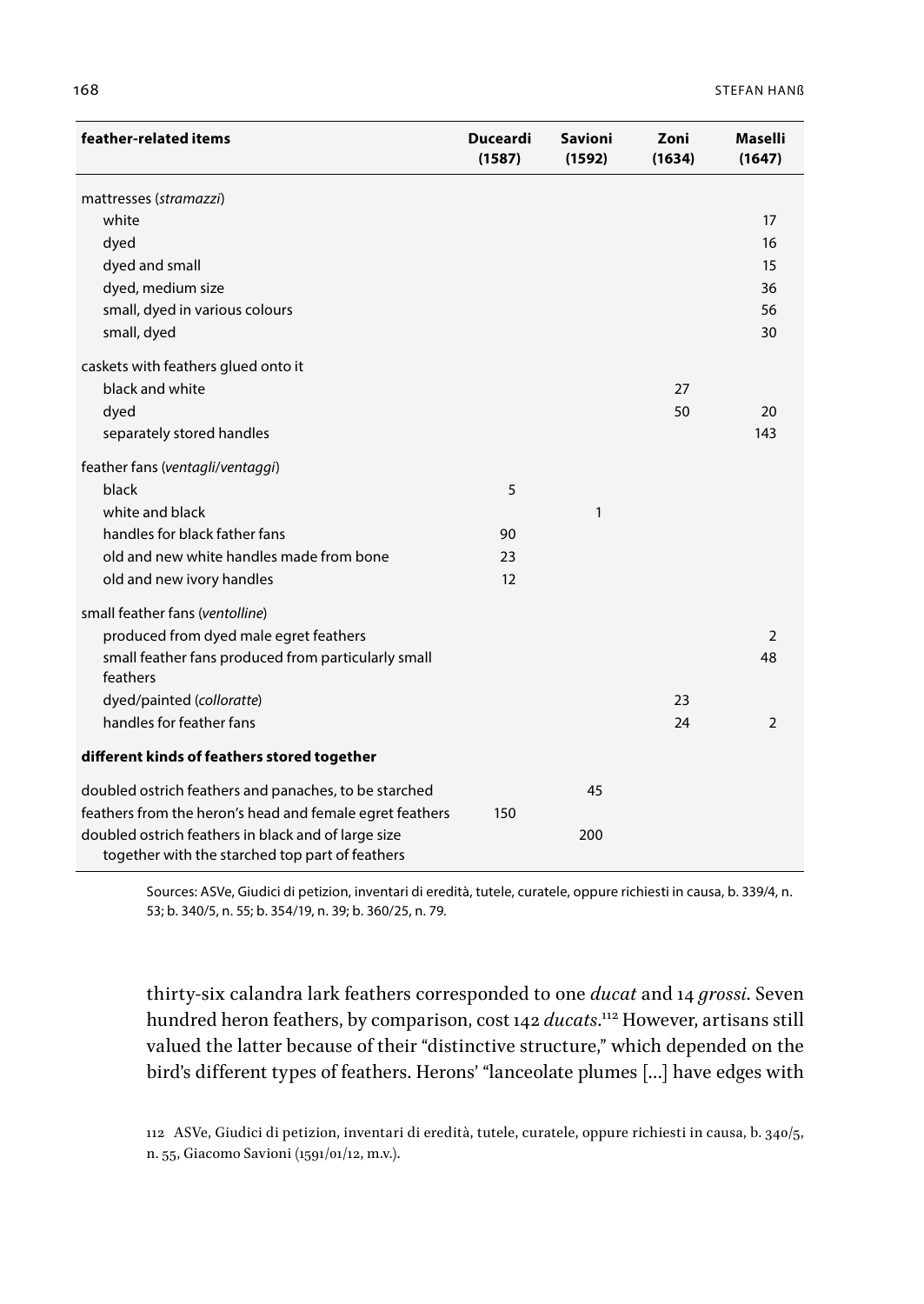| feather-related items | Duceardi (1587) | Savioni (1592) | Zoni (1634) | Maselli (1647) |
|---|---|---|---|---|
| mattresses (*stramazzi*) | | | | |
| white | | | | 17 |
| dyed | | | | 16 |
| dyed and small | | | | 15 |
| dyed, medium size | | | | 36 |
| small, dyed in various colours | | | | 56 |
| small, dyed | | | | 30 |
| caskets with feathers glued onto it | | | | |
| black and white | | | 27 | |
| dyed | | | 50 | 20 |
| separately stored handles | | | | 143 |
| feather fans (*ventagli/ventaggi*) | | | | |
| black | 5 | | | |
| white and black | | 1 | | |
| handles for black father fans | 90 | | | |
| old and new white handles made from bone | 23 | | | |
| old and new ivory handles | 12 | | | |
| small feather fans (*ventolline*) | | | | |
| produced from dyed male egret feathers | | | | 2 |
| small feather fans produced from particularly small feathers | | | | 48 |
| dyed/painted (*colloratte*) | | | 23 | |
| handles for feather fans | | | 24 | 2 |
| **different kinds of feathers stored together** | | | | |
| doubled ostrich feathers and panaches, to be starched | | 45 | | |
| feathers from the heron's head and female egret feathers | 150 | | | |
| doubled ostrich feathers in black and of large size together with the starched top part of feathers | | 200 | | |

Sources: ASVe, Giudici di petizion, inventari di eredità, tutele, curatele, oppure richiesti in causa, b. 339/4, n. 53; b. 340/5, n. 55; b. 354/19, n. 39; b. 360/25, n. 79.

thirty-six calandra lark feathers corresponded to one *ducat* and 14 *grossi*. Seven hundred heron feathers, by comparison, cost 142 *ducats*.[112] However, artisans still valued the latter because of their "distinctive structure," which depended on the bird's different types of feathers. Herons' "lanceolate plumes […] have edges with

112 ASVe, Giudici di petizion, inventari di eredità, tutele, curatele, oppure richiesti in causa, b. 340/5, n. 55, Giacomo Savioni (1591/01/12, m.v.).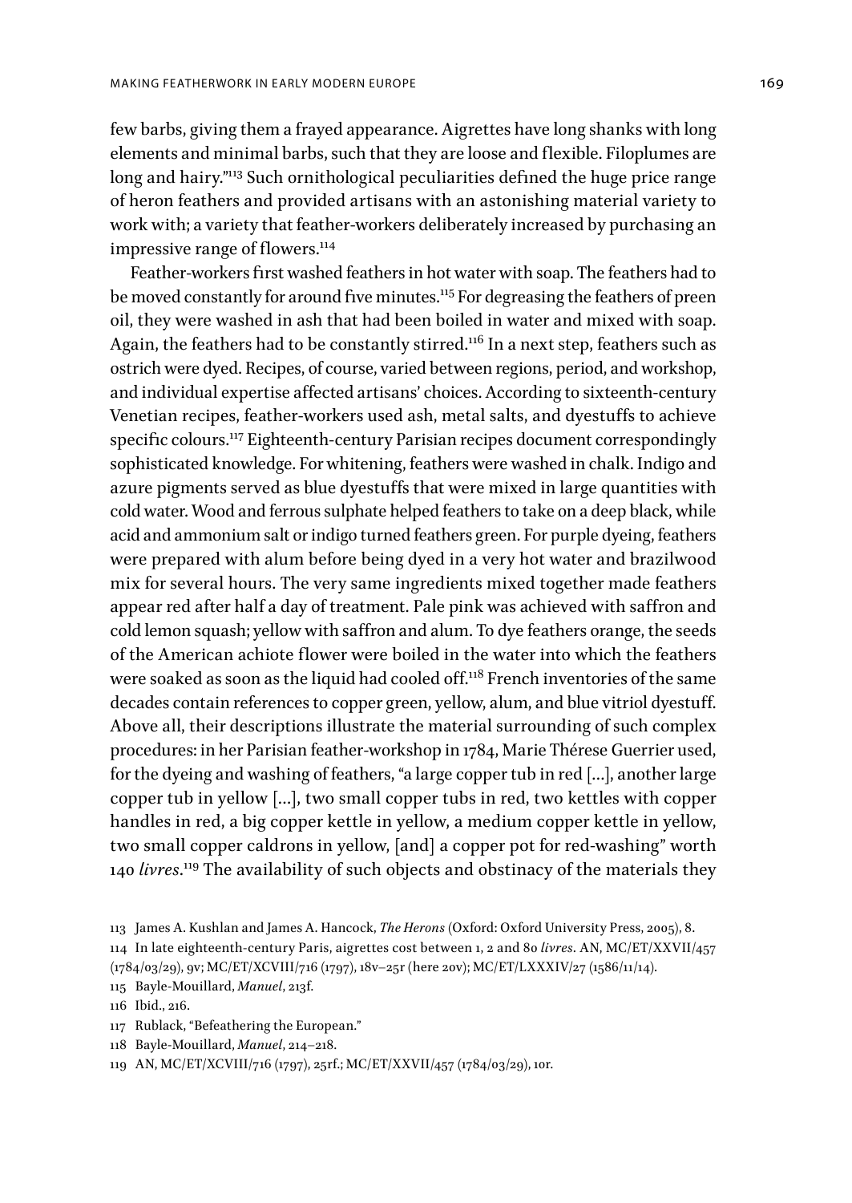few barbs, giving them a frayed appearance. Aigrettes have long shanks with long elements and minimal barbs, such that they are loose and flexible. Filoplumes are long and hairy."[113] Such ornithological peculiarities defined the huge price range of heron feathers and provided artisans with an astonishing material variety to work with; a variety that feather-workers deliberately increased by purchasing an impressive range of flowers.[114]

Feather-workers first washed feathers in hot water with soap. The feathers had to be moved constantly for around five minutes.[115] For degreasing the feathers of preen oil, they were washed in ash that had been boiled in water and mixed with soap. Again, the feathers had to be constantly stirred.[116] In a next step, feathers such as ostrich were dyed. Recipes, of course, varied between regions, period, and workshop, and individual expertise affected artisans' choices. According to sixteenth-century Venetian recipes, feather-workers used ash, metal salts, and dyestuffs to achieve specific colours.[117] Eighteenth-century Parisian recipes document correspondingly sophisticated knowledge. For whitening, feathers were washed in chalk. Indigo and azure pigments served as blue dyestuffs that were mixed in large quantities with cold water. Wood and ferrous sulphate helped feathers to take on a deep black, while acid and ammonium salt or indigo turned feathers green. For purple dyeing, feathers were prepared with alum before being dyed in a very hot water and brazilwood mix for several hours. The very same ingredients mixed together made feathers appear red after half a day of treatment. Pale pink was achieved with saffron and cold lemon squash; yellow with saffron and alum. To dye feathers orange, the seeds of the American achiote flower were boiled in the water into which the feathers were soaked as soon as the liquid had cooled off.[118] French inventories of the same decades contain references to copper green, yellow, alum, and blue vitriol dyestuff. Above all, their descriptions illustrate the material surrounding of such complex procedures: in her Parisian feather-workshop in 1784, Marie Thérese Guerrier used, for the dyeing and washing of feathers, "a large copper tub in red […], another large copper tub in yellow […], two small copper tubs in red, two kettles with copper handles in red, a big copper kettle in yellow, a medium copper kettle in yellow, two small copper caldrons in yellow, [and] a copper pot for red-washing" worth 140 *livres*.[119] The availability of such objects and obstinacy of the materials they

---

113 James A. Kushlan and James A. Hancock, *The Herons* (Oxford: Oxford University Press, 2005), 8.

114 In late eighteenth-century Paris, aigrettes cost between 1, 2 and 80 *livres*. AN, MC/ET/XXVII/457 (1784/03/29), 9v; MC/ET/XCVIII/716 (1797), 18v–25r (here 20v); MC/ET/LXXXIV/27 (1586/11/14).

115 Bayle-Mouillard, *Manuel*, 213f.

116 Ibid., 216.

117 Rublack, "Befeathering the European."

118 Bayle-Mouillard, *Manuel*, 214–218.

119 AN, MC/ET/XCVIII/716 (1797), 25rf.; MC/ET/XXVII/457 (1784/03/29), 10r.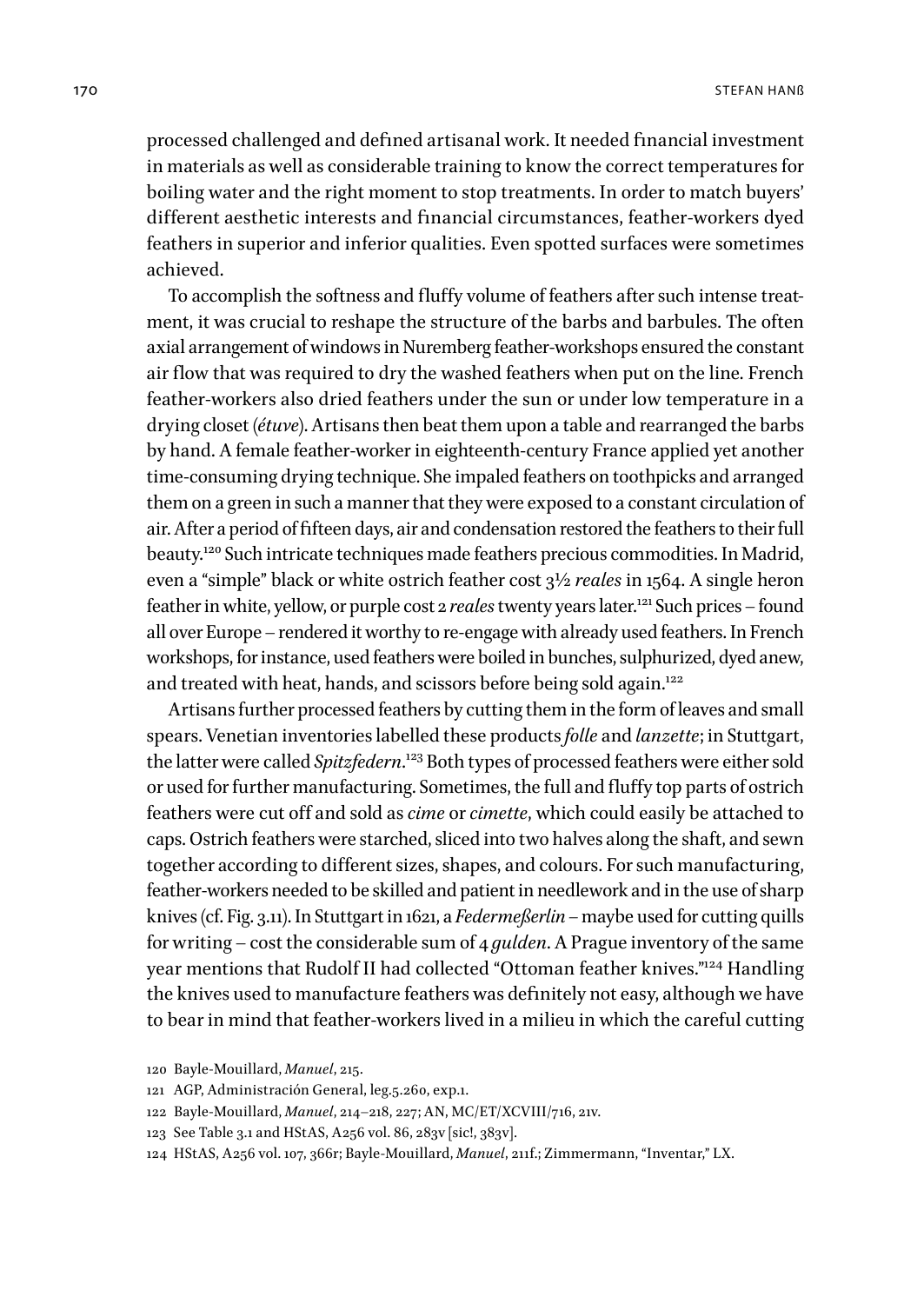processed challenged and defined artisanal work. It needed financial investment in materials as well as considerable training to know the correct temperatures for boiling water and the right moment to stop treatments. In order to match buyers' different aesthetic interests and financial circumstances, feather-workers dyed feathers in superior and inferior qualities. Even spotted surfaces were sometimes achieved.

To accomplish the softness and fluffy volume of feathers after such intense treatment, it was crucial to reshape the structure of the barbs and barbules. The often axial arrangement of windows in Nuremberg feather-workshops ensured the constant air flow that was required to dry the washed feathers when put on the line. French feather-workers also dried feathers under the sun or under low temperature in a drying closet (*étuve*). Artisans then beat them upon a table and rearranged the barbs by hand. A female feather-worker in eighteenth-century France applied yet another time-consuming drying technique. She impaled feathers on toothpicks and arranged them on a green in such a manner that they were exposed to a constant circulation of air. After a period of fifteen days, air and condensation restored the feathers to their full beauty.[120] Such intricate techniques made feathers precious commodities. In Madrid, even a "simple" black or white ostrich feather cost 3½ *reales* in 1564. A single heron feather in white, yellow, or purple cost 2 *reales* twenty years later.[121] Such prices – found all over Europe – rendered it worthy to re-engage with already used feathers. In French workshops, for instance, used feathers were boiled in bunches, sulphurized, dyed anew, and treated with heat, hands, and scissors before being sold again.[122]

Artisans further processed feathers by cutting them in the form of leaves and small spears. Venetian inventories labelled these products *folle* and *lanzette*; in Stuttgart, the latter were called *Spitzfedern*.[123] Both types of processed feathers were either sold or used for further manufacturing. Sometimes, the full and fluffy top parts of ostrich feathers were cut off and sold as *cime* or *cimette*, which could easily be attached to caps. Ostrich feathers were starched, sliced into two halves along the shaft, and sewn together according to different sizes, shapes, and colours. For such manufacturing, feather-workers needed to be skilled and patient in needlework and in the use of sharp knives (cf. Fig. 3.11). In Stuttgart in 1621, a *Federmeßerlin* – maybe used for cutting quills for writing – cost the considerable sum of 4 *gulden*. A Prague inventory of the same year mentions that Rudolf II had collected "Ottoman feather knives."[124] Handling the knives used to manufacture feathers was definitely not easy, although we have to bear in mind that feather-workers lived in a milieu in which the careful cutting

120 Bayle-Mouillard, *Manuel*, 215.

121 AGP, Administración General, leg.5.260, exp.1.

122 Bayle-Mouillard, *Manuel*, 214–218, 227; AN, MC/ET/XCVIII/716, 21v.

123 See Table 3.1 and HStAS, A256 vol. 86, 283v [sic!, 383v].

124 HStAS, A256 vol. 107, 366r; Bayle-Mouillard, *Manuel*, 211f.; Zimmermann, "Inventar," LX.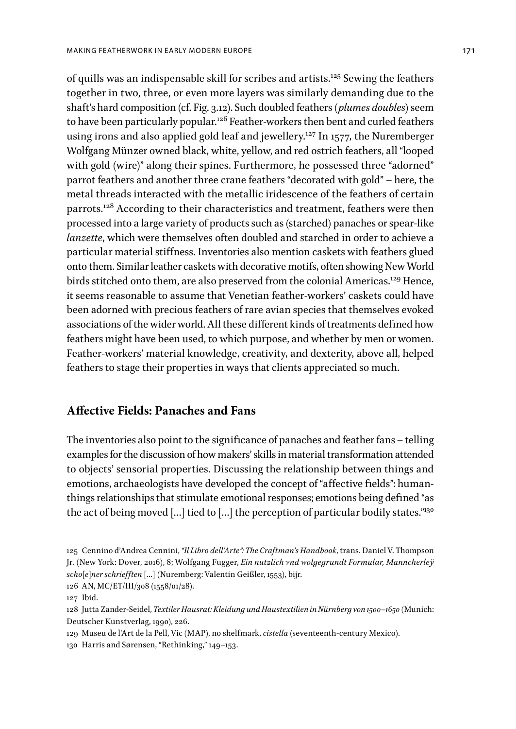of quills was an indispensable skill for scribes and artists.[125] Sewing the feathers together in two, three, or even more layers was similarly demanding due to the shaft's hard composition (cf. Fig. 3.12). Such doubled feathers (*plumes doubles*) seem to have been particularly popular.[126] Feather-workers then bent and curled feathers using irons and also applied gold leaf and jewellery.[127] In 1577, the Nuremberger Wolfgang Münzer owned black, white, yellow, and red ostrich feathers, all "looped with gold (wire)" along their spines. Furthermore, he possessed three "adorned" parrot feathers and another three crane feathers "decorated with gold" – here, the metal threads interacted with the metallic iridescence of the feathers of certain parrots.[128] According to their characteristics and treatment, feathers were then processed into a large variety of products such as (starched) panaches or spear-like *lanzette*, which were themselves often doubled and starched in order to achieve a particular material stiffness. Inventories also mention caskets with feathers glued onto them. Similar leather caskets with decorative motifs, often showing New World birds stitched onto them, are also preserved from the colonial Americas.[129] Hence, it seems reasonable to assume that Venetian feather-workers' caskets could have been adorned with precious feathers of rare avian species that themselves evoked associations of the wider world. All these different kinds of treatments defined how feathers might have been used, to which purpose, and whether by men or women. Feather-workers' material knowledge, creativity, and dexterity, above all, helped feathers to stage their properties in ways that clients appreciated so much.

## Affective Fields: Panaches and Fans

The inventories also point to the significance of panaches and feather fans – telling examples for the discussion of how makers' skills in material transformation attended to objects' sensorial properties. Discussing the relationship between things and emotions, archaeologists have developed the concept of "affective fields": human-things relationships that stimulate emotional responses; emotions being defined "as the act of being moved […] tied to […] the perception of particular bodily states."[130]

125 Cennino d'Andrea Cennini, *"Il Libro dell'Arte": The Craftman's Handbook*, trans. Daniel V. Thompson Jr. (New York: Dover, 2016), 8; Wolfgang Fugger, *Ein nutzlich vnd wolgegrundt Formular, Manncherleÿ scho[e]ner schriefften* […] (Nuremberg: Valentin Geißler, 1553), bijr.

126 AN, MC/ET/III/308 (1558/01/28).

127 Ibid.

128 Jutta Zander-Seidel, *Textiler Hausrat: Kleidung und Haustextilien in Nürnberg von 1500–1650* (Munich: Deutscher Kunstverlag, 1990), 226.

129 Museu de l'Art de la Pell, Vic (MAP), no shelfmark, *cistella* (seventeenth-century Mexico).

130 Harris and Sørensen, "Rethinking," 149–153.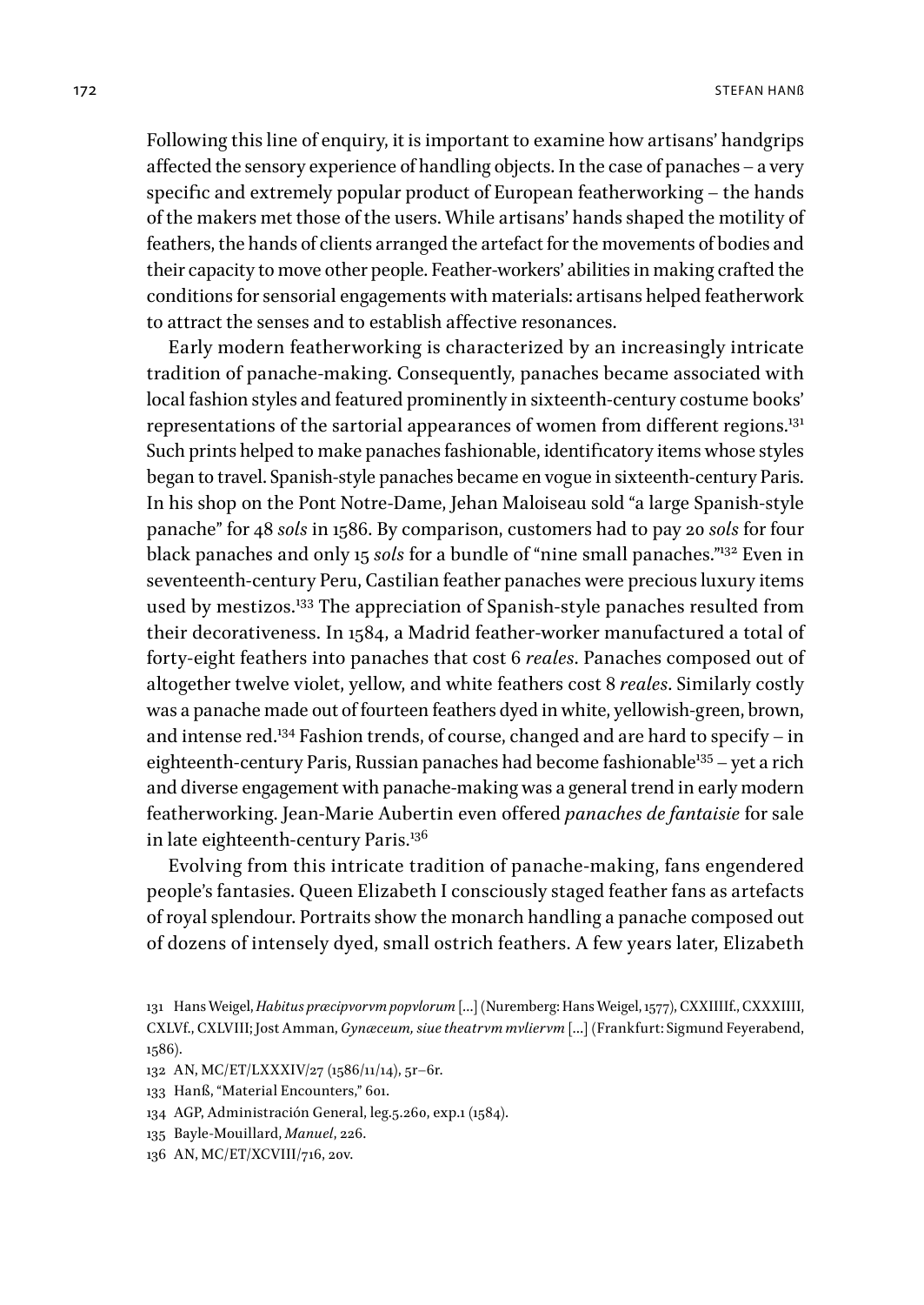Following this line of enquiry, it is important to examine how artisans' handgrips affected the sensory experience of handling objects. In the case of panaches – a very specific and extremely popular product of European featherworking – the hands of the makers met those of the users. While artisans' hands shaped the motility of feathers, the hands of clients arranged the artefact for the movements of bodies and their capacity to move other people. Feather-workers' abilities in making crafted the conditions for sensorial engagements with materials: artisans helped featherwork to attract the senses and to establish affective resonances.

Early modern featherworking is characterized by an increasingly intricate tradition of panache-making. Consequently, panaches became associated with local fashion styles and featured prominently in sixteenth-century costume books' representations of the sartorial appearances of women from different regions.[131] Such prints helped to make panaches fashionable, identificatory items whose styles began to travel. Spanish-style panaches became en vogue in sixteenth-century Paris. In his shop on the Pont Notre-Dame, Jehan Maloiseau sold "a large Spanish-style panache" for 48 *sols* in 1586. By comparison, customers had to pay 20 *sols* for four black panaches and only 15 *sols* for a bundle of "nine small panaches."[132] Even in seventeenth-century Peru, Castilian feather panaches were precious luxury items used by mestizos.[133] The appreciation of Spanish-style panaches resulted from their decorativeness. In 1584, a Madrid feather-worker manufactured a total of forty-eight feathers into panaches that cost 6 *reales*. Panaches composed out of altogether twelve violet, yellow, and white feathers cost 8 *reales*. Similarly costly was a panache made out of fourteen feathers dyed in white, yellowish-green, brown, and intense red.[134] Fashion trends, of course, changed and are hard to specify – in eighteenth-century Paris, Russian panaches had become fashionable[135] – yet a rich and diverse engagement with panache-making was a general trend in early modern featherworking. Jean-Marie Aubertin even offered *panaches de fantaisie* for sale in late eighteenth-century Paris.[136]

Evolving from this intricate tradition of panache-making, fans engendered people's fantasies. Queen Elizabeth I consciously staged feather fans as artefacts of royal splendour. Portraits show the monarch handling a panache composed out of dozens of intensely dyed, small ostrich feathers. A few years later, Elizabeth

131 Hans Weigel, *Habitus præcipvorvm popvlorum* […] (Nuremberg: Hans Weigel, 1577), CXXIIIIf., CXXXIIII, CXLVf., CXLVIII; Jost Amman, *Gynæceum, siue theatrvm mvliervm* […] (Frankfurt: Sigmund Feyerabend, 1586).

132 AN, MC/ET/LXXXIV/27 (1586/11/14), 5r–6r.

133 Hanß, "Material Encounters," 601.

134 AGP, Administración General, leg.5.260, exp.1 (1584).

135 Bayle-Mouillard, *Manuel*, 226.

136 AN, MC/ET/XCVIII/716, 20v.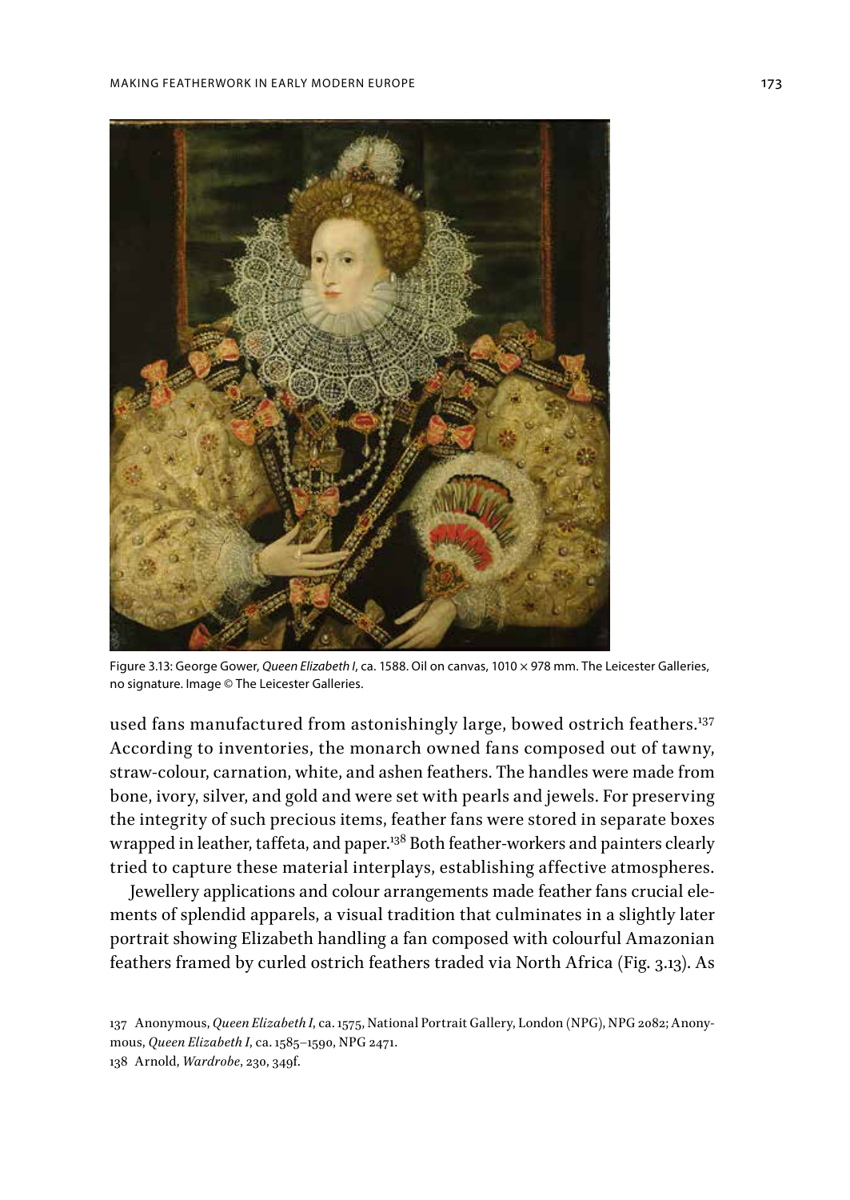Figure 3.13: George Gower, *Queen Elizabeth I*, ca. 1588. Oil on canvas, 1010 × 978 mm. The Leicester Galleries, no signature. Image © The Leicester Galleries.

used fans manufactured from astonishingly large, bowed ostrich feathers.[137] According to inventories, the monarch owned fans composed out of tawny, straw-colour, carnation, white, and ashen feathers. The handles were made from bone, ivory, silver, and gold and were set with pearls and jewels. For preserving the integrity of such precious items, feather fans were stored in separate boxes wrapped in leather, taffeta, and paper.[138] Both feather-workers and painters clearly tried to capture these material interplays, establishing affective atmospheres.

Jewellery applications and colour arrangements made feather fans crucial elements of splendid apparels, a visual tradition that culminates in a slightly later portrait showing Elizabeth handling a fan composed with colourful Amazonian feathers framed by curled ostrich feathers traded via North Africa (Fig. 3.13). As

137 Anonymous, *Queen Elizabeth I*, ca. 1575, National Portrait Gallery, London (NPG), NPG 2082; Anonymous, *Queen Elizabeth I*, ca. 1585–1590, NPG 2471.

138 Arnold, *Wardrobe*, 230, 349f.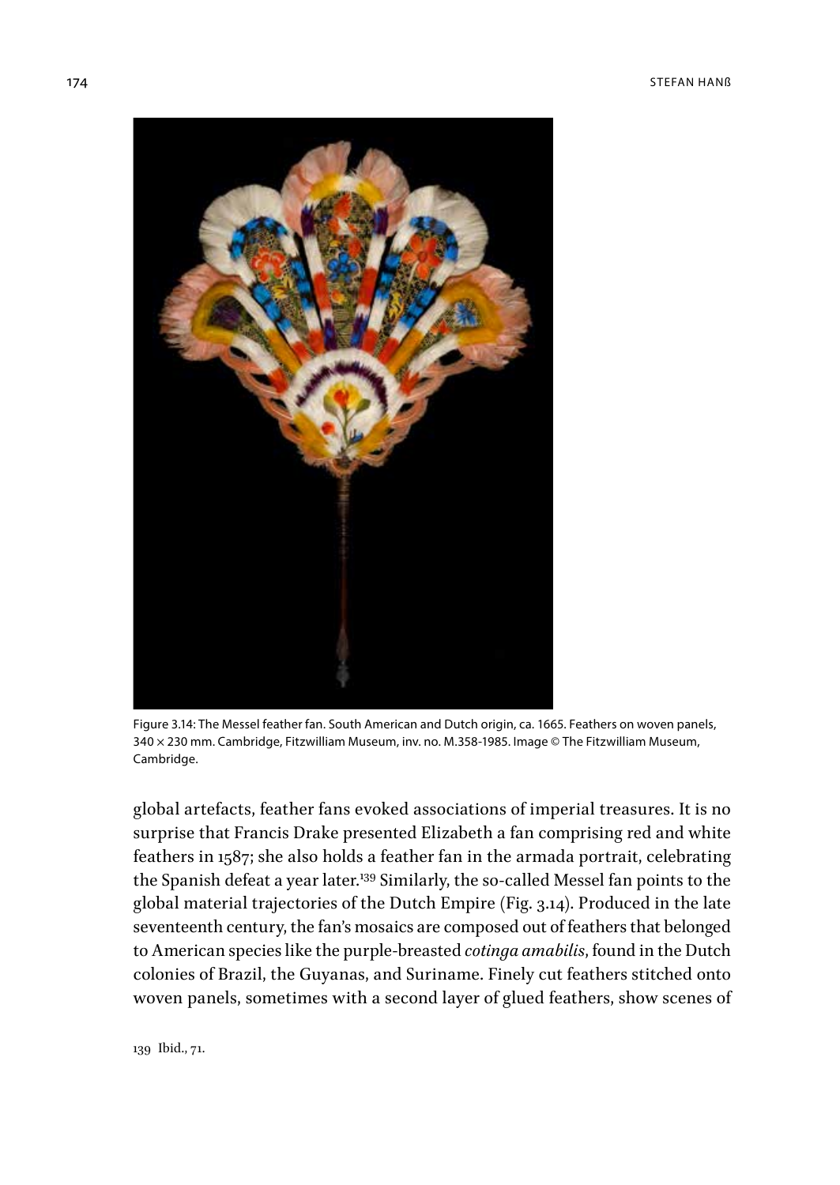Figure 3.14: The Messel feather fan. South American and Dutch origin, ca. 1665. Feathers on woven panels, 340 × 230 mm. Cambridge, Fitzwilliam Museum, inv. no. M.358-1985. Image © The Fitzwilliam Museum, Cambridge.

global artefacts, feather fans evoked associations of imperial treasures. It is no surprise that Francis Drake presented Elizabeth a fan comprising red and white feathers in 1587; she also holds a feather fan in the armada portrait, celebrating the Spanish defeat a year later.[139] Similarly, the so-called Messel fan points to the global material trajectories of the Dutch Empire (Fig. 3.14). Produced in the late seventeenth century, the fan's mosaics are composed out of feathers that belonged to American species like the purple-breasted *cotinga amabilis*, found in the Dutch colonies of Brazil, the Guyanas, and Suriname. Finely cut feathers stitched onto woven panels, sometimes with a second layer of glued feathers, show scenes of

139 Ibid., 71.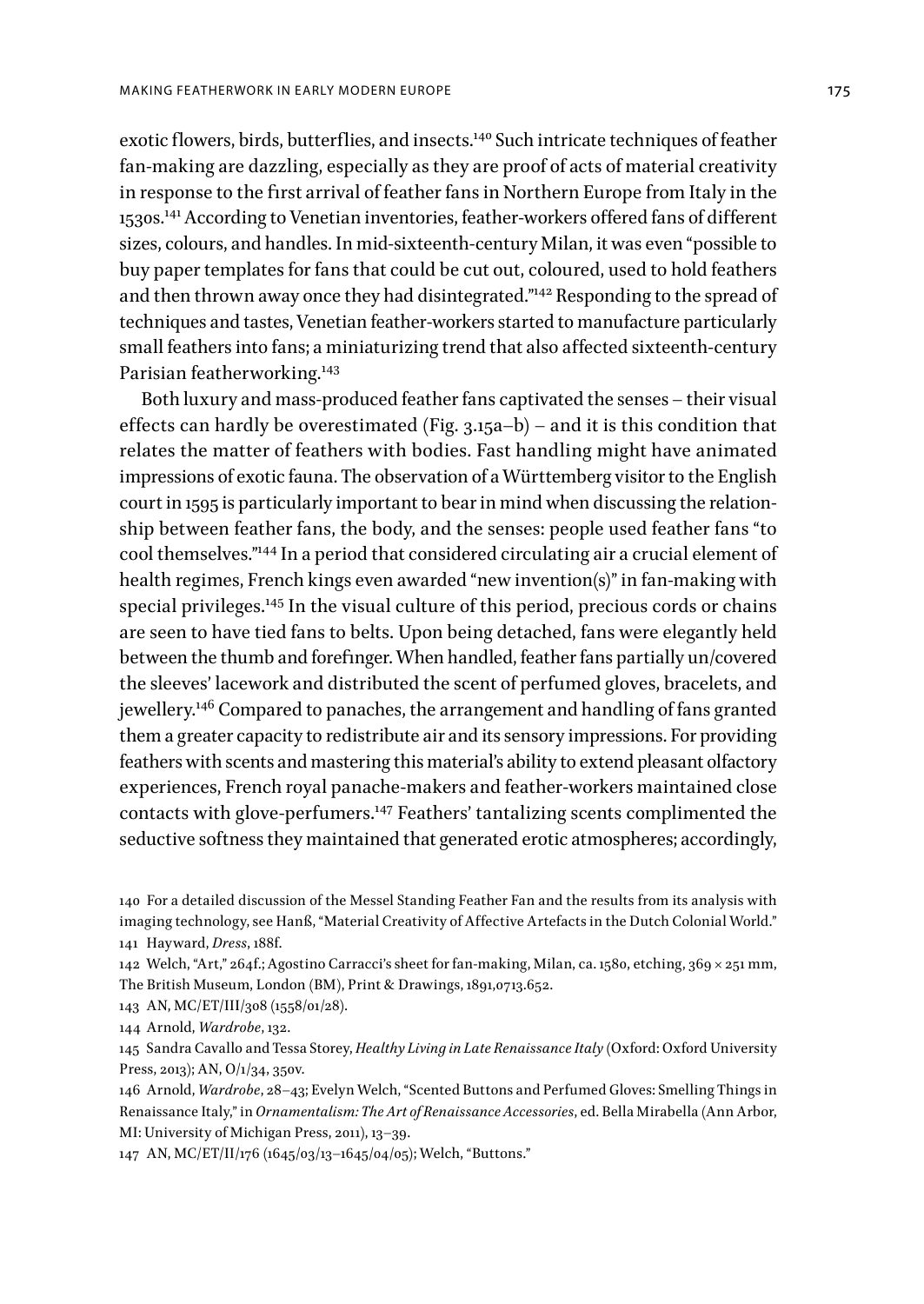exotic flowers, birds, butterflies, and insects.[140] Such intricate techniques of feather fan-making are dazzling, especially as they are proof of acts of material creativity in response to the first arrival of feather fans in Northern Europe from Italy in the 1530s.[141] According to Venetian inventories, feather-workers offered fans of different sizes, colours, and handles. In mid-sixteenth-century Milan, it was even "possible to buy paper templates for fans that could be cut out, coloured, used to hold feathers and then thrown away once they had disintegrated."[142] Responding to the spread of techniques and tastes, Venetian feather-workers started to manufacture particularly small feathers into fans; a miniaturizing trend that also affected sixteenth-century Parisian featherworking.[143]

Both luxury and mass-produced feather fans captivated the senses – their visual effects can hardly be overestimated (Fig. 3.15a–b) – and it is this condition that relates the matter of feathers with bodies. Fast handling might have animated impressions of exotic fauna. The observation of a Württemberg visitor to the English court in 1595 is particularly important to bear in mind when discussing the relationship between feather fans, the body, and the senses: people used feather fans "to cool themselves."[144] In a period that considered circulating air a crucial element of health regimes, French kings even awarded "new invention(s)" in fan-making with special privileges.[145] In the visual culture of this period, precious cords or chains are seen to have tied fans to belts. Upon being detached, fans were elegantly held between the thumb and forefinger. When handled, feather fans partially un/covered the sleeves' lacework and distributed the scent of perfumed gloves, bracelets, and jewellery.[146] Compared to panaches, the arrangement and handling of fans granted them a greater capacity to redistribute air and its sensory impressions. For providing feathers with scents and mastering this material's ability to extend pleasant olfactory experiences, French royal panache-makers and feather-workers maintained close contacts with glove-perfumers.[147] Feathers' tantalizing scents complimented the seductive softness they maintained that generated erotic atmospheres; accordingly,

140 For a detailed discussion of the Messel Standing Feather Fan and the results from its analysis with imaging technology, see Hanß, "Material Creativity of Affective Artefacts in the Dutch Colonial World."

141 Hayward, *Dress*, 188f.

142 Welch, "Art," 264f.; Agostino Carracci's sheet for fan-making, Milan, ca. 1580, etching, 369 × 251 mm, The British Museum, London (BM), Print & Drawings, 1891,0713.652.

143 AN, MC/ET/III/308 (1558/01/28).

144 Arnold, *Wardrobe*, 132.

145 Sandra Cavallo and Tessa Storey, *Healthy Living in Late Renaissance Italy* (Oxford: Oxford University Press, 2013); AN, O/1/34, 350v.

146 Arnold, *Wardrobe*, 28–43; Evelyn Welch, "Scented Buttons and Perfumed Gloves: Smelling Things in Renaissance Italy," in *Ornamentalism: The Art of Renaissance Accessories*, ed. Bella Mirabella (Ann Arbor, MI: University of Michigan Press, 2011), 13–39.

147 AN, MC/ET/II/176 (1645/03/13–1645/04/05); Welch, "Buttons."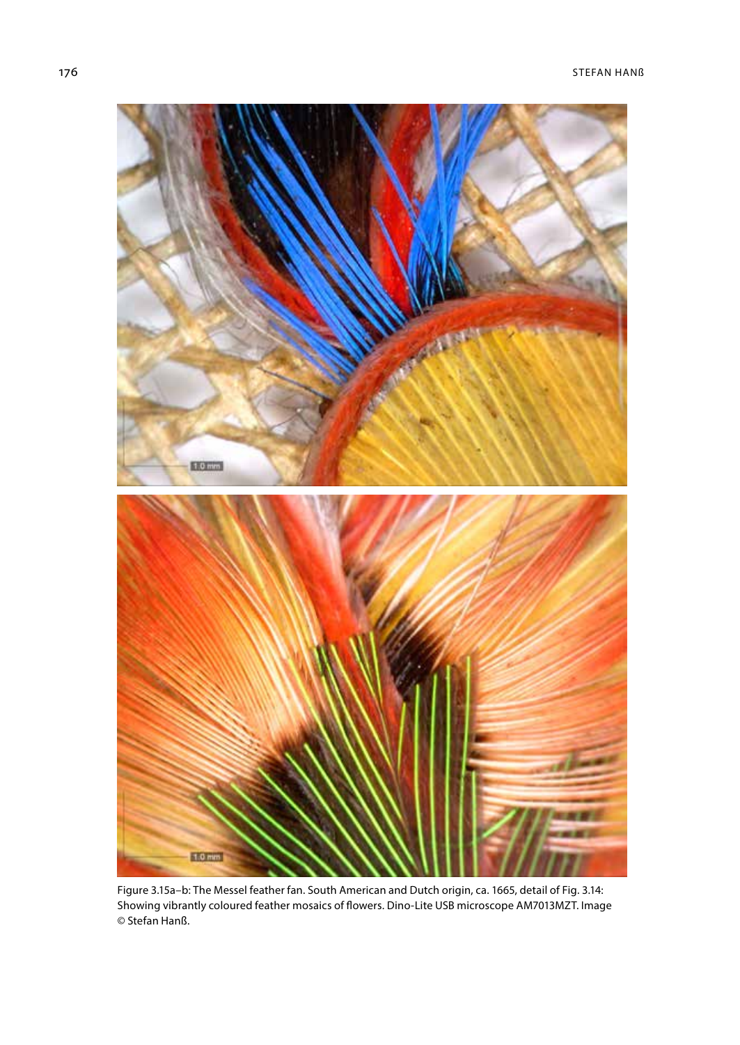Figure 3.15a–b: The Messel feather fan. South American and Dutch origin, ca. 1665, detail of Fig. 3.14: Showing vibrantly coloured feather mosaics of flowers. Dino-Lite USB microscope AM7013MZT. Image © Stefan Hanß.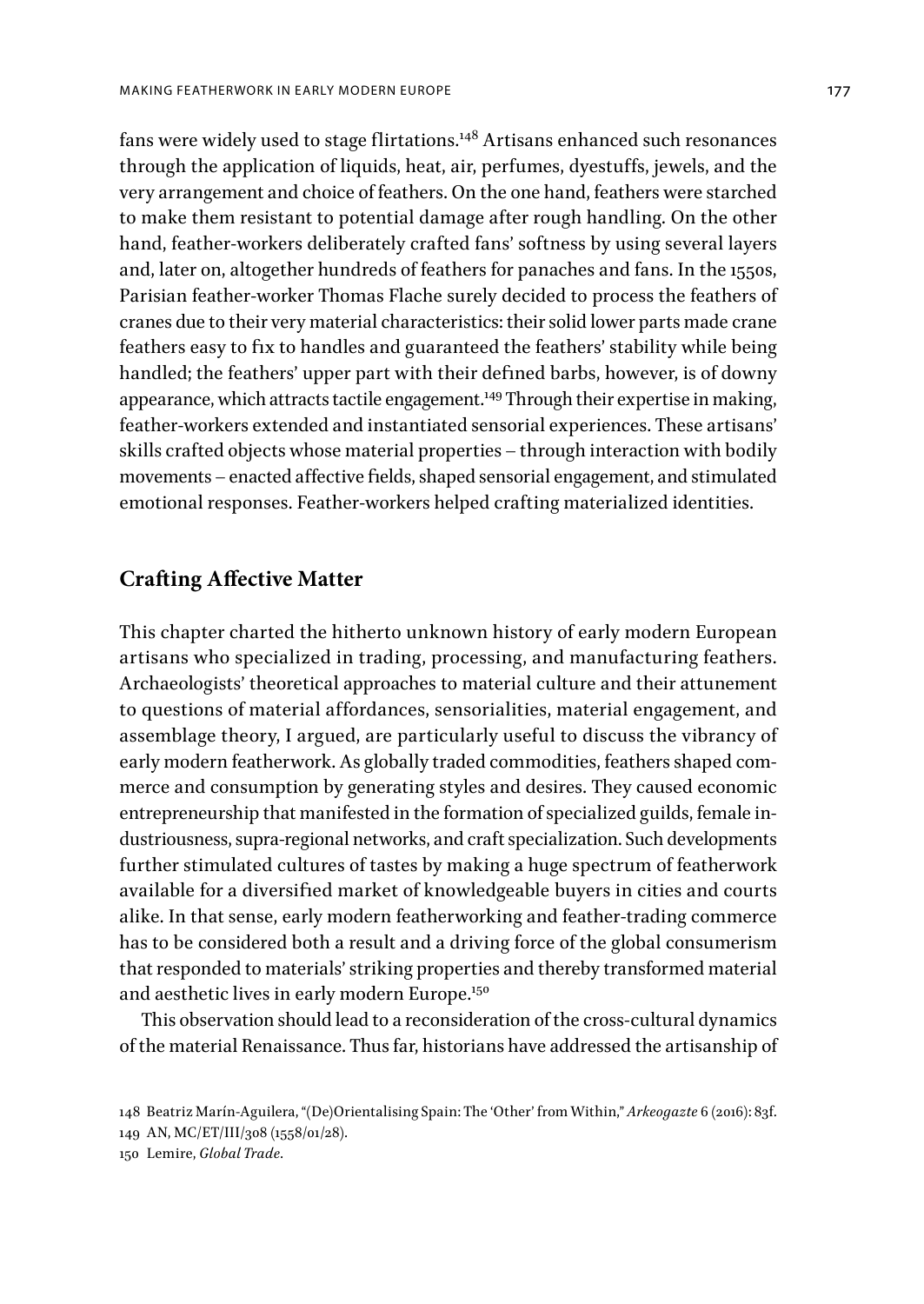fans were widely used to stage flirtations.[148] Artisans enhanced such resonances through the application of liquids, heat, air, perfumes, dyestuffs, jewels, and the very arrangement and choice of feathers. On the one hand, feathers were starched to make them resistant to potential damage after rough handling. On the other hand, feather-workers deliberately crafted fans' softness by using several layers and, later on, altogether hundreds of feathers for panaches and fans. In the 1550s, Parisian feather-worker Thomas Flache surely decided to process the feathers of cranes due to their very material characteristics: their solid lower parts made crane feathers easy to fix to handles and guaranteed the feathers' stability while being handled; the feathers' upper part with their defined barbs, however, is of downy appearance, which attracts tactile engagement.[149] Through their expertise in making, feather-workers extended and instantiated sensorial experiences. These artisans' skills crafted objects whose material properties – through interaction with bodily movements – enacted affective fields, shaped sensorial engagement, and stimulated emotional responses. Feather-workers helped crafting materialized identities.

## Crafting Affective Matter

This chapter charted the hitherto unknown history of early modern European artisans who specialized in trading, processing, and manufacturing feathers. Archaeologists' theoretical approaches to material culture and their attunement to questions of material affordances, sensorialities, material engagement, and assemblage theory, I argued, are particularly useful to discuss the vibrancy of early modern featherwork. As globally traded commodities, feathers shaped commerce and consumption by generating styles and desires. They caused economic entrepreneurship that manifested in the formation of specialized guilds, female industriousness, supra-regional networks, and craft specialization. Such developments further stimulated cultures of tastes by making a huge spectrum of featherwork available for a diversified market of knowledgeable buyers in cities and courts alike. In that sense, early modern featherworking and feather-trading commerce has to be considered both a result and a driving force of the global consumerism that responded to materials' striking properties and thereby transformed material and aesthetic lives in early modern Europe.[150]

This observation should lead to a reconsideration of the cross-cultural dynamics of the material Renaissance. Thus far, historians have addressed the artisanship of

148 Beatriz Marín-Aguilera, "(De)Orientalising Spain: The 'Other' from Within," *Arkeogazte* 6 (2016): 83f.

149 AN, MC/ET/III/308 (1558/01/28).

150 Lemire, *Global Trade*.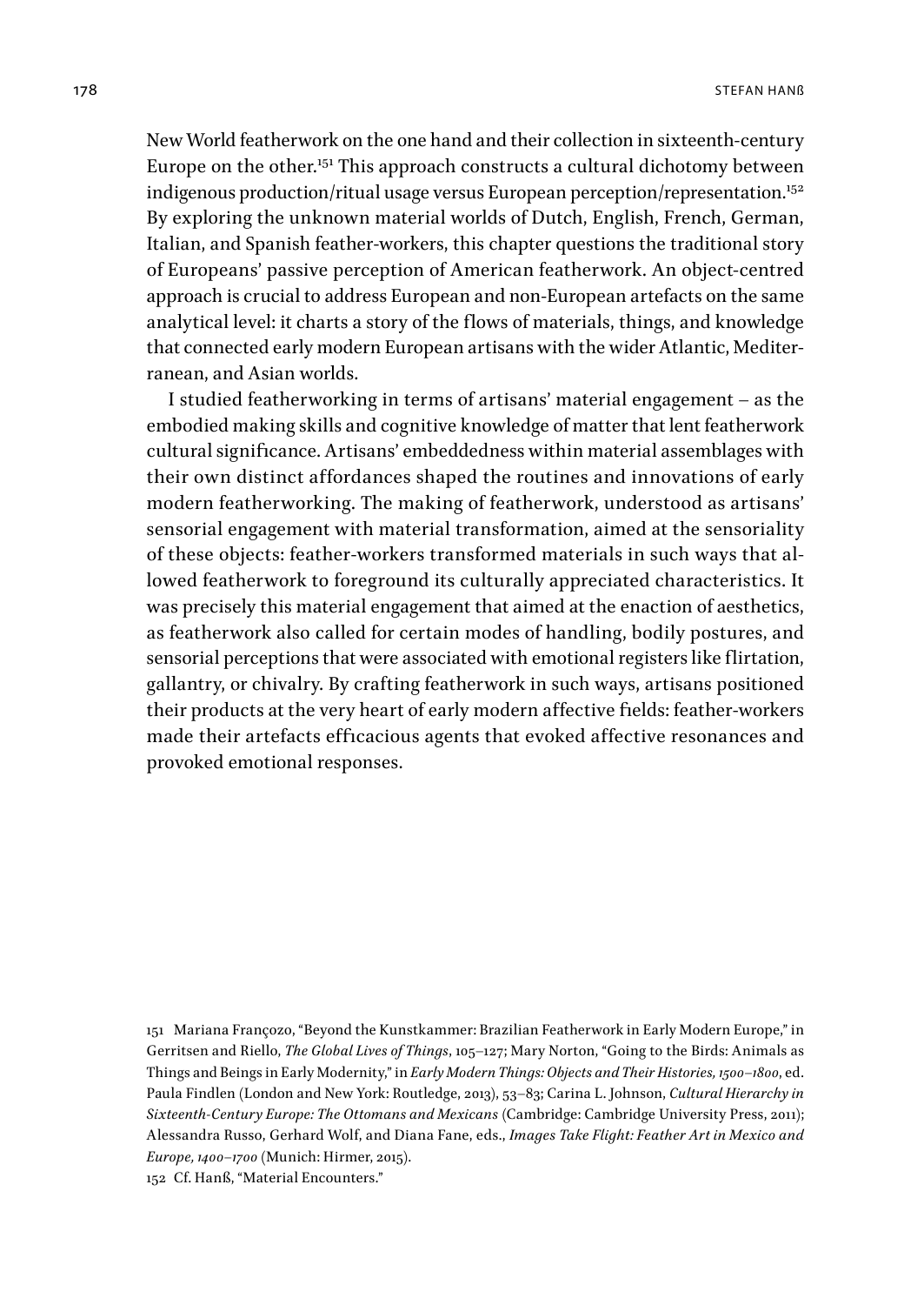New World featherwork on the one hand and their collection in sixteenth-century Europe on the other.[151] This approach constructs a cultural dichotomy between indigenous production/ritual usage versus European perception/representation.[152] By exploring the unknown material worlds of Dutch, English, French, German, Italian, and Spanish feather-workers, this chapter questions the traditional story of Europeans' passive perception of American featherwork. An object-centred approach is crucial to address European and non-European artefacts on the same analytical level: it charts a story of the flows of materials, things, and knowledge that connected early modern European artisans with the wider Atlantic, Mediterranean, and Asian worlds.

I studied featherworking in terms of artisans' material engagement – as the embodied making skills and cognitive knowledge of matter that lent featherwork cultural significance. Artisans' embeddedness within material assemblages with their own distinct affordances shaped the routines and innovations of early modern featherworking. The making of featherwork, understood as artisans' sensorial engagement with material transformation, aimed at the sensoriality of these objects: feather-workers transformed materials in such ways that allowed featherwork to foreground its culturally appreciated characteristics. It was precisely this material engagement that aimed at the enaction of aesthetics, as featherwork also called for certain modes of handling, bodily postures, and sensorial perceptions that were associated with emotional registers like flirtation, gallantry, or chivalry. By crafting featherwork in such ways, artisans positioned their products at the very heart of early modern affective fields: feather-workers made their artefacts efficacious agents that evoked affective resonances and provoked emotional responses.

151 Mariana Françozo, "Beyond the Kunstkammer: Brazilian Featherwork in Early Modern Europe," in Gerritsen and Riello, *The Global Lives of Things*, 105–127; Mary Norton, "Going to the Birds: Animals as Things and Beings in Early Modernity," in *Early Modern Things: Objects and Their Histories, 1500–1800*, ed. Paula Findlen (London and New York: Routledge, 2013), 53–83; Carina L. Johnson, *Cultural Hierarchy in Sixteenth-Century Europe: The Ottomans and Mexicans* (Cambridge: Cambridge University Press, 2011); Alessandra Russo, Gerhard Wolf, and Diana Fane, eds., *Images Take Flight: Feather Art in Mexico and Europe, 1400–1700* (Munich: Hirmer, 2015).

152 Cf. Hanß, "Material Encounters."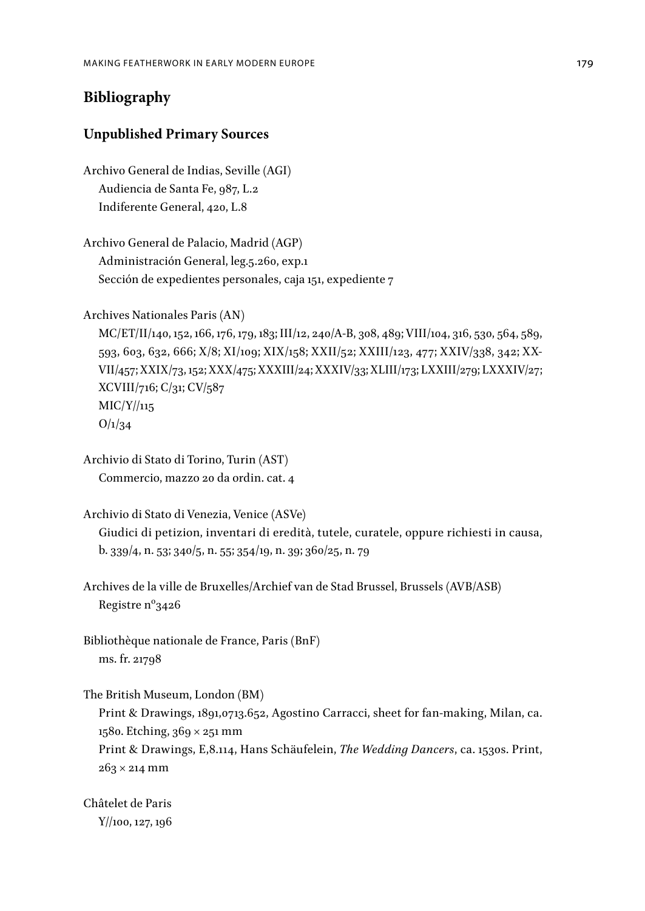## Bibliography

### Unpublished Primary Sources

Archivo General de Indias, Seville (AGI)
Audiencia de Santa Fe, 987, L.2
Indiferente General, 420, L.8

Archivo General de Palacio, Madrid (AGP)
Administración General, leg.5.260, exp.1
Sección de expedientes personales, caja 151, expediente 7

Archives Nationales Paris (AN)
MC/ET/II/140, 152, 166, 176, 179, 183; III/12, 240/A-B, 308, 489; VIII/104, 316, 530, 564, 589, 593, 603, 632, 666; X/8; XI/109; XIX/158; XXII/52; XXIII/123, 477; XXIV/338, 342; XXVII/457; XXIX/73, 152; XXX/475; XXXIII/24; XXXIV/33; XLIII/173; LXXIII/279; LXXXIV/27; XCVIII/716; C/31; CV/587
MIC/Y//115
O/1/34

Archivio di Stato di Torino, Turin (AST)
Commercio, mazzo 20 da ordin. cat. 4

Archivio di Stato di Venezia, Venice (ASVe)
Giudici di petizion, inventari di eredità, tutele, curatele, oppure richiesti in causa, b. 339/4, n. 53; 340/5, n. 55; 354/19, n. 39; 360/25, n. 79

Archives de la ville de Bruxelles/Archief van de Stad Brussel, Brussels (AVB/ASB)
Registre n°3426

Bibliothèque nationale de France, Paris (BnF)
ms. fr. 21798

The British Museum, London (BM)
Print & Drawings, 1891,0713.652, Agostino Carracci, sheet for fan-making, Milan, ca. 1580. Etching, 369 × 251 mm
Print & Drawings, E,8.114, Hans Schäufelein, *The Wedding Dancers*, ca. 1530s. Print, 263 × 214 mm

Châtelet de Paris
Y//100, 127, 196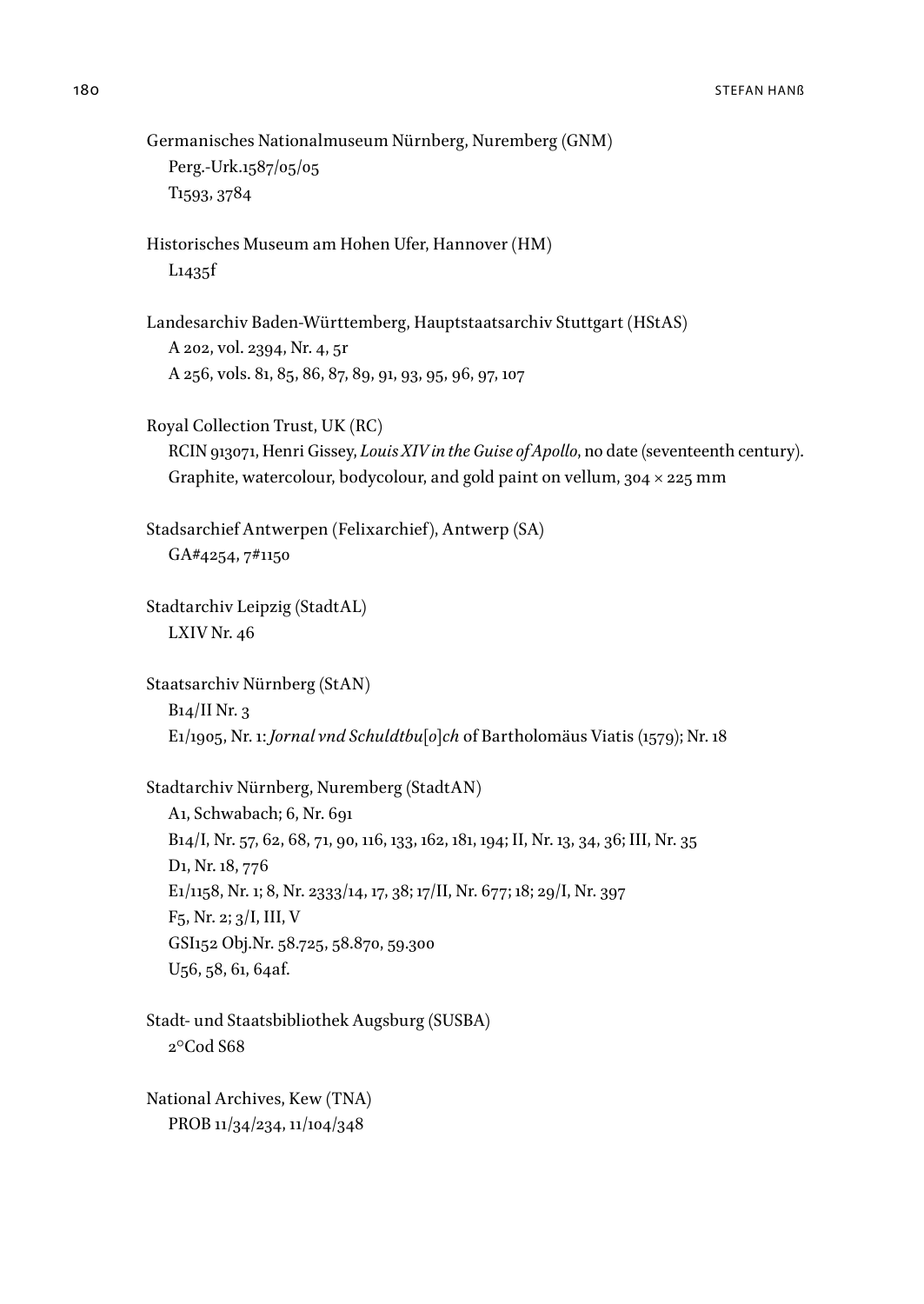Germanisches Nationalmuseum Nürnberg, Nuremberg (GNM)
Perg.-Urk.1587/05/05
T1593, 3784

Historisches Museum am Hohen Ufer, Hannover (HM)
L1435f

Landesarchiv Baden-Württemberg, Hauptstaatsarchiv Stuttgart (HStAS)
A 202, vol. 2394, Nr. 4, 5r
A 256, vols. 81, 85, 86, 87, 89, 91, 93, 95, 96, 97, 107

Royal Collection Trust, UK (RC)
RCIN 913071, Henri Gissey, *Louis XIV in the Guise of Apollo*, no date (seventeenth century). Graphite, watercolour, bodycolour, and gold paint on vellum, 304 × 225 mm

Stadsarchief Antwerpen (Felixarchief), Antwerp (SA)
GA#4254, 7#1150

Stadtarchiv Leipzig (StadtAL)
LXIV Nr. 46

Staatsarchiv Nürnberg (StAN)
B14/II Nr. 3
E1/1905, Nr. 1: *Jornal vnd Schuldtbu*[*o*]*ch* of Bartholomäus Viatis (1579); Nr. 18

Stadtarchiv Nürnberg, Nuremberg (StadtAN)
A1, Schwabach; 6, Nr. 691
B14/I, Nr. 57, 62, 68, 71, 90, 116, 133, 162, 181, 194; II, Nr. 13, 34, 36; III, Nr. 35
D1, Nr. 18, 776
E1/1158, Nr. 1; 8, Nr. 2333/14, 17, 38; 17/II, Nr. 677; 18; 29/I, Nr. 397
F5, Nr. 2; 3/I, III, V
GSI152 Obj.Nr. 58.725, 58.870, 59.300
U56, 58, 61, 64af.

Stadt- und Staatsbibliothek Augsburg (SUSBA)
2°Cod S68

National Archives, Kew (TNA)
PROB 11/34/234, 11/104/348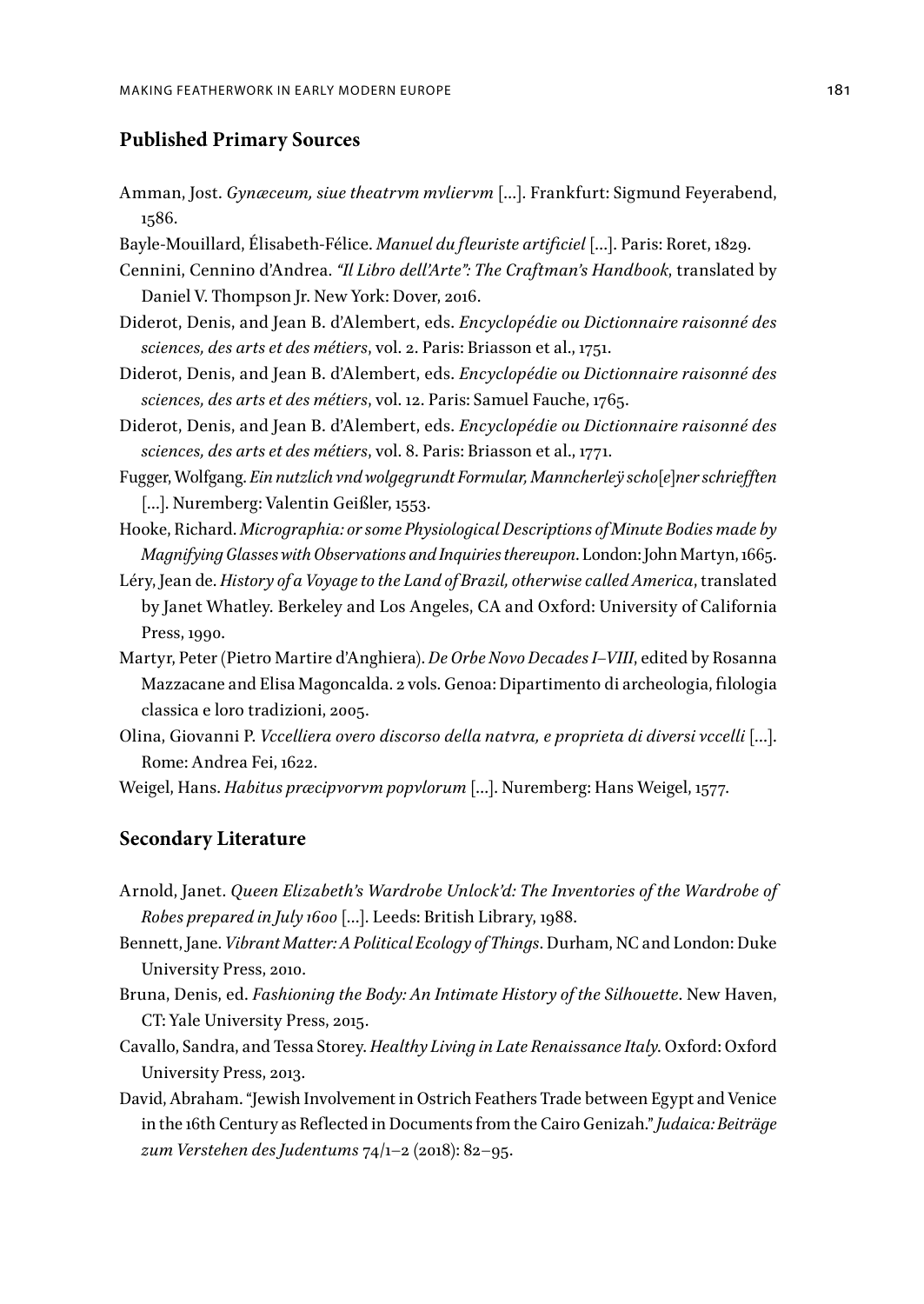## Published Primary Sources

Amman, Jost. *Gynæceum, siue theatrvm mvliervm* [...]. Frankfurt: Sigmund Feyerabend, 1586.

Bayle-Mouillard, Élisabeth-Félice. *Manuel du fleuriste artificiel* [...]. Paris: Roret, 1829.

Cennini, Cennino d'Andrea. *"Il Libro dell'Arte": The Craftman's Handbook*, translated by Daniel V. Thompson Jr. New York: Dover, 2016.

Diderot, Denis, and Jean B. d'Alembert, eds. *Encyclopédie ou Dictionnaire raisonné des sciences, des arts et des métiers*, vol. 2. Paris: Briasson et al., 1751.

Diderot, Denis, and Jean B. d'Alembert, eds. *Encyclopédie ou Dictionnaire raisonné des sciences, des arts et des métiers*, vol. 12. Paris: Samuel Fauche, 1765.

Diderot, Denis, and Jean B. d'Alembert, eds. *Encyclopédie ou Dictionnaire raisonné des sciences, des arts et des métiers*, vol. 8. Paris: Briasson et al., 1771.

Fugger, Wolfgang. *Ein nutzlich vnd wolgegrundt Formular, Manncherleÿ scho[e]ner schriefften* [...]. Nuremberg: Valentin Geißler, 1553.

Hooke, Richard. *Micrographia: or some Physiological Descriptions of Minute Bodies made by Magnifying Glasses with Observations and Inquiries thereupon*. London: John Martyn, 1665.

Léry, Jean de. *History of a Voyage to the Land of Brazil, otherwise called America*, translated by Janet Whatley. Berkeley and Los Angeles, CA and Oxford: University of California Press, 1990.

Martyr, Peter (Pietro Martire d'Anghiera). *De Orbe Novo Decades I–VIII*, edited by Rosanna Mazzacane and Elisa Magoncalda. 2 vols. Genoa: Dipartimento di archeologia, filologia classica e loro tradizioni, 2005.

Olina, Giovanni P. *Vccelliera overo discorso della natvra, e proprieta di diversi vccelli* [...]. Rome: Andrea Fei, 1622.

Weigel, Hans. *Habitus præcipvorvm popvlorum* [...]. Nuremberg: Hans Weigel, 1577.

## Secondary Literature

Arnold, Janet. *Queen Elizabeth's Wardrobe Unlock'd: The Inventories of the Wardrobe of Robes prepared in July 1600* [...]. Leeds: British Library, 1988.

Bennett, Jane. *Vibrant Matter: A Political Ecology of Things*. Durham, NC and London: Duke University Press, 2010.

Bruna, Denis, ed. *Fashioning the Body: An Intimate History of the Silhouette*. New Haven, CT: Yale University Press, 2015.

Cavallo, Sandra, and Tessa Storey. *Healthy Living in Late Renaissance Italy*. Oxford: Oxford University Press, 2013.

David, Abraham. "Jewish Involvement in Ostrich Feathers Trade between Egypt and Venice in the 16th Century as Reflected in Documents from the Cairo Genizah." *Judaica: Beiträge zum Verstehen des Judentums* 74/1–2 (2018): 82–95.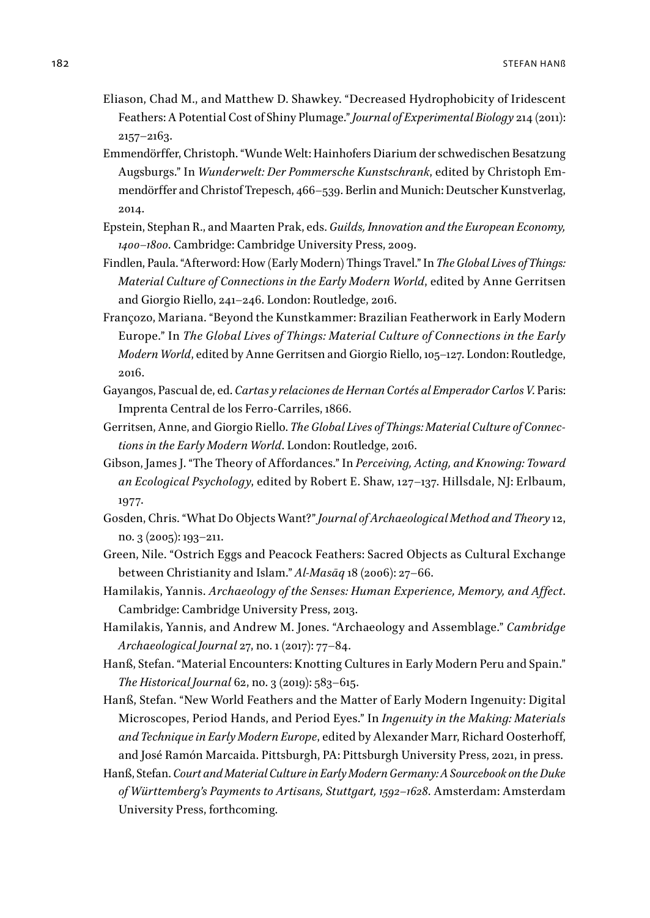Eliason, Chad M., and Matthew D. Shawkey. "Decreased Hydrophobicity of Iridescent Feathers: A Potential Cost of Shiny Plumage." *Journal of Experimental Biology* 214 (2011): 2157–2163.

Emmendörffer, Christoph. "Wunde Welt: Hainhofers Diarium der schwedischen Besatzung Augsburgs." In *Wunderwelt: Der Pommersche Kunstschrank*, edited by Christoph Emmendörffer and Christof Trepesch, 466–539. Berlin and Munich: Deutscher Kunstverlag, 2014.

Epstein, Stephan R., and Maarten Prak, eds. *Guilds, Innovation and the European Economy, 1400–1800*. Cambridge: Cambridge University Press, 2009.

Findlen, Paula. "Afterword: How (Early Modern) Things Travel." In *The Global Lives of Things: Material Culture of Connections in the Early Modern World*, edited by Anne Gerritsen and Giorgio Riello, 241–246. London: Routledge, 2016.

Françozo, Mariana. "Beyond the Kunstkammer: Brazilian Featherwork in Early Modern Europe." In *The Global Lives of Things: Material Culture of Connections in the Early Modern World*, edited by Anne Gerritsen and Giorgio Riello, 105–127. London: Routledge, 2016.

Gayangos, Pascual de, ed. *Cartas y relaciones de Hernan Cortés al Emperador Carlos V.* Paris: Imprenta Central de los Ferro-Carriles, 1866.

Gerritsen, Anne, and Giorgio Riello. *The Global Lives of Things: Material Culture of Connections in the Early Modern World.* London: Routledge, 2016.

Gibson, James J. "The Theory of Affordances." In *Perceiving, Acting, and Knowing: Toward an Ecological Psychology*, edited by Robert E. Shaw, 127–137. Hillsdale, NJ: Erlbaum, 1977.

Gosden, Chris. "What Do Objects Want?" *Journal of Archaeological Method and Theory* 12, no. 3 (2005): 193–211.

Green, Nile. "Ostrich Eggs and Peacock Feathers: Sacred Objects as Cultural Exchange between Christianity and Islam." *Al-Masāq* 18 (2006): 27–66.

Hamilakis, Yannis. *Archaeology of the Senses: Human Experience, Memory, and Affect*. Cambridge: Cambridge University Press, 2013.

Hamilakis, Yannis, and Andrew M. Jones. "Archaeology and Assemblage." *Cambridge Archaeological Journal* 27, no. 1 (2017): 77–84.

Hanß, Stefan. "Material Encounters: Knotting Cultures in Early Modern Peru and Spain." *The Historical Journal* 62, no. 3 (2019): 583–615.

Hanß, Stefan. "New World Feathers and the Matter of Early Modern Ingenuity: Digital Microscopes, Period Hands, and Period Eyes." In *Ingenuity in the Making: Materials and Technique in Early Modern Europe*, edited by Alexander Marr, Richard Oosterhoff, and José Ramón Marcaida. Pittsburgh, PA: Pittsburgh University Press, 2021, in press.

Hanß, Stefan. *Court and Material Culture in Early Modern Germany: A Sourcebook on the Duke of Württemberg's Payments to Artisans, Stuttgart, 1592–1628*. Amsterdam: Amsterdam University Press, forthcoming.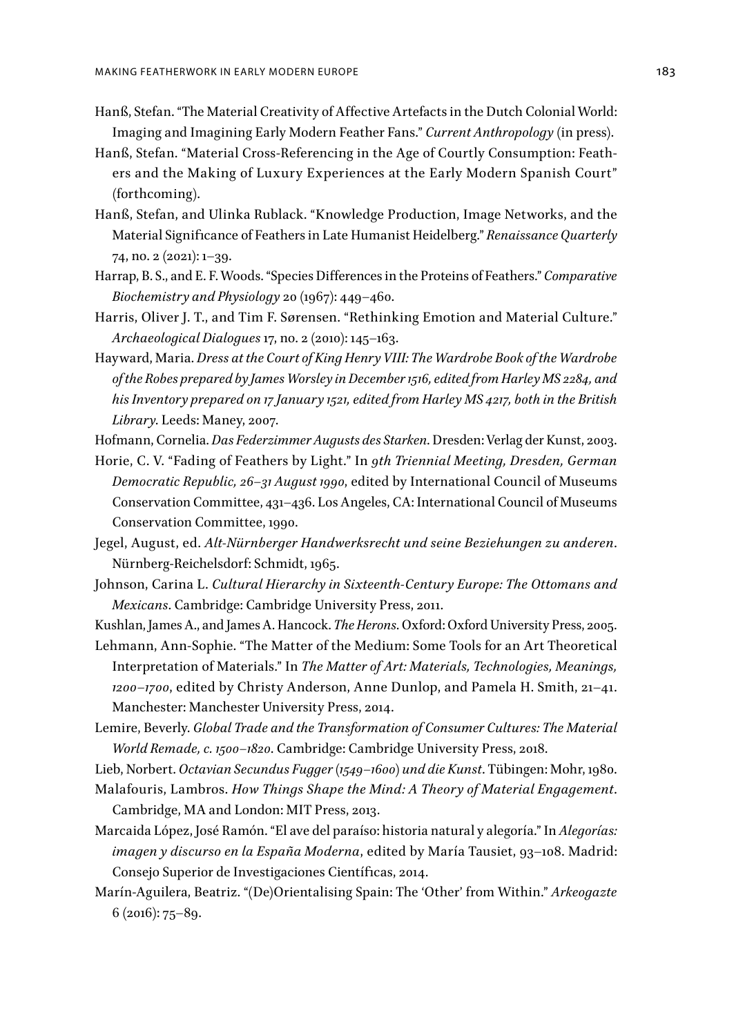Hanß, Stefan. "The Material Creativity of Affective Artefacts in the Dutch Colonial World: Imaging and Imagining Early Modern Feather Fans." *Current Anthropology* (in press).

Hanß, Stefan. "Material Cross-Referencing in the Age of Courtly Consumption: Feathers and the Making of Luxury Experiences at the Early Modern Spanish Court" (forthcoming).

Hanß, Stefan, and Ulinka Rublack. "Knowledge Production, Image Networks, and the Material Significance of Feathers in Late Humanist Heidelberg." *Renaissance Quarterly* 74, no. 2 (2021): 1–39.

Harrap, B. S., and E. F. Woods. "Species Differences in the Proteins of Feathers." *Comparative Biochemistry and Physiology* 20 (1967): 449–460.

Harris, Oliver J. T., and Tim F. Sørensen. "Rethinking Emotion and Material Culture." *Archaeological Dialogues* 17, no. 2 (2010): 145–163.

Hayward, Maria. *Dress at the Court of King Henry VIII: The Wardrobe Book of the Wardrobe of the Robes prepared by James Worsley in December 1516, edited from Harley MS 2284, and his Inventory prepared on 17 January 1521, edited from Harley MS 4217, both in the British Library*. Leeds: Maney, 2007.

Hofmann, Cornelia. *Das Federzimmer Augusts des Starken*. Dresden: Verlag der Kunst, 2003.

Horie, C. V. "Fading of Feathers by Light." In *9th Triennial Meeting, Dresden, German Democratic Republic, 26–31 August 1990*, edited by International Council of Museums Conservation Committee, 431–436. Los Angeles, CA: International Council of Museums Conservation Committee, 1990.

Jegel, August, ed. *Alt-Nürnberger Handwerksrecht und seine Beziehungen zu anderen*. Nürnberg-Reichelsdorf: Schmidt, 1965.

Johnson, Carina L. *Cultural Hierarchy in Sixteenth-Century Europe: The Ottomans and Mexicans*. Cambridge: Cambridge University Press, 2011.

Kushlan, James A., and James A. Hancock. *The Herons*. Oxford: Oxford University Press, 2005.

Lehmann, Ann-Sophie. "The Matter of the Medium: Some Tools for an Art Theoretical Interpretation of Materials." In *The Matter of Art: Materials, Technologies, Meanings, 1200–1700*, edited by Christy Anderson, Anne Dunlop, and Pamela H. Smith, 21–41. Manchester: Manchester University Press, 2014.

Lemire, Beverly. *Global Trade and the Transformation of Consumer Cultures: The Material World Remade, c. 1500–1820*. Cambridge: Cambridge University Press, 2018.

Lieb, Norbert. *Octavian Secundus Fugger (1549–1600) und die Kunst*. Tübingen: Mohr, 1980.

Malafouris, Lambros. *How Things Shape the Mind: A Theory of Material Engagement*. Cambridge, MA and London: MIT Press, 2013.

Marcaida López, José Ramón. "El ave del paraíso: historia natural y alegoría." In *Alegorías: imagen y discurso en la España Moderna*, edited by María Tausiet, 93–108. Madrid: Consejo Superior de Investigaciones Científicas, 2014.

Marín-Aguilera, Beatriz. "(De)Orientalising Spain: The 'Other' from Within." *Arkeogazte* 6 (2016): 75–89.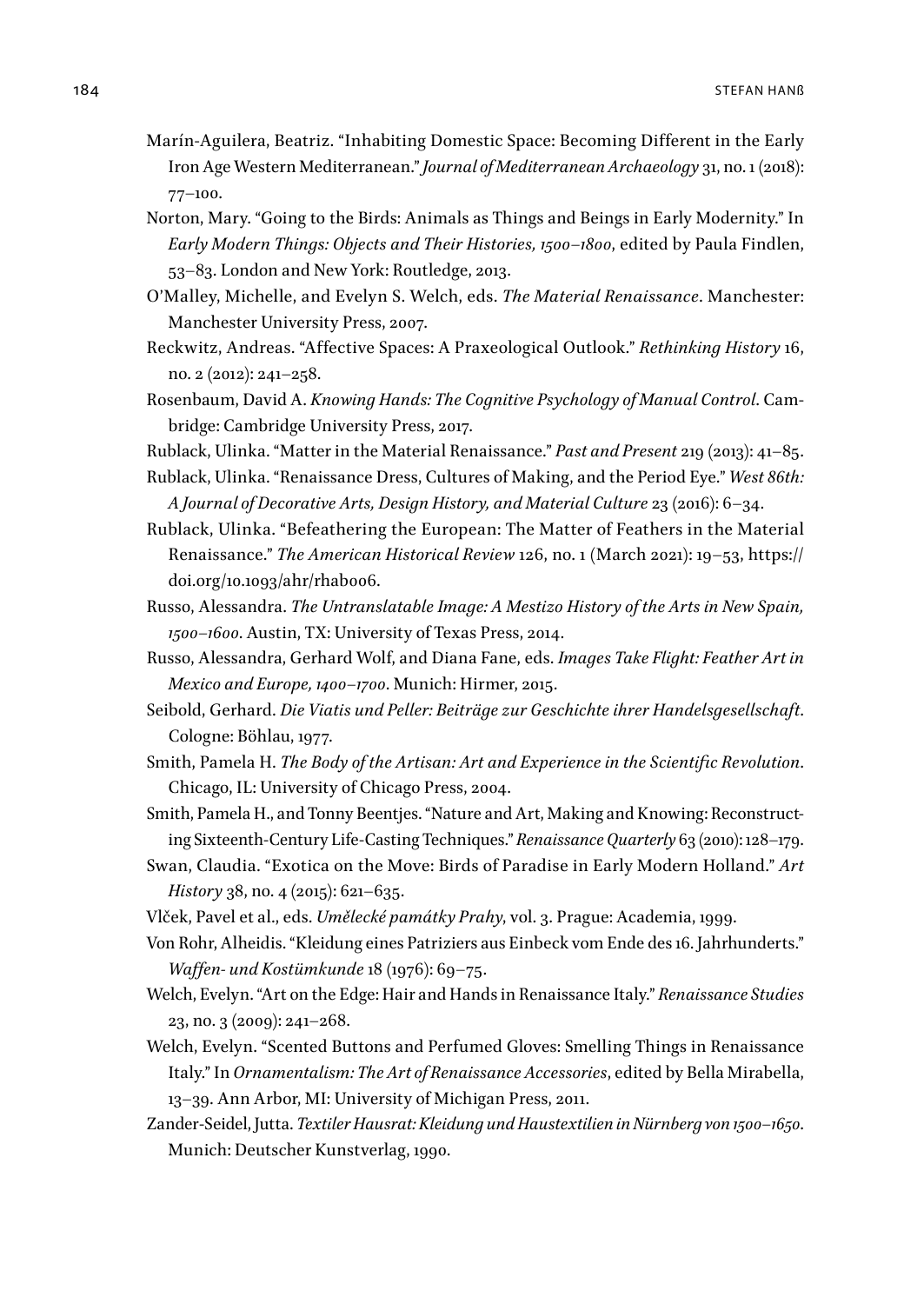Marín-Aguilera, Beatriz. "Inhabiting Domestic Space: Becoming Different in the Early Iron Age Western Mediterranean." *Journal of Mediterranean Archaeology* 31, no. 1 (2018): 77–100.

Norton, Mary. "Going to the Birds: Animals as Things and Beings in Early Modernity." In *Early Modern Things: Objects and Their Histories, 1500–1800*, edited by Paula Findlen, 53–83. London and New York: Routledge, 2013.

O'Malley, Michelle, and Evelyn S. Welch, eds. *The Material Renaissance*. Manchester: Manchester University Press, 2007.

Reckwitz, Andreas. "Affective Spaces: A Praxeological Outlook." *Rethinking History* 16, no. 2 (2012): 241–258.

Rosenbaum, David A. *Knowing Hands: The Cognitive Psychology of Manual Control*. Cambridge: Cambridge University Press, 2017.

Rublack, Ulinka. "Matter in the Material Renaissance." *Past and Present* 219 (2013): 41–85.

Rublack, Ulinka. "Renaissance Dress, Cultures of Making, and the Period Eye." *West 86th: A Journal of Decorative Arts, Design History, and Material Culture* 23 (2016): 6–34.

Rublack, Ulinka. "Befeathering the European: The Matter of Feathers in the Material Renaissance." *The American Historical Review* 126, no. 1 (March 2021): 19–53, https://doi.org/10.1093/ahr/rhab006.

Russo, Alessandra. *The Untranslatable Image: A Mestizo History of the Arts in New Spain, 1500–1600*. Austin, TX: University of Texas Press, 2014.

Russo, Alessandra, Gerhard Wolf, and Diana Fane, eds. *Images Take Flight: Feather Art in Mexico and Europe, 1400–1700*. Munich: Hirmer, 2015.

Seibold, Gerhard. *Die Viatis und Peller: Beiträge zur Geschichte ihrer Handelsgesellschaft*. Cologne: Böhlau, 1977.

Smith, Pamela H. *The Body of the Artisan: Art and Experience in the Scientific Revolution*. Chicago, IL: University of Chicago Press, 2004.

Smith, Pamela H., and Tonny Beentjes. "Nature and Art, Making and Knowing: Reconstructing Sixteenth-Century Life-Casting Techniques." *Renaissance Quarterly* 63 (2010): 128–179.

Swan, Claudia. "Exotica on the Move: Birds of Paradise in Early Modern Holland." *Art History* 38, no. 4 (2015): 621–635.

Vlček, Pavel et al., eds. *Umělecké památky Prahy*, vol. 3. Prague: Academia, 1999.

Von Rohr, Alheidis. "Kleidung eines Patriziers aus Einbeck vom Ende des 16. Jahrhunderts." *Waffen- und Kostümkunde* 18 (1976): 69–75.

Welch, Evelyn. "Art on the Edge: Hair and Hands in Renaissance Italy." *Renaissance Studies* 23, no. 3 (2009): 241–268.

Welch, Evelyn. "Scented Buttons and Perfumed Gloves: Smelling Things in Renaissance Italy." In *Ornamentalism: The Art of Renaissance Accessories*, edited by Bella Mirabella, 13–39. Ann Arbor, MI: University of Michigan Press, 2011.

Zander-Seidel, Jutta. *Textiler Hausrat: Kleidung und Haustextilien in Nürnberg von 1500–1650*. Munich: Deutscher Kunstverlag, 1990.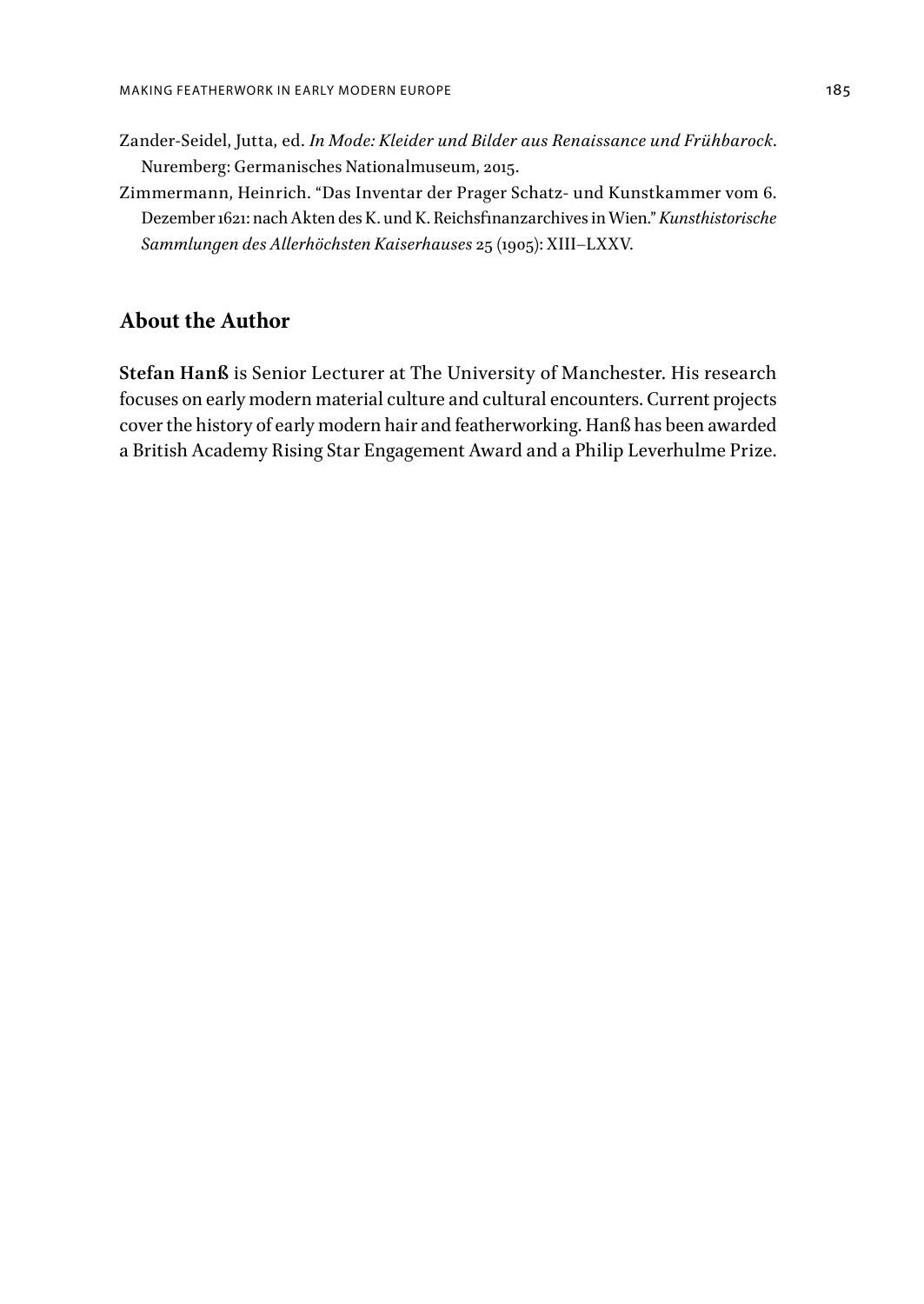Zander-Seidel, Jutta, ed. *In Mode: Kleider und Bilder aus Renaissance und Frühbarock*. Nuremberg: Germanisches Nationalmuseum, 2015.

Zimmermann, Heinrich. "Das Inventar der Prager Schatz- und Kunstkammer vom 6. Dezember 1621: nach Akten des K. und K. Reichsfinanzarchives in Wien." *Kunsthistorische Sammlungen des Allerhöchsten Kaiserhauses* 25 (1905): XIII–LXXV.

## About the Author

**Stefan Hanß** is Senior Lecturer at The University of Manchester. His research focuses on early modern material culture and cultural encounters. Current projects cover the history of early modern hair and featherworking. Hanß has been awarded a British Academy Rising Star Engagement Award and a Philip Leverhulme Prize.